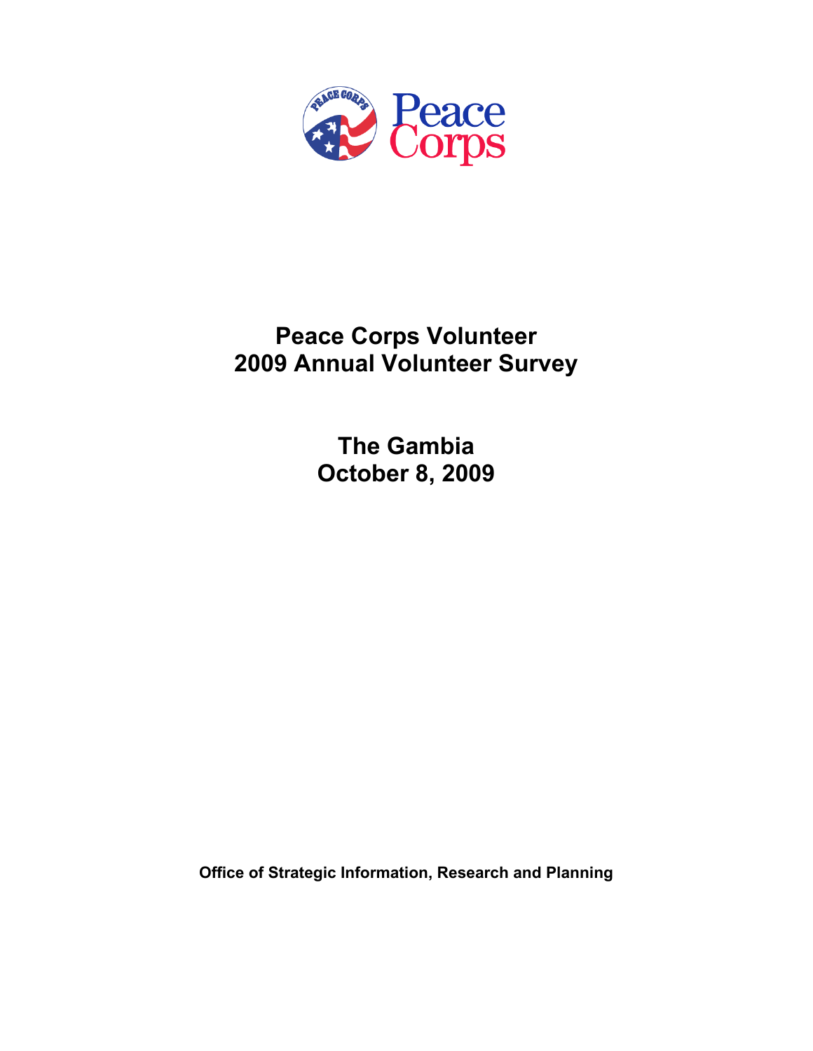Peace Corps

# Peace Corps Volunteer
# 2009 Annual Volunteer Survey

## The Gambia
## October 8, 2009

**Office of Strategic Information, Research and Planning**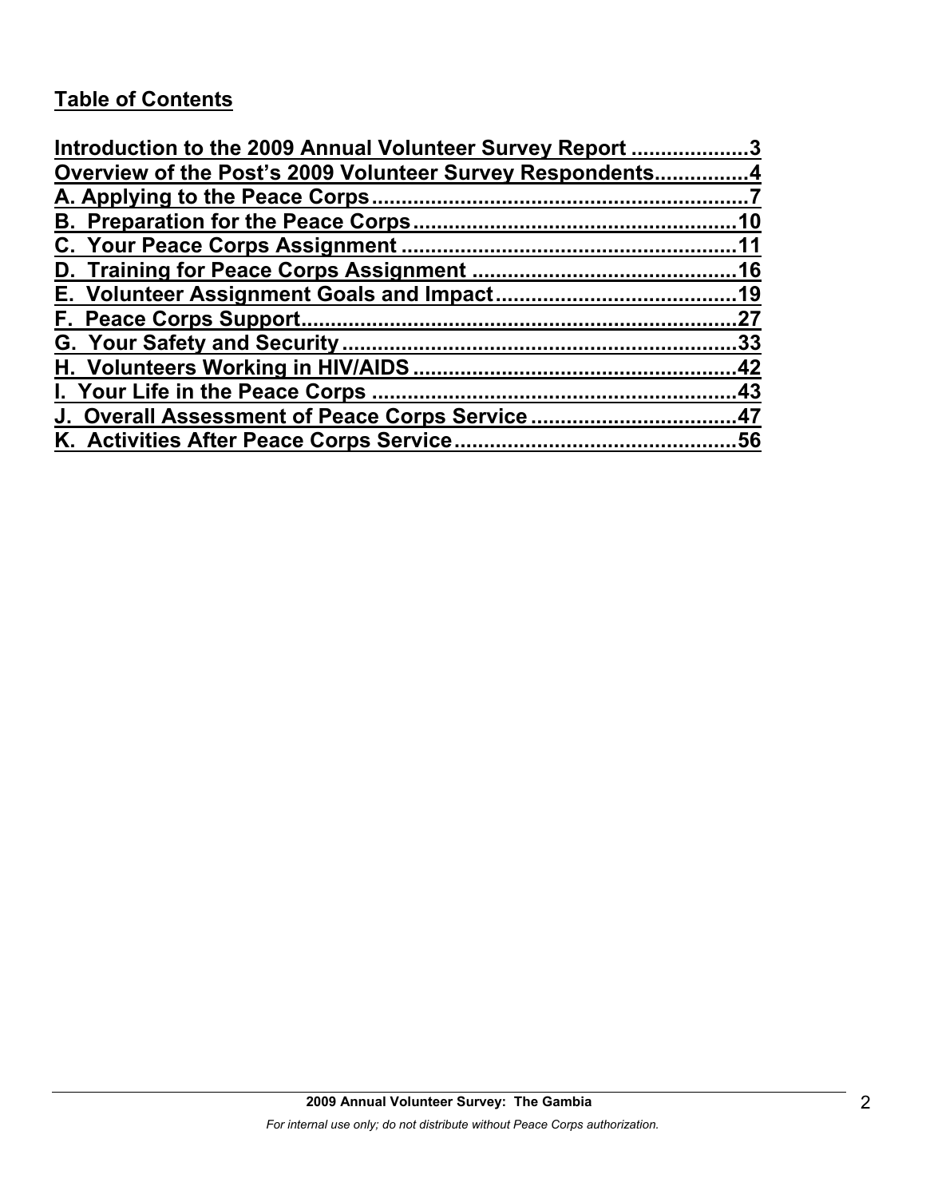## Table of Contents

Introduction to the 2009 Annual Volunteer Survey Report ....................3
Overview of the Post's 2009 Volunteer Survey Respondents................4
A. Applying to the Peace Corps..............................................................7
B. Preparation for the Peace Corps......................................................10
C. Your Peace Corps Assignment ........................................................11
D. Training for Peace Corps Assignment ............................................16
E. Volunteer Assignment Goals and Impact........................................19
F. Peace Corps Support.........................................................................27
G. Your Safety and Security..................................................................33
H. Volunteers Working in HIV/AIDS......................................................42
I. Your Life in the Peace Corps .............................................................43
J. Overall Assessment of Peace Corps Service ..................................47
K. Activities After Peace Corps Service...............................................56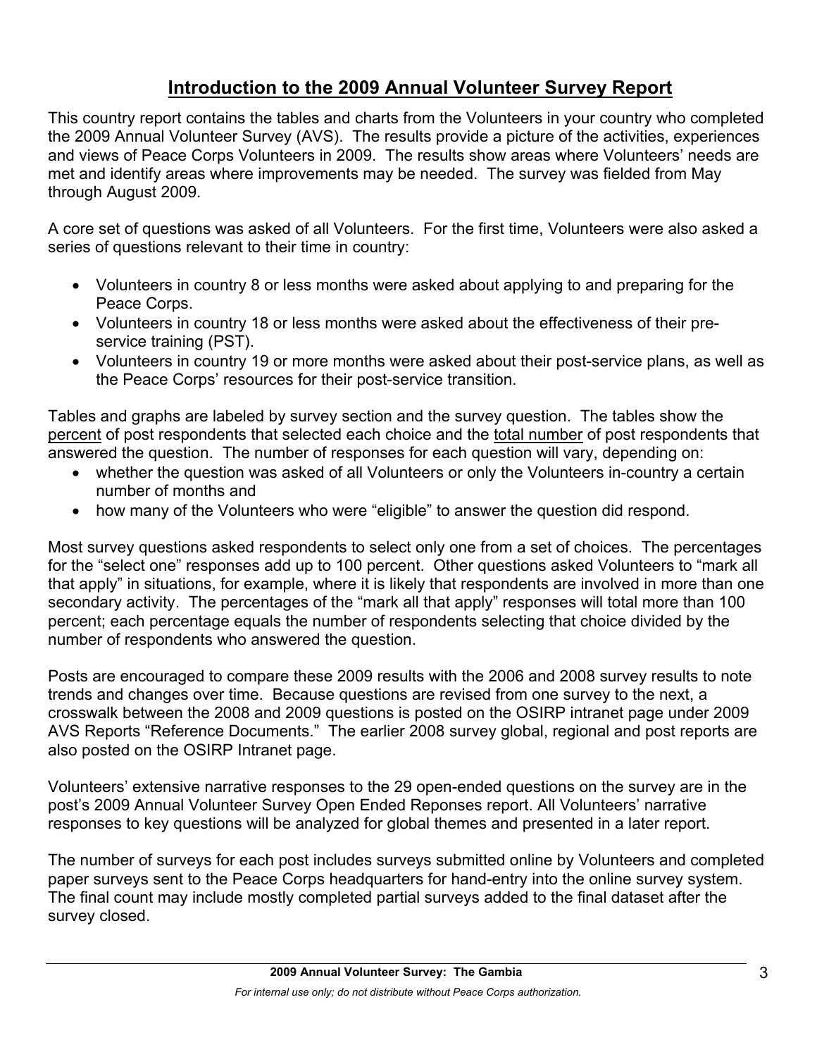## Introduction to the 2009 Annual Volunteer Survey Report

This country report contains the tables and charts from the Volunteers in your country who completed the 2009 Annual Volunteer Survey (AVS). The results provide a picture of the activities, experiences and views of Peace Corps Volunteers in 2009. The results show areas where Volunteers' needs are met and identify areas where improvements may be needed. The survey was fielded from May through August 2009.

A core set of questions was asked of all Volunteers. For the first time, Volunteers were also asked a series of questions relevant to their time in country:

- Volunteers in country 8 or less months were asked about applying to and preparing for the Peace Corps.
- Volunteers in country 18 or less months were asked about the effectiveness of their pre-service training (PST).
- Volunteers in country 19 or more months were asked about their post-service plans, as well as the Peace Corps' resources for their post-service transition.

Tables and graphs are labeled by survey section and the survey question. The tables show the percent of post respondents that selected each choice and the total number of post respondents that answered the question. The number of responses for each question will vary, depending on:

- whether the question was asked of all Volunteers or only the Volunteers in-country a certain number of months and
- how many of the Volunteers who were "eligible" to answer the question did respond.

Most survey questions asked respondents to select only one from a set of choices. The percentages for the "select one" responses add up to 100 percent. Other questions asked Volunteers to "mark all that apply" in situations, for example, where it is likely that respondents are involved in more than one secondary activity. The percentages of the "mark all that apply" responses will total more than 100 percent; each percentage equals the number of respondents selecting that choice divided by the number of respondents who answered the question.

Posts are encouraged to compare these 2009 results with the 2006 and 2008 survey results to note trends and changes over time. Because questions are revised from one survey to the next, a crosswalk between the 2008 and 2009 questions is posted on the OSIRP intranet page under 2009 AVS Reports "Reference Documents." The earlier 2008 survey global, regional and post reports are also posted on the OSIRP Intranet page.

Volunteers' extensive narrative responses to the 29 open-ended questions on the survey are in the post's 2009 Annual Volunteer Survey Open Ended Reponses report. All Volunteers' narrative responses to key questions will be analyzed for global themes and presented in a later report.

The number of surveys for each post includes surveys submitted online by Volunteers and completed paper surveys sent to the Peace Corps headquarters for hand-entry into the online survey system. The final count may include mostly completed partial surveys added to the final dataset after the survey closed.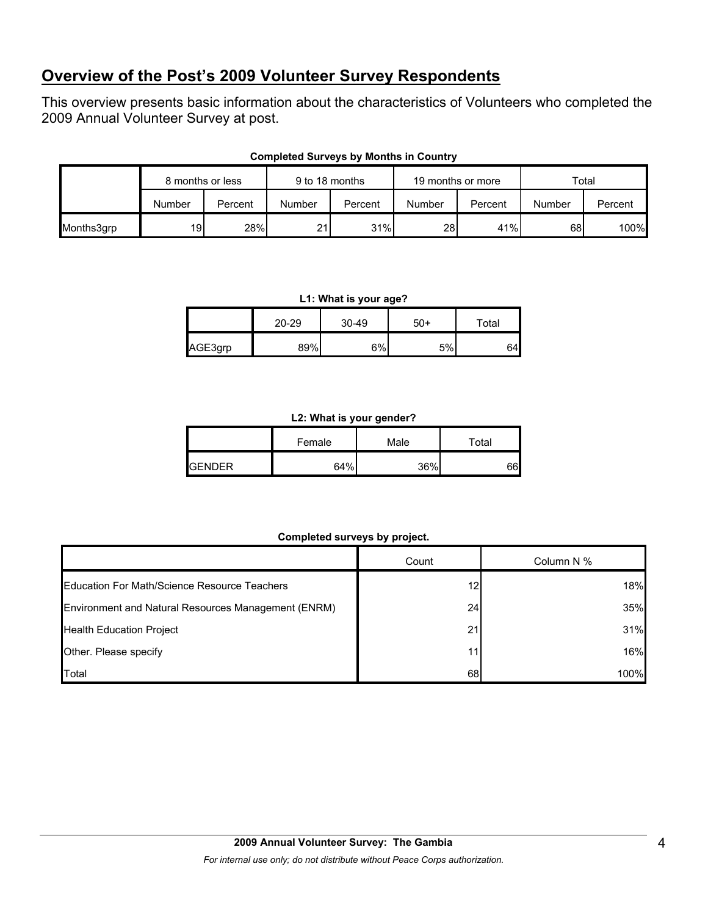## Overview of the Post's 2009 Volunteer Survey Respondents

This overview presents basic information about the characteristics of Volunteers who completed the 2009 Annual Volunteer Survey at post.

**Completed Surveys by Months in Country**

| | 8 months or less | | 9 to 18 months | | 19 months or more | | Total | |
|---|---|---|---|---|---|---|---|---|
| | Number | Percent | Number | Percent | Number | Percent | Number | Percent |
| Months3grp | 19 | 28% | 21 | 31% | 28 | 41% | 68 | 100% |

**L1: What is your age?**

| | 20-29 | 30-49 | 50+ | Total |
|---|---|---|---|---|
| AGE3grp | 89% | 6% | 5% | 64 |

**L2: What is your gender?**

| | Female | Male | Total |
|---|---|---|---|
| GENDER | 64% | 36% | 66 |

**Completed surveys by project.**

| | Count | Column N % |
|---|---|---|
| Education For Math/Science Resource Teachers | 12 | 18% |
| Environment and Natural Resources Management (ENRM) | 24 | 35% |
| Health Education Project | 21 | 31% |
| Other. Please specify | 11 | 16% |
| Total | 68 | 100% |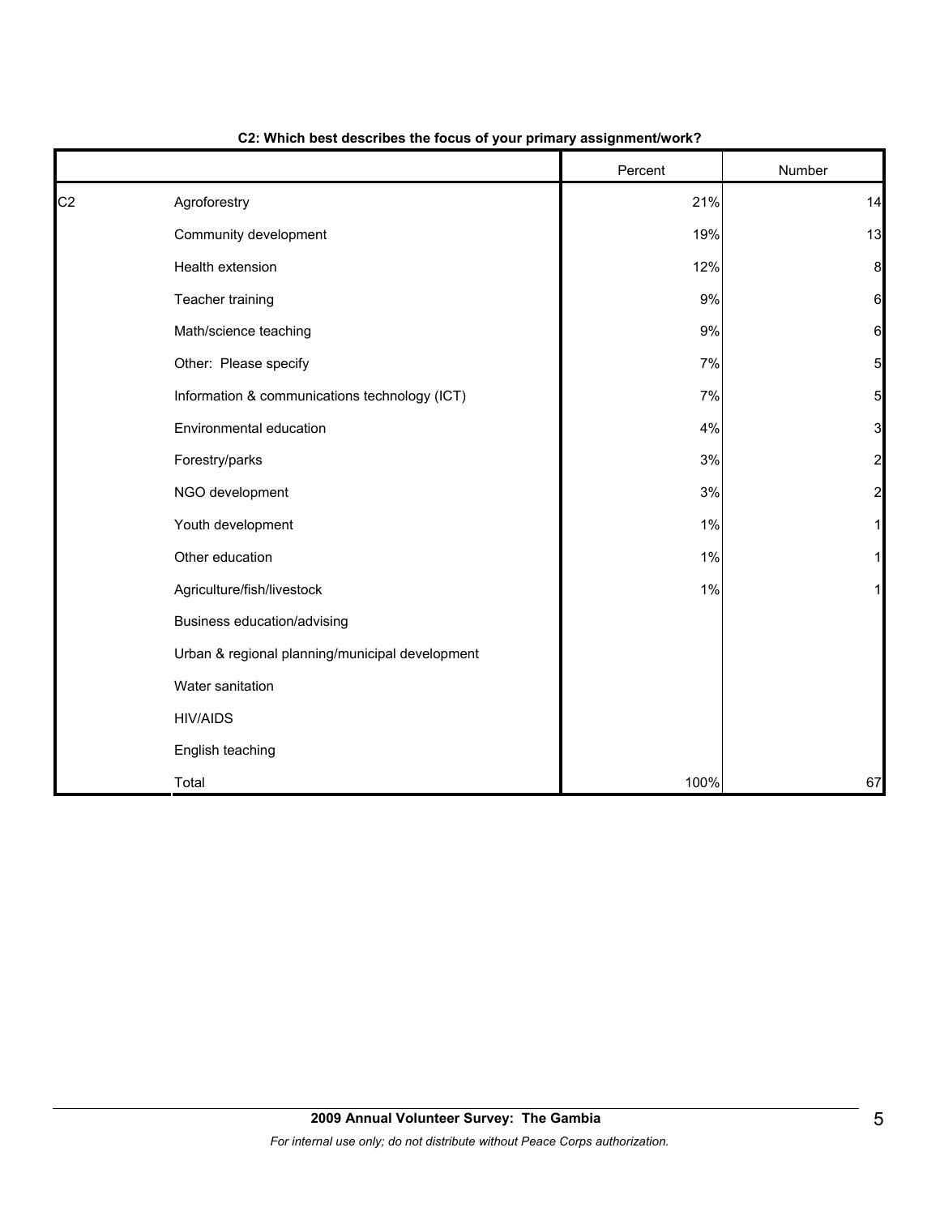**C2: Which best describes the focus of your primary assignment/work?**

| | | Percent | Number |
|---|---|---|---|
| C2 | Agroforestry | 21% | 14 |
| | Community development | 19% | 13 |
| | Health extension | 12% | 8 |
| | Teacher training | 9% | 6 |
| | Math/science teaching | 9% | 6 |
| | Other: Please specify | 7% | 5 |
| | Information & communications technology (ICT) | 7% | 5 |
| | Environmental education | 4% | 3 |
| | Forestry/parks | 3% | 2 |
| | NGO development | 3% | 2 |
| | Youth development | 1% | 1 |
| | Other education | 1% | 1 |
| | Agriculture/fish/livestock | 1% | 1 |
| | Business education/advising | | |
| | Urban & regional planning/municipal development | | |
| | Water sanitation | | |
| | HIV/AIDS | | |
| | English teaching | | |
| | Total | 100% | 67 |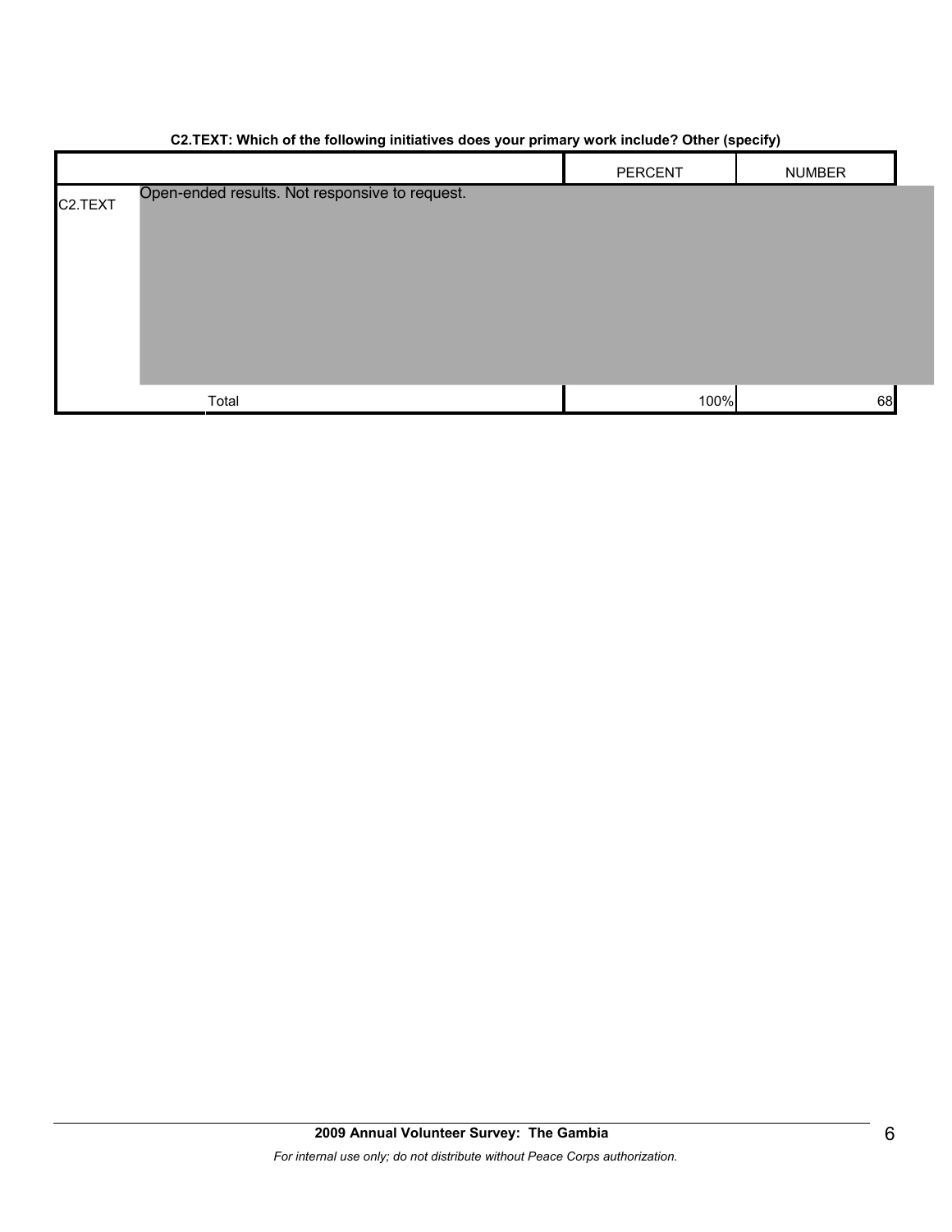**C2.TEXT: Which of the following initiatives does your primary work include? Other (specify)**

| | | PERCENT | NUMBER |
|---|---|---|---|
| C2.TEXT | Open-ended results. Not responsive to request. | | |
| | Total | 100% | 68 |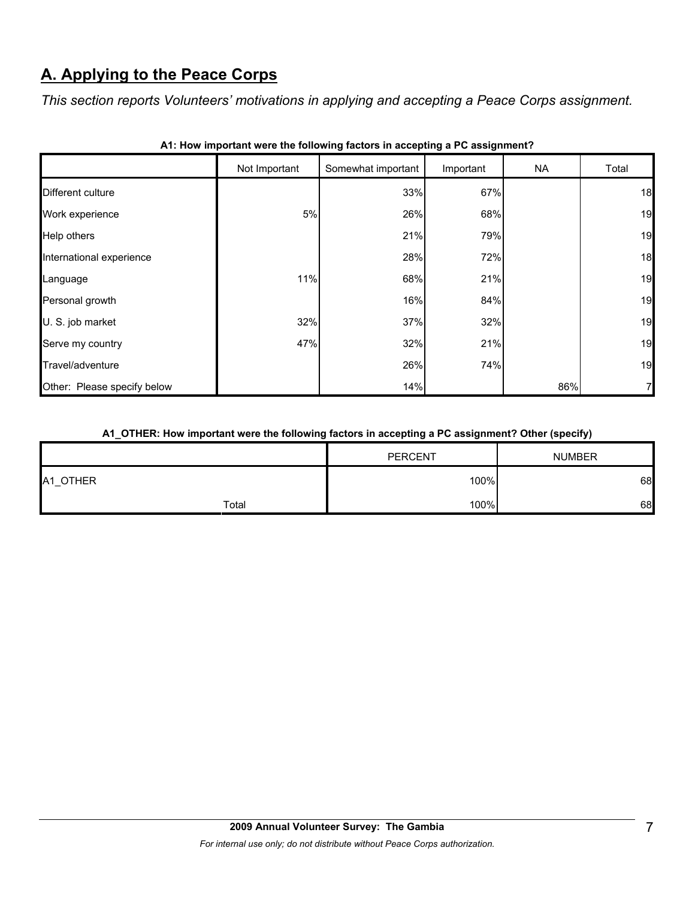## A. Applying to the Peace Corps

*This section reports Volunteers' motivations in applying and accepting a Peace Corps assignment.*

**A1: How important were the following factors in accepting a PC assignment?**

| | Not Important | Somewhat important | Important | NA | Total |
|---|---|---|---|---|---|
| Different culture | | 33% | 67% | | 18 |
| Work experience | 5% | 26% | 68% | | 19 |
| Help others | | 21% | 79% | | 19 |
| International experience | | 28% | 72% | | 18 |
| Language | 11% | 68% | 21% | | 19 |
| Personal growth | | 16% | 84% | | 19 |
| U. S. job market | 32% | 37% | 32% | | 19 |
| Serve my country | 47% | 32% | 21% | | 19 |
| Travel/adventure | | 26% | 74% | | 19 |
| Other: Please specify below | | 14% | | 86% | 7 |

**A1_OTHER: How important were the following factors in accepting a PC assignment? Other (specify)**

| | PERCENT | NUMBER |
|---|---|---|
| A1_OTHER | 100% | 68 |
| Total | 100% | 68 |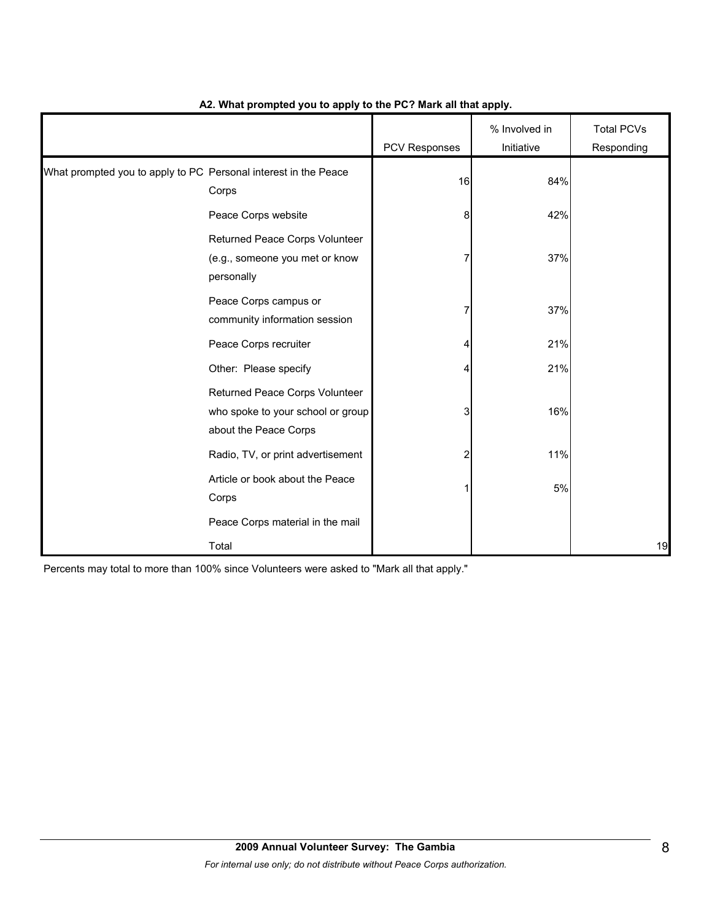**A2. What prompted you to apply to the PC? Mark all that apply.**

| | | PCV Responses | % Involved in Initiative | Total PCVs Responding |
|---|---|---|---|---|
| What prompted you to apply to PC | Personal interest in the Peace Corps | 16 | 84% | |
| | Peace Corps website | 8 | 42% | |
| | Returned Peace Corps Volunteer (e.g., someone you met or know personally | 7 | 37% | |
| | Peace Corps campus or community information session | 7 | 37% | |
| | Peace Corps recruiter | 4 | 21% | |
| | Other: Please specify | 4 | 21% | |
| | Returned Peace Corps Volunteer who spoke to your school or group about the Peace Corps | 3 | 16% | |
| | Radio, TV, or print advertisement | 2 | 11% | |
| | Article or book about the Peace Corps | 1 | 5% | |
| | Peace Corps material in the mail | | | |
| | Total | | | 19 |

Percents may total to more than 100% since Volunteers were asked to "Mark all that apply."

**2009 Annual Volunteer Survey: The Gambia**

*For internal use only; do not distribute without Peace Corps authorization.*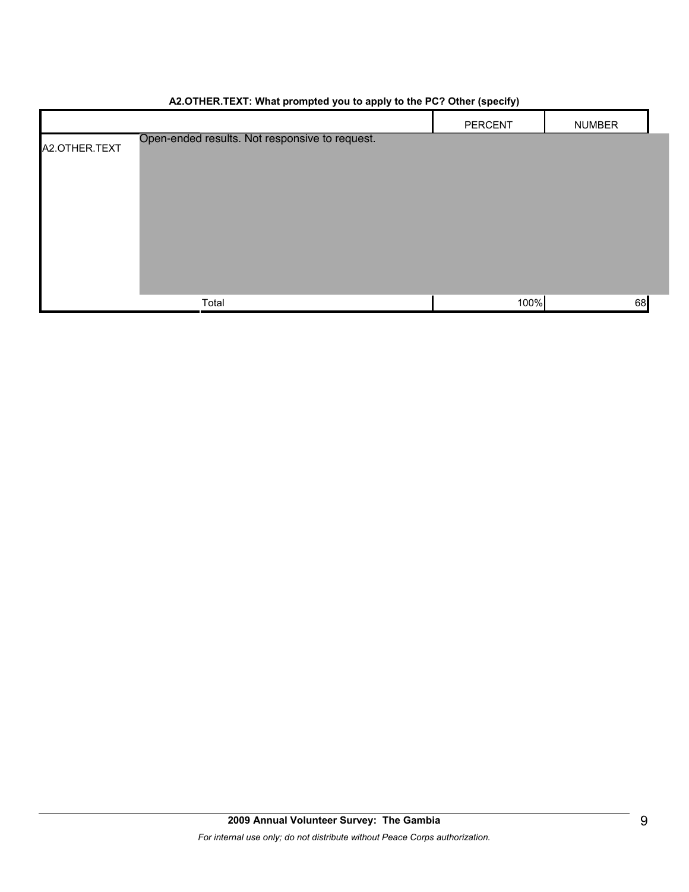**A2.OTHER.TEXT: What prompted you to apply to the PC? Other (specify)**

| | | PERCENT | NUMBER |
|---|---|---|---|
| A2.OTHER.TEXT | Open-ended results. Not responsive to request. | | |
| | Total | 100% | 68 |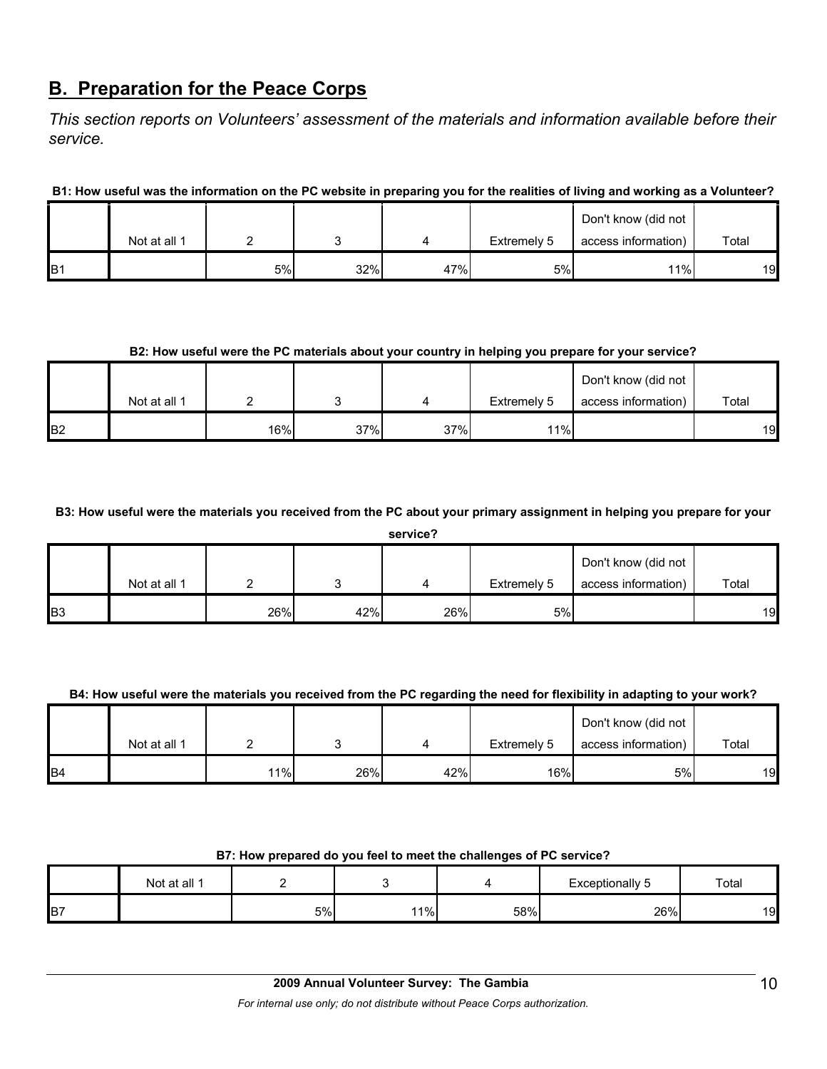## B. Preparation for the Peace Corps

*This section reports on Volunteers' assessment of the materials and information available before their service.*

**B1: How useful was the information on the PC website in preparing you for the realities of living and working as a Volunteer?**

| | Not at all 1 | 2 | 3 | 4 | Extremely 5 | Don't know (did not access information) | Total |
|---|---|---|---|---|---|---|---|
| B1 | | 5% | 32% | 47% | 5% | 11% | 19 |

**B2: How useful were the PC materials about your country in helping you prepare for your service?**

| | Not at all 1 | 2 | 3 | 4 | Extremely 5 | Don't know (did not access information) | Total |
|---|---|---|---|---|---|---|---|
| B2 | | 16% | 37% | 37% | 11% | | 19 |

**B3: How useful were the materials you received from the PC about your primary assignment in helping you prepare for your service?**

| | Not at all 1 | 2 | 3 | 4 | Extremely 5 | Don't know (did not access information) | Total |
|---|---|---|---|---|---|---|---|
| B3 | | 26% | 42% | 26% | 5% | | 19 |

**B4: How useful were the materials you received from the PC regarding the need for flexibility in adapting to your work?**

| | Not at all 1 | 2 | 3 | 4 | Extremely 5 | Don't know (did not access information) | Total |
|---|---|---|---|---|---|---|---|
| B4 | | 11% | 26% | 42% | 16% | 5% | 19 |

**B7: How prepared do you feel to meet the challenges of PC service?**

| | Not at all 1 | 2 | 3 | 4 | Exceptionally 5 | Total |
|---|---|---|---|---|---|---|
| B7 | | 5% | 11% | 58% | 26% | 19 |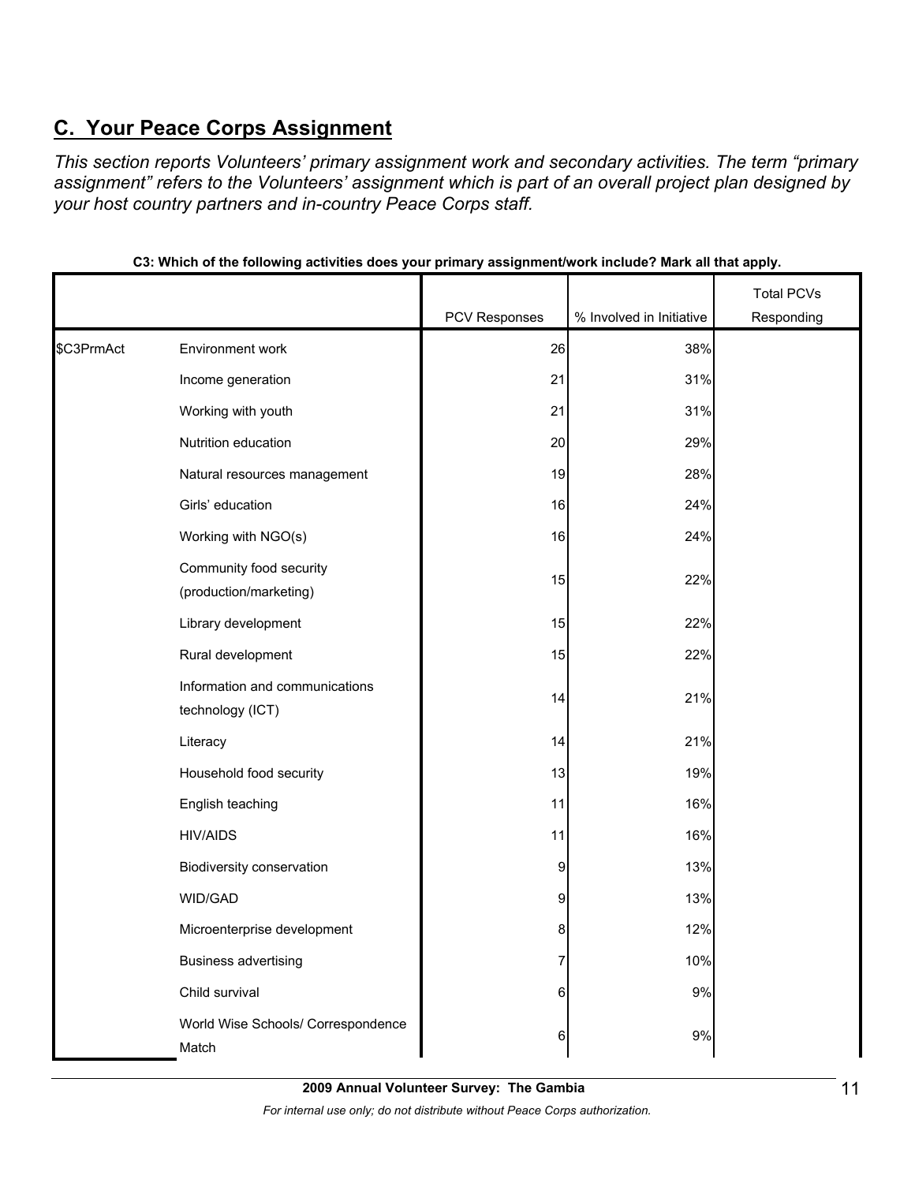## C. Your Peace Corps Assignment

*This section reports Volunteers' primary assignment work and secondary activities. The term "primary assignment" refers to the Volunteers' assignment which is part of an overall project plan designed by your host country partners and in-country Peace Corps staff.*

**C3: Which of the following activities does your primary assignment/work include? Mark all that apply.**

| | | PCV Responses | % Involved in Initiative | Total PCVs Responding |
|---|---|---|---|---|
| $C3PrmAct | Environment work | 26 | 38% | |
| | Income generation | 21 | 31% | |
| | Working with youth | 21 | 31% | |
| | Nutrition education | 20 | 29% | |
| | Natural resources management | 19 | 28% | |
| | Girls' education | 16 | 24% | |
| | Working with NGO(s) | 16 | 24% | |
| | Community food security (production/marketing) | 15 | 22% | |
| | Library development | 15 | 22% | |
| | Rural development | 15 | 22% | |
| | Information and communications technology (ICT) | 14 | 21% | |
| | Literacy | 14 | 21% | |
| | Household food security | 13 | 19% | |
| | English teaching | 11 | 16% | |
| | HIV/AIDS | 11 | 16% | |
| | Biodiversity conservation | 9 | 13% | |
| | WID/GAD | 9 | 13% | |
| | Microenterprise development | 8 | 12% | |
| | Business advertising | 7 | 10% | |
| | Child survival | 6 | 9% | |
| | World Wise Schools/ Correspondence Match | 6 | 9% | |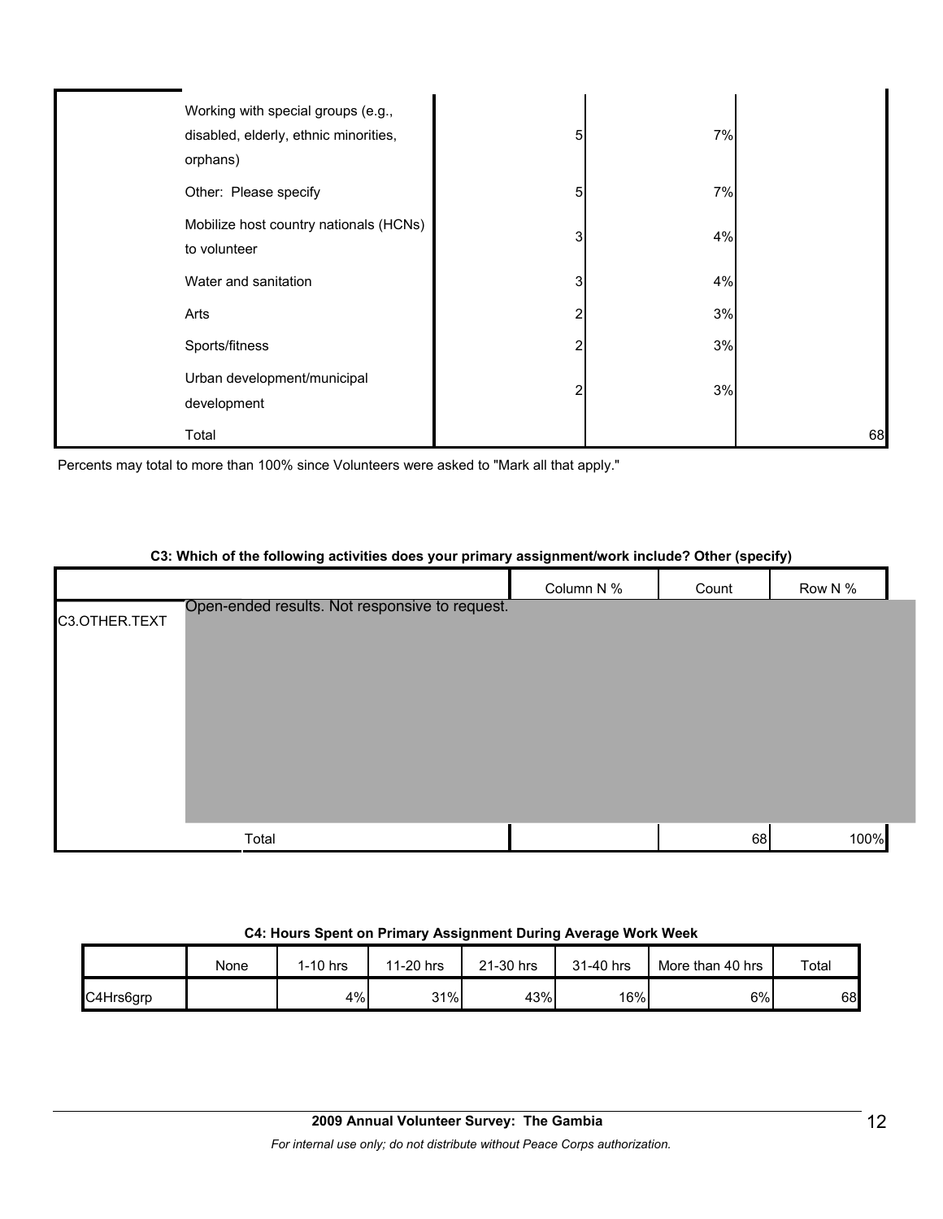| | | | | |
|---|---|---|---|---|
| | Working with special groups (e.g., disabled, elderly, ethnic minorities, orphans) | 5 | 7% | |
| | Other: Please specify | 5 | 7% | |
| | Mobilize host country nationals (HCNs) to volunteer | 3 | 4% | |
| | Water and sanitation | 3 | 4% | |
| | Arts | 2 | 3% | |
| | Sports/fitness | 2 | 3% | |
| | Urban development/municipal development | 2 | 3% | |
| | Total | | | 68 |

Percents may total to more than 100% since Volunteers were asked to "Mark all that apply."

**C3: Which of the following activities does your primary assignment/work include? Other (specify)**

| | | Column N % | Count | Row N % |
|---|---|---|---|---|
| C3.OTHER.TEXT | Open-ended results. Not responsive to request. | | | |
| | Total | | 68 | 100% |

**C4: Hours Spent on Primary Assignment During Average Work Week**

| | None | 1-10 hrs | 11-20 hrs | 21-30 hrs | 31-40 hrs | More than 40 hrs | Total |
|---|---|---|---|---|---|---|---|
| C4Hrs6grp | | 4% | 31% | 43% | 16% | 6% | 68 |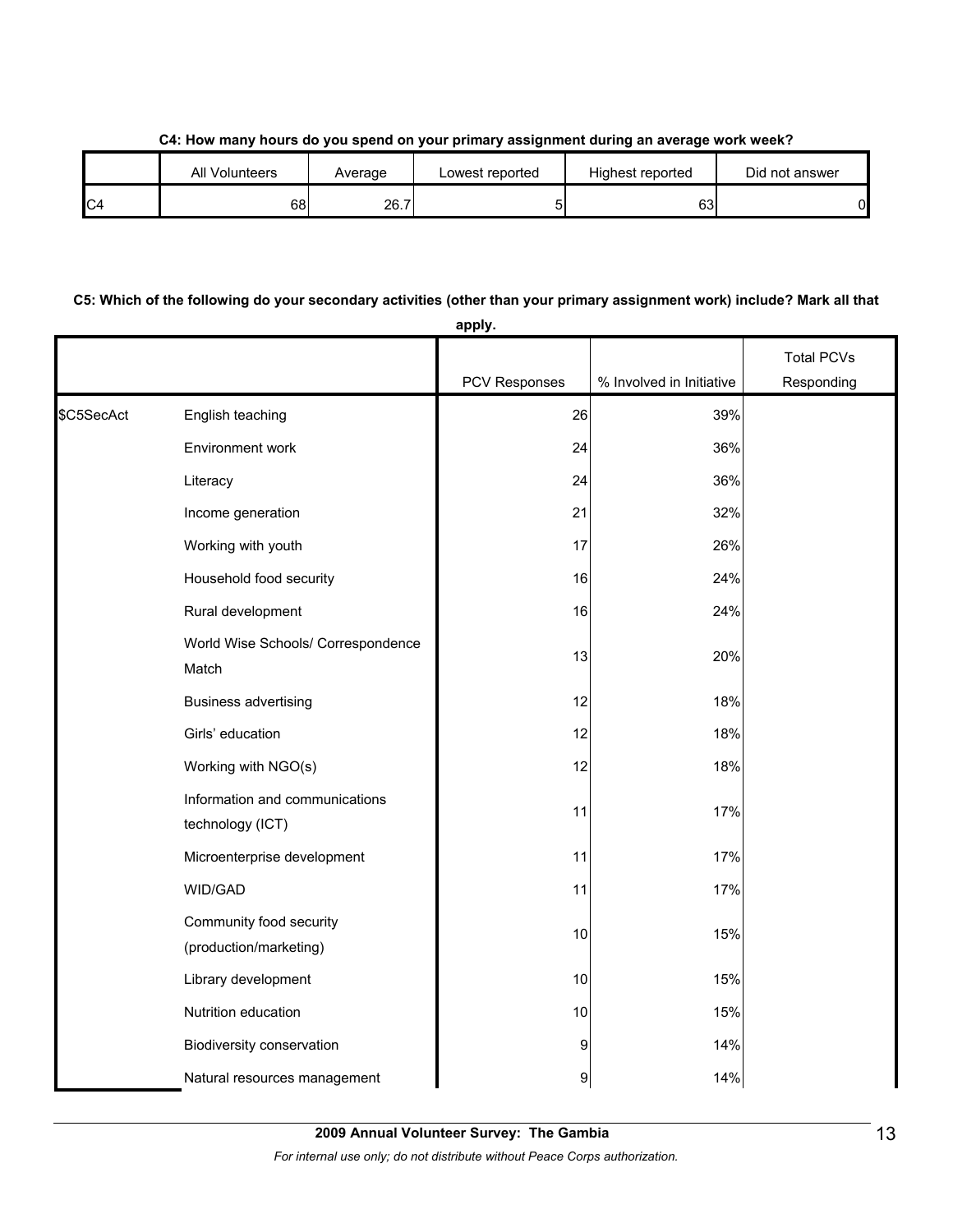**C4: How many hours do you spend on your primary assignment during an average work week?**

| | All Volunteers | Average | Lowest reported | Highest reported | Did not answer |
|---|---|---|---|---|---|
| C4 | 68 | 26.7 | 5 | 63 | 0 |

**C5: Which of the following do your secondary activities (other than your primary assignment work) include? Mark all that apply.**

| | | PCV Responses | % Involved in Initiative | Total PCVs Responding |
|---|---|---|---|---|
| $C5SecAct | English teaching | 26 | 39% | |
| | Environment work | 24 | 36% | |
| | Literacy | 24 | 36% | |
| | Income generation | 21 | 32% | |
| | Working with youth | 17 | 26% | |
| | Household food security | 16 | 24% | |
| | Rural development | 16 | 24% | |
| | World Wise Schools/ Correspondence Match | 13 | 20% | |
| | Business advertising | 12 | 18% | |
| | Girls' education | 12 | 18% | |
| | Working with NGO(s) | 12 | 18% | |
| | Information and communications technology (ICT) | 11 | 17% | |
| | Microenterprise development | 11 | 17% | |
| | WID/GAD | 11 | 17% | |
| | Community food security (production/marketing) | 10 | 15% | |
| | Library development | 10 | 15% | |
| | Nutrition education | 10 | 15% | |
| | Biodiversity conservation | 9 | 14% | |
| | Natural resources management | 9 | 14% | |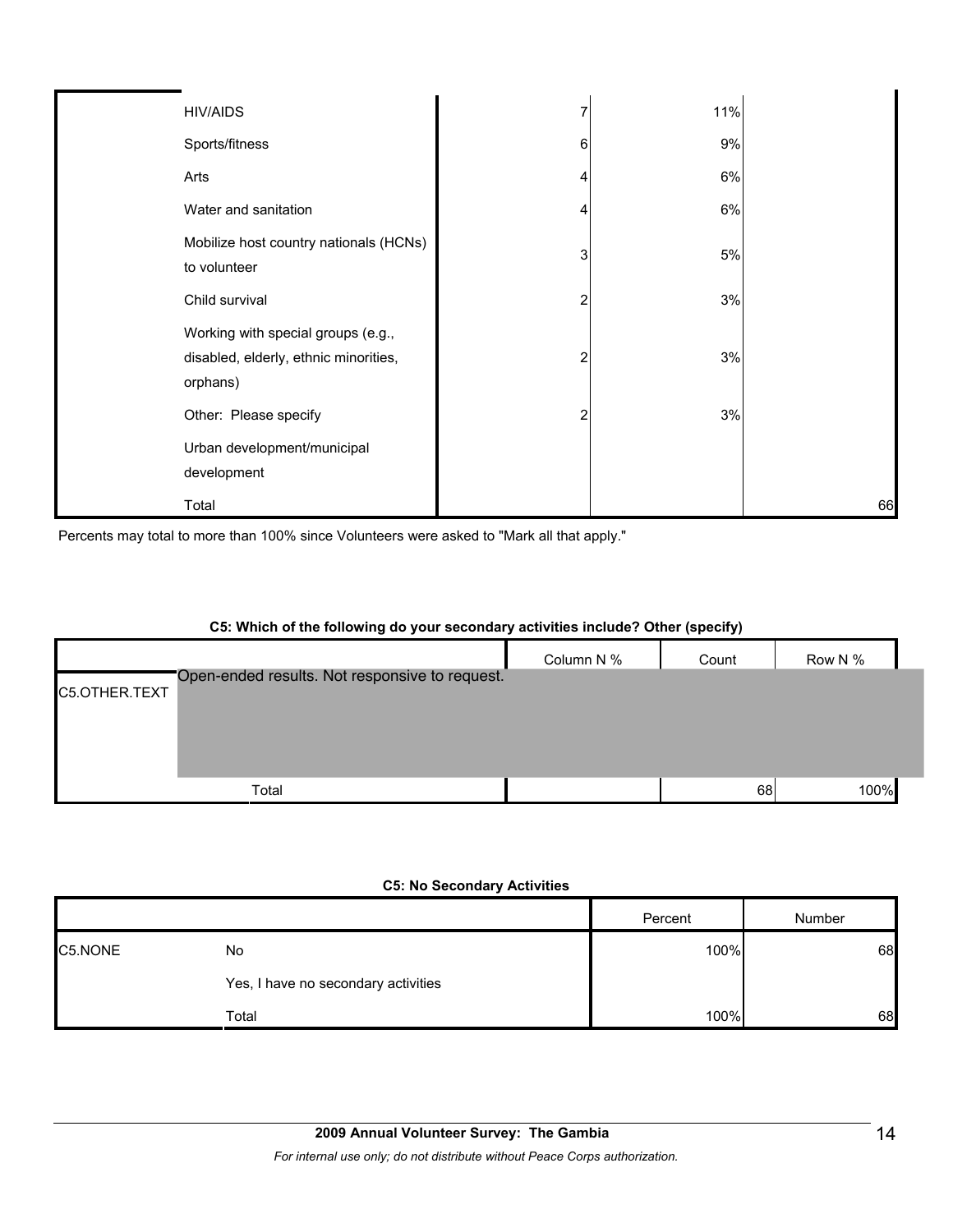| | | | | |
|---|---|---|---|---|
| | HIV/AIDS | 7 | 11% | |
| | Sports/fitness | 6 | 9% | |
| | Arts | 4 | 6% | |
| | Water and sanitation | 4 | 6% | |
| | Mobilize host country nationals (HCNs) to volunteer | 3 | 5% | |
| | Child survival | 2 | 3% | |
| | Working with special groups (e.g., disabled, elderly, ethnic minorities, orphans) | 2 | 3% | |
| | Other: Please specify | 2 | 3% | |
| | Urban development/municipal development | | | |
| | Total | | | 66 |

Percents may total to more than 100% since Volunteers were asked to "Mark all that apply."

**C5: Which of the following do your secondary activities include? Other (specify)**

| | | Column N % | Count | Row N % |
|---|---|---|---|---|
| C5.OTHER.TEXT | Open-ended results. Not responsive to request. | | | |
| | Total | | 68 | 100% |

**C5: No Secondary Activities**

| | | Percent | Number |
|---|---|---|---|
| C5.NONE | No | 100% | 68 |
| | Yes, I have no secondary activities | | |
| | Total | 100% | 68 |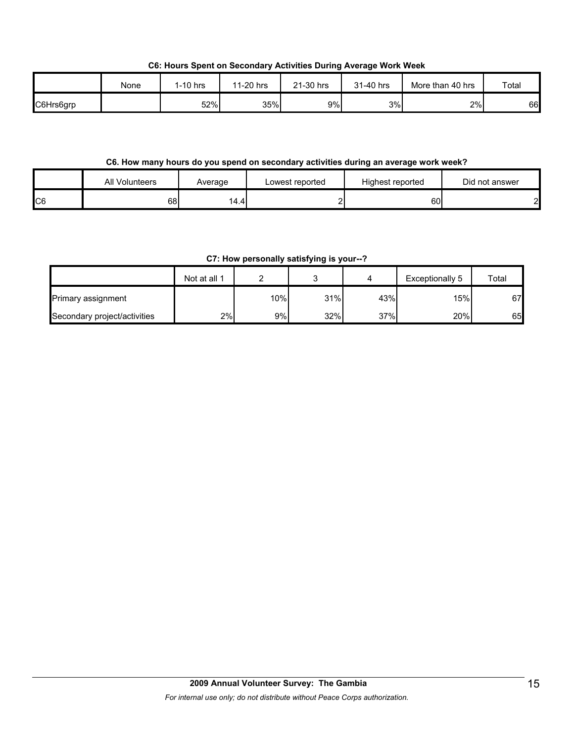**C6: Hours Spent on Secondary Activities During Average Work Week**

| | None | 1-10 hrs | 11-20 hrs | 21-30 hrs | 31-40 hrs | More than 40 hrs | Total |
|---|---|---|---|---|---|---|---|
| C6Hrs6grp | | 52% | 35% | 9% | 3% | 2% | 66 |

**C6. How many hours do you spend on secondary activities during an average work week?**

| | All Volunteers | Average | Lowest reported | Highest reported | Did not answer |
|---|---|---|---|---|---|
| C6 | 68 | 14.4 | 2 | 60 | 2 |

**C7: How personally satisfying is your--?**

| | Not at all 1 | 2 | 3 | 4 | Exceptionally 5 | Total |
|---|---|---|---|---|---|---|
| Primary assignment | | 10% | 31% | 43% | 15% | 67 |
| Secondary project/activities | 2% | 9% | 32% | 37% | 20% | 65 |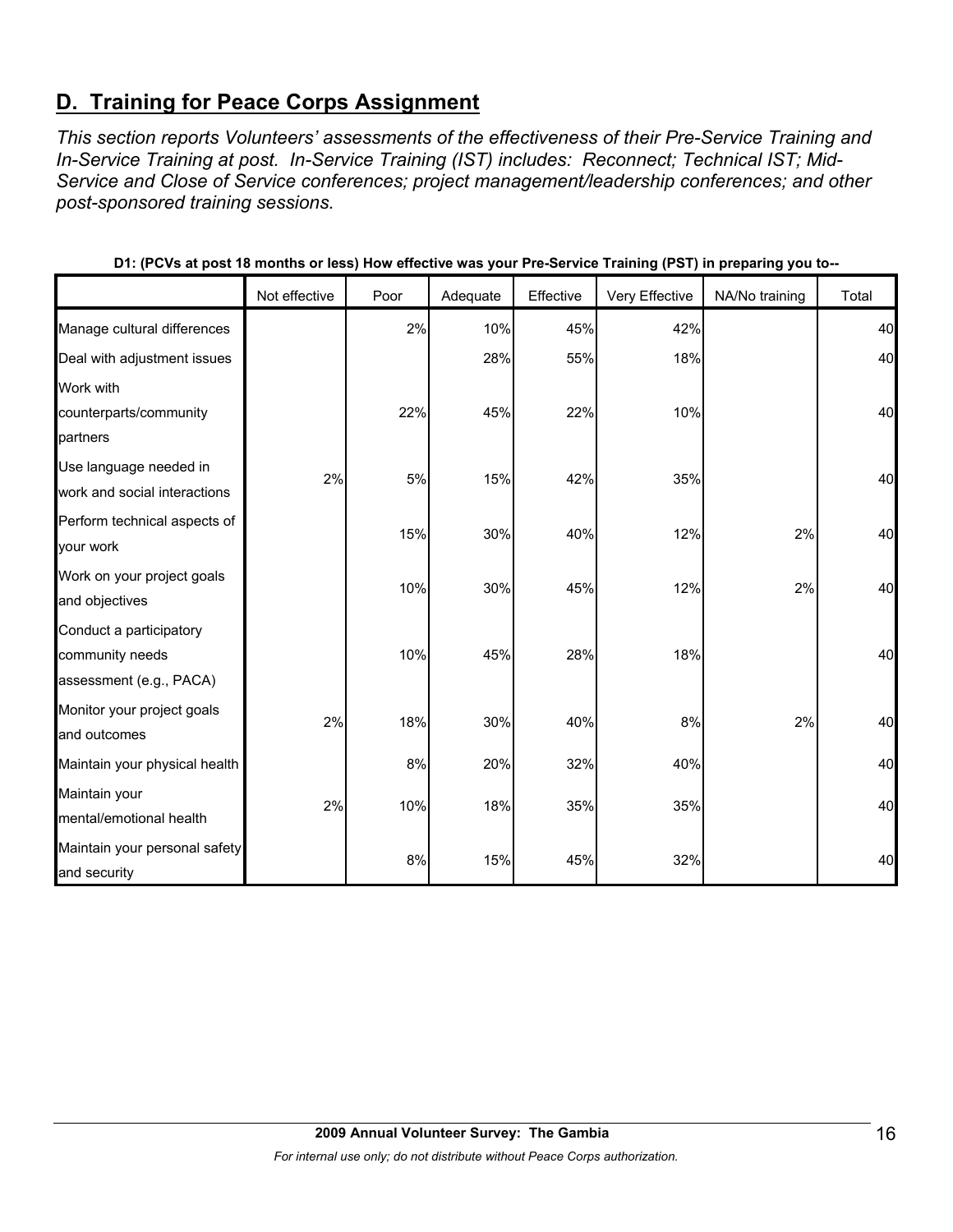## D. Training for Peace Corps Assignment

*This section reports Volunteers' assessments of the effectiveness of their Pre-Service Training and In-Service Training at post. In-Service Training (IST) includes: Reconnect; Technical IST; Mid-Service and Close of Service conferences; project management/leadership conferences; and other post-sponsored training sessions.*

**D1: (PCVs at post 18 months or less) How effective was your Pre-Service Training (PST) in preparing you to--**

| | Not effective | Poor | Adequate | Effective | Very Effective | NA/No training | Total |
|---|---|---|---|---|---|---|---|
| Manage cultural differences | | 2% | 10% | 45% | 42% | | 40 |
| Deal with adjustment issues | | | 28% | 55% | 18% | | 40 |
| Work with counterparts/community partners | | 22% | 45% | 22% | 10% | | 40 |
| Use language needed in work and social interactions | 2% | 5% | 15% | 42% | 35% | | 40 |
| Perform technical aspects of your work | | 15% | 30% | 40% | 12% | 2% | 40 |
| Work on your project goals and objectives | | 10% | 30% | 45% | 12% | 2% | 40 |
| Conduct a participatory community needs assessment (e.g., PACA) | | 10% | 45% | 28% | 18% | | 40 |
| Monitor your project goals and outcomes | 2% | 18% | 30% | 40% | 8% | 2% | 40 |
| Maintain your physical health | | 8% | 20% | 32% | 40% | | 40 |
| Maintain your mental/emotional health | 2% | 10% | 18% | 35% | 35% | | 40 |
| Maintain your personal safety and security | | 8% | 15% | 45% | 32% | | 40 |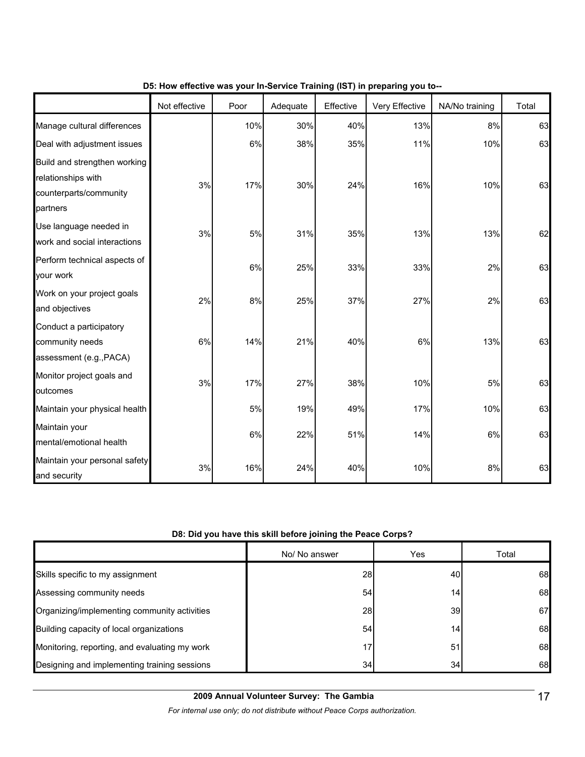**D5: How effective was your In-Service Training (IST) in preparing you to--**

| | Not effective | Poor | Adequate | Effective | Very Effective | NA/No training | Total |
|---|---|---|---|---|---|---|---|
| Manage cultural differences | | 10% | 30% | 40% | 13% | 8% | 63 |
| Deal with adjustment issues | | 6% | 38% | 35% | 11% | 10% | 63 |
| Build and strengthen working relationships with counterparts/community partners | 3% | 17% | 30% | 24% | 16% | 10% | 63 |
| Use language needed in work and social interactions | 3% | 5% | 31% | 35% | 13% | 13% | 62 |
| Perform technical aspects of your work | | 6% | 25% | 33% | 33% | 2% | 63 |
| Work on your project goals and objectives | 2% | 8% | 25% | 37% | 27% | 2% | 63 |
| Conduct a participatory community needs assessment (e.g.,PACA) | 6% | 14% | 21% | 40% | 6% | 13% | 63 |
| Monitor project goals and outcomes | 3% | 17% | 27% | 38% | 10% | 5% | 63 |
| Maintain your physical health | | 5% | 19% | 49% | 17% | 10% | 63 |
| Maintain your mental/emotional health | | 6% | 22% | 51% | 14% | 6% | 63 |
| Maintain your personal safety and security | 3% | 16% | 24% | 40% | 10% | 8% | 63 |

**D8: Did you have this skill before joining the Peace Corps?**

| | No/ No answer | Yes | Total |
|---|---|---|---|
| Skills specific to my assignment | 28 | 40 | 68 |
| Assessing community needs | 54 | 14 | 68 |
| Organizing/implementing community activities | 28 | 39 | 67 |
| Building capacity of local organizations | 54 | 14 | 68 |
| Monitoring, reporting, and evaluating my work | 17 | 51 | 68 |
| Designing and implementing training sessions | 34 | 34 | 68 |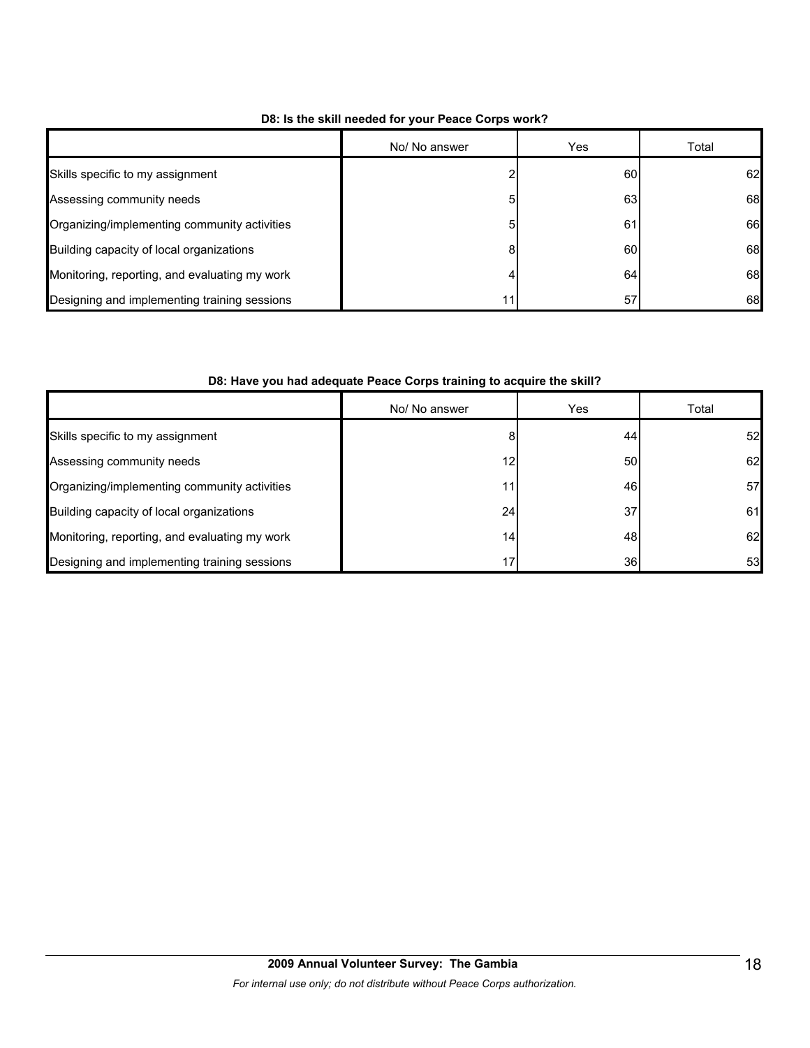**D8: Is the skill needed for your Peace Corps work?**

| | No/ No answer | Yes | Total |
|---|---|---|---|
| Skills specific to my assignment | 2 | 60 | 62 |
| Assessing community needs | 5 | 63 | 68 |
| Organizing/implementing community activities | 5 | 61 | 66 |
| Building capacity of local organizations | 8 | 60 | 68 |
| Monitoring, reporting, and evaluating my work | 4 | 64 | 68 |
| Designing and implementing training sessions | 11 | 57 | 68 |

**D8: Have you had adequate Peace Corps training to acquire the skill?**

| | No/ No answer | Yes | Total |
|---|---|---|---|
| Skills specific to my assignment | 8 | 44 | 52 |
| Assessing community needs | 12 | 50 | 62 |
| Organizing/implementing community activities | 11 | 46 | 57 |
| Building capacity of local organizations | 24 | 37 | 61 |
| Monitoring, reporting, and evaluating my work | 14 | 48 | 62 |
| Designing and implementing training sessions | 17 | 36 | 53 |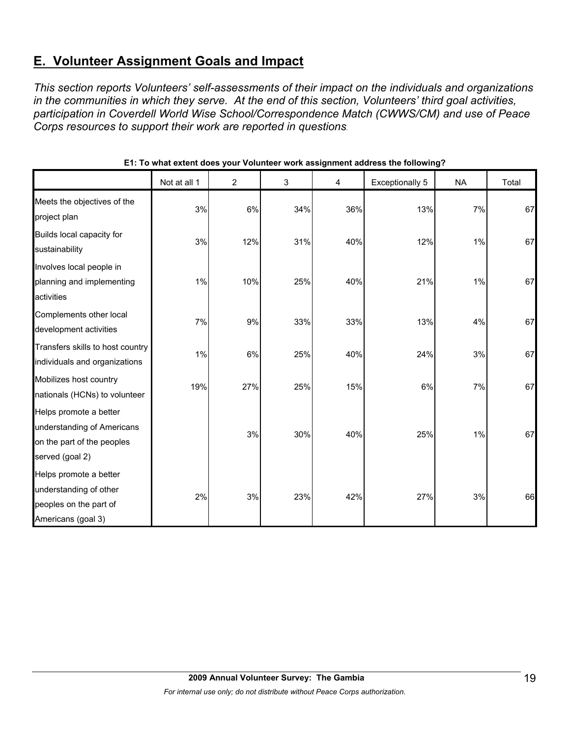## E. Volunteer Assignment Goals and Impact

*This section reports Volunteers' self-assessments of their impact on the individuals and organizations in the communities in which they serve. At the end of this section, Volunteers' third goal activities, participation in Coverdell World Wise School/Correspondence Match (CWWS/CM) and use of Peace Corps resources to support their work are reported in questions.*

**E1: To what extent does your Volunteer work assignment address the following?**

| | Not at all 1 | 2 | 3 | 4 | Exceptionally 5 | NA | Total |
|---|---|---|---|---|---|---|---|
| Meets the objectives of the project plan | 3% | 6% | 34% | 36% | 13% | 7% | 67 |
| Builds local capacity for sustainability | 3% | 12% | 31% | 40% | 12% | 1% | 67 |
| Involves local people in planning and implementing activities | 1% | 10% | 25% | 40% | 21% | 1% | 67 |
| Complements other local development activities | 7% | 9% | 33% | 33% | 13% | 4% | 67 |
| Transfers skills to host country individuals and organizations | 1% | 6% | 25% | 40% | 24% | 3% | 67 |
| Mobilizes host country nationals (HCNs) to volunteer | 19% | 27% | 25% | 15% | 6% | 7% | 67 |
| Helps promote a better understanding of Americans on the part of the peoples served (goal 2) | | 3% | 30% | 40% | 25% | 1% | 67 |
| Helps promote a better understanding of other peoples on the part of Americans (goal 3) | 2% | 3% | 23% | 42% | 27% | 3% | 66 |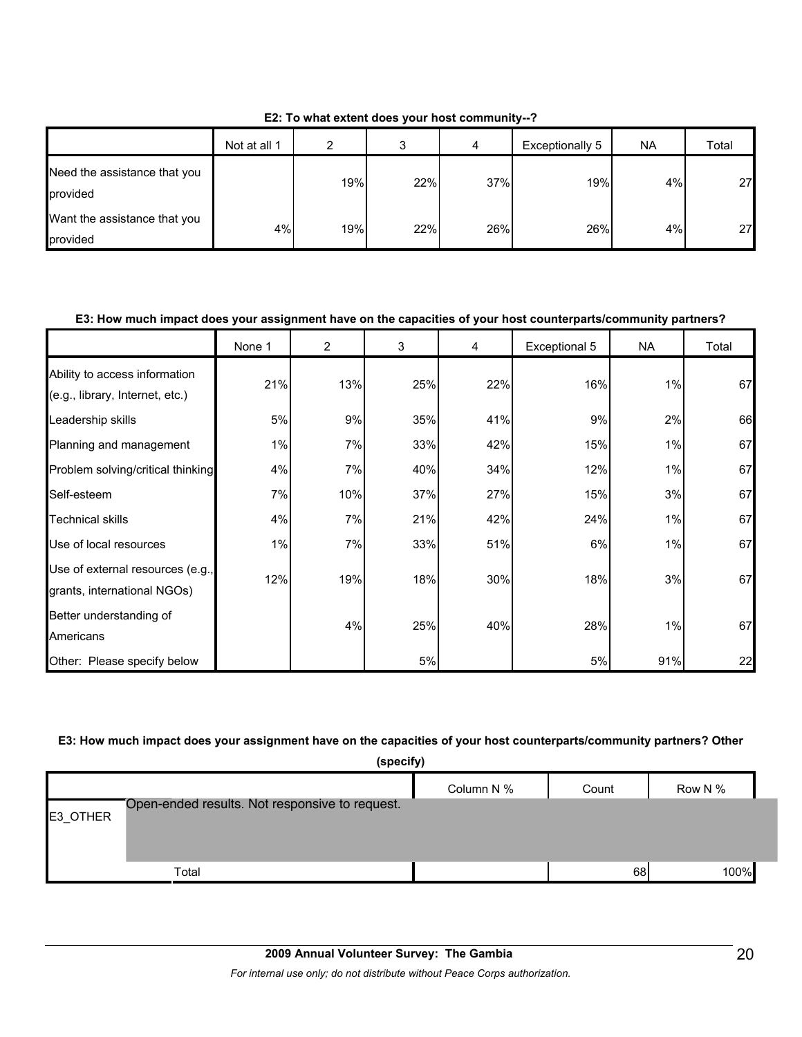**E2: To what extent does your host community--?**

| | Not at all 1 | 2 | 3 | 4 | Exceptionally 5 | NA | Total |
|---|---|---|---|---|---|---|---|
| Need the assistance that you provided | | 19% | 22% | 37% | 19% | 4% | 27 |
| Want the assistance that you provided | 4% | 19% | 22% | 26% | 26% | 4% | 27 |

**E3: How much impact does your assignment have on the capacities of your host counterparts/community partners?**

| | None 1 | 2 | 3 | 4 | Exceptional 5 | NA | Total |
|---|---|---|---|---|---|---|---|
| Ability to access information (e.g., library, Internet, etc.) | 21% | 13% | 25% | 22% | 16% | 1% | 67 |
| Leadership skills | 5% | 9% | 35% | 41% | 9% | 2% | 66 |
| Planning and management | 1% | 7% | 33% | 42% | 15% | 1% | 67 |
| Problem solving/critical thinking | 4% | 7% | 40% | 34% | 12% | 1% | 67 |
| Self-esteem | 7% | 10% | 37% | 27% | 15% | 3% | 67 |
| Technical skills | 4% | 7% | 21% | 42% | 24% | 1% | 67 |
| Use of local resources | 1% | 7% | 33% | 51% | 6% | 1% | 67 |
| Use of external resources (e.g., grants, international NGOs) | 12% | 19% | 18% | 30% | 18% | 3% | 67 |
| Better understanding of Americans | | 4% | 25% | 40% | 28% | 1% | 67 |
| Other: Please specify below | | | 5% | | 5% | 91% | 22 |

**E3: How much impact does your assignment have on the capacities of your host counterparts/community partners? Other (specify)**

| | | Column N % | Count | Row N % |
|---|---|---|---|---|
| E3_OTHER | Open-ended results. Not responsive to request. | | | |
| | Total | | 68 | 100% |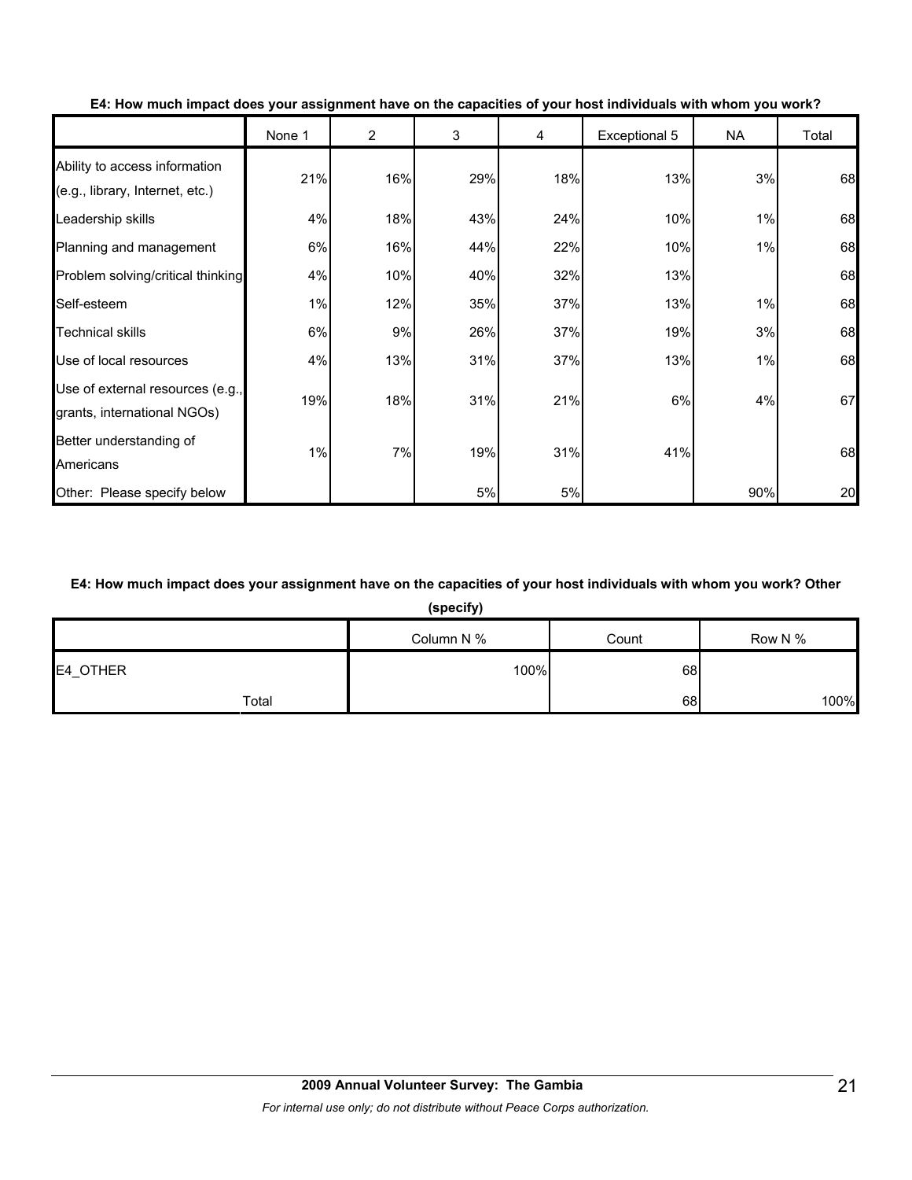**E4: How much impact does your assignment have on the capacities of your host individuals with whom you work?**

| | None 1 | 2 | 3 | 4 | Exceptional 5 | NA | Total |
|---|---|---|---|---|---|---|---|
| Ability to access information (e.g., library, Internet, etc.) | 21% | 16% | 29% | 18% | 13% | 3% | 68 |
| Leadership skills | 4% | 18% | 43% | 24% | 10% | 1% | 68 |
| Planning and management | 6% | 16% | 44% | 22% | 10% | 1% | 68 |
| Problem solving/critical thinking | 4% | 10% | 40% | 32% | 13% | | 68 |
| Self-esteem | 1% | 12% | 35% | 37% | 13% | 1% | 68 |
| Technical skills | 6% | 9% | 26% | 37% | 19% | 3% | 68 |
| Use of local resources | 4% | 13% | 31% | 37% | 13% | 1% | 68 |
| Use of external resources (e.g., grants, international NGOs) | 19% | 18% | 31% | 21% | 6% | 4% | 67 |
| Better understanding of Americans | 1% | 7% | 19% | 31% | 41% | | 68 |
| Other: Please specify below | | | 5% | 5% | | 90% | 20 |

**E4: How much impact does your assignment have on the capacities of your host individuals with whom you work? Other (specify)**

| | Column N % | Count | Row N % |
|---|---|---|---|
| E4_OTHER | 100% | 68 | |
| Total | | 68 | 100% |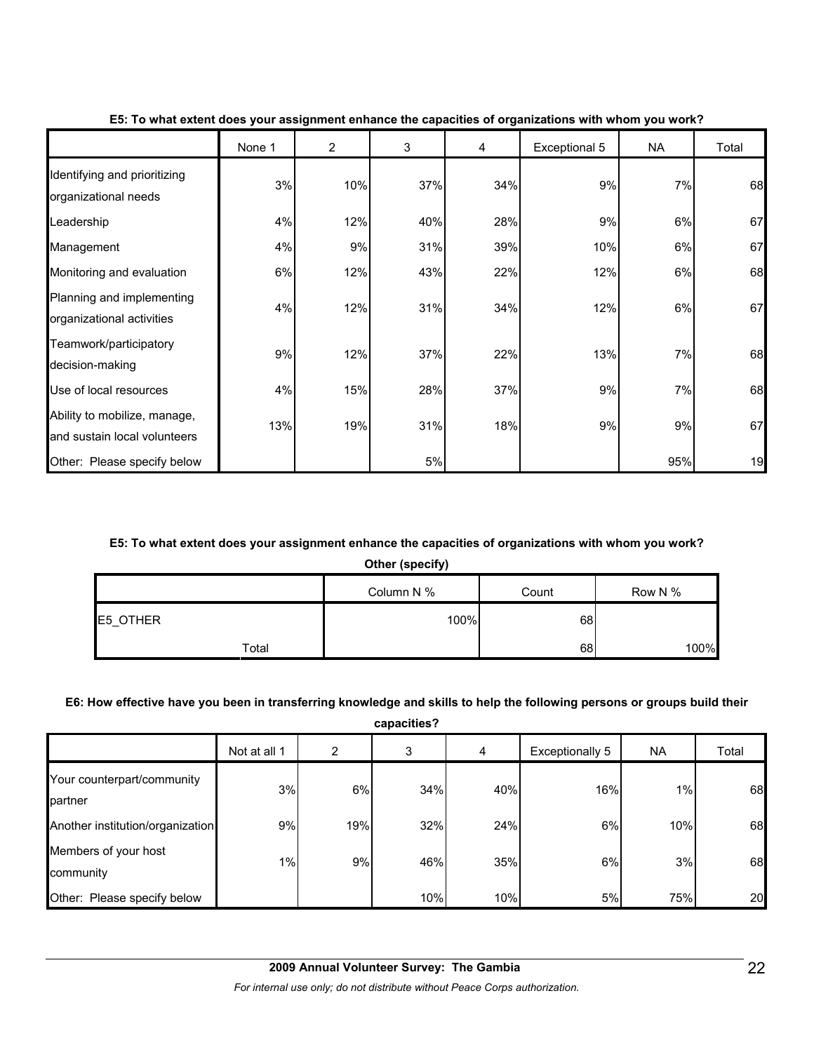**E5: To what extent does your assignment enhance the capacities of organizations with whom you work?**

| | None 1 | 2 | 3 | 4 | Exceptional 5 | NA | Total |
|---|---|---|---|---|---|---|---|
| Identifying and prioritizing organizational needs | 3% | 10% | 37% | 34% | 9% | 7% | 68 |
| Leadership | 4% | 12% | 40% | 28% | 9% | 6% | 67 |
| Management | 4% | 9% | 31% | 39% | 10% | 6% | 67 |
| Monitoring and evaluation | 6% | 12% | 43% | 22% | 12% | 6% | 68 |
| Planning and implementing organizational activities | 4% | 12% | 31% | 34% | 12% | 6% | 67 |
| Teamwork/participatory decision-making | 9% | 12% | 37% | 22% | 13% | 7% | 68 |
| Use of local resources | 4% | 15% | 28% | 37% | 9% | 7% | 68 |
| Ability to mobilize, manage, and sustain local volunteers | 13% | 19% | 31% | 18% | 9% | 9% | 67 |
| Other: Please specify below | | | 5% | | | 95% | 19 |

**E5: To what extent does your assignment enhance the capacities of organizations with whom you work?**

**Other (specify)**

| | Column N % | Count | Row N % |
|---|---|---|---|
| E5_OTHER | 100% | 68 | |
| Total | | 68 | 100% |

**E6: How effective have you been in transferring knowledge and skills to help the following persons or groups build their capacities?**

| | Not at all 1 | 2 | 3 | 4 | Exceptionally 5 | NA | Total |
|---|---|---|---|---|---|---|---|
| Your counterpart/community partner | 3% | 6% | 34% | 40% | 16% | 1% | 68 |
| Another institution/organization | 9% | 19% | 32% | 24% | 6% | 10% | 68 |
| Members of your host community | 1% | 9% | 46% | 35% | 6% | 3% | 68 |
| Other: Please specify below | | | 10% | 10% | 5% | 75% | 20 |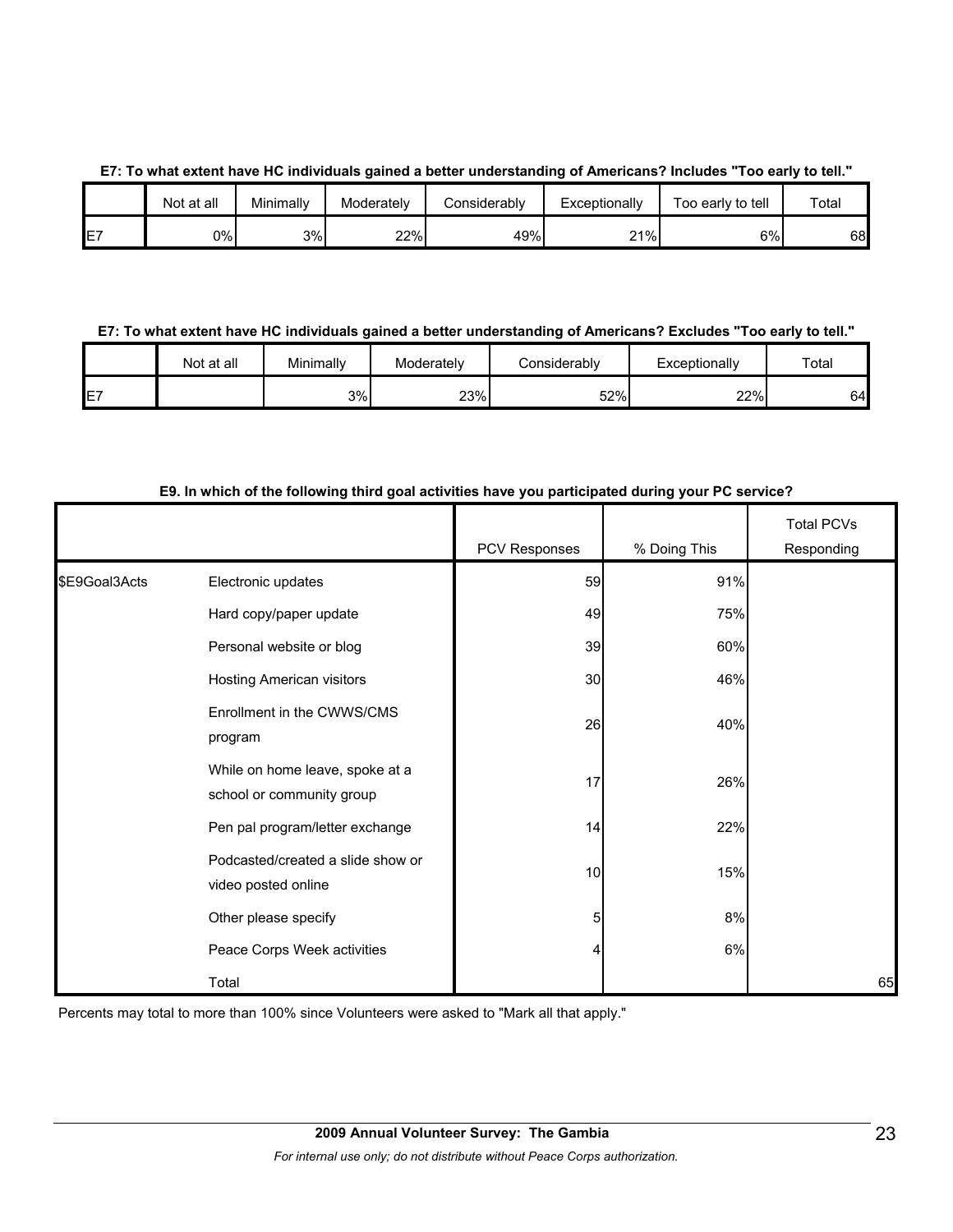**E7: To what extent have HC individuals gained a better understanding of Americans? Includes "Too early to tell."**

| | Not at all | Minimally | Moderately | Considerably | Exceptionally | Too early to tell | Total |
|---|---|---|---|---|---|---|---|
| E7 | 0% | 3% | 22% | 49% | 21% | 6% | 68 |

**E7: To what extent have HC individuals gained a better understanding of Americans? Excludes "Too early to tell."**

| | Not at all | Minimally | Moderately | Considerably | Exceptionally | Total |
|---|---|---|---|---|---|---|
| E7 | | 3% | 23% | 52% | 22% | 64 |

**E9. In which of the following third goal activities have you participated during your PC service?**

| | | PCV Responses | % Doing This | Total PCVs Responding |
|---|---|---|---|---|
| $E9Goal3Acts | Electronic updates | 59 | 91% | |
| | Hard copy/paper update | 49 | 75% | |
| | Personal website or blog | 39 | 60% | |
| | Hosting American visitors | 30 | 46% | |
| | Enrollment in the CWWS/CMS program | 26 | 40% | |
| | While on home leave, spoke at a school or community group | 17 | 26% | |
| | Pen pal program/letter exchange | 14 | 22% | |
| | Podcasted/created a slide show or video posted online | 10 | 15% | |
| | Other please specify | 5 | 8% | |
| | Peace Corps Week activities | 4 | 6% | |
| | Total | | | 65 |

Percents may total to more than 100% since Volunteers were asked to "Mark all that apply."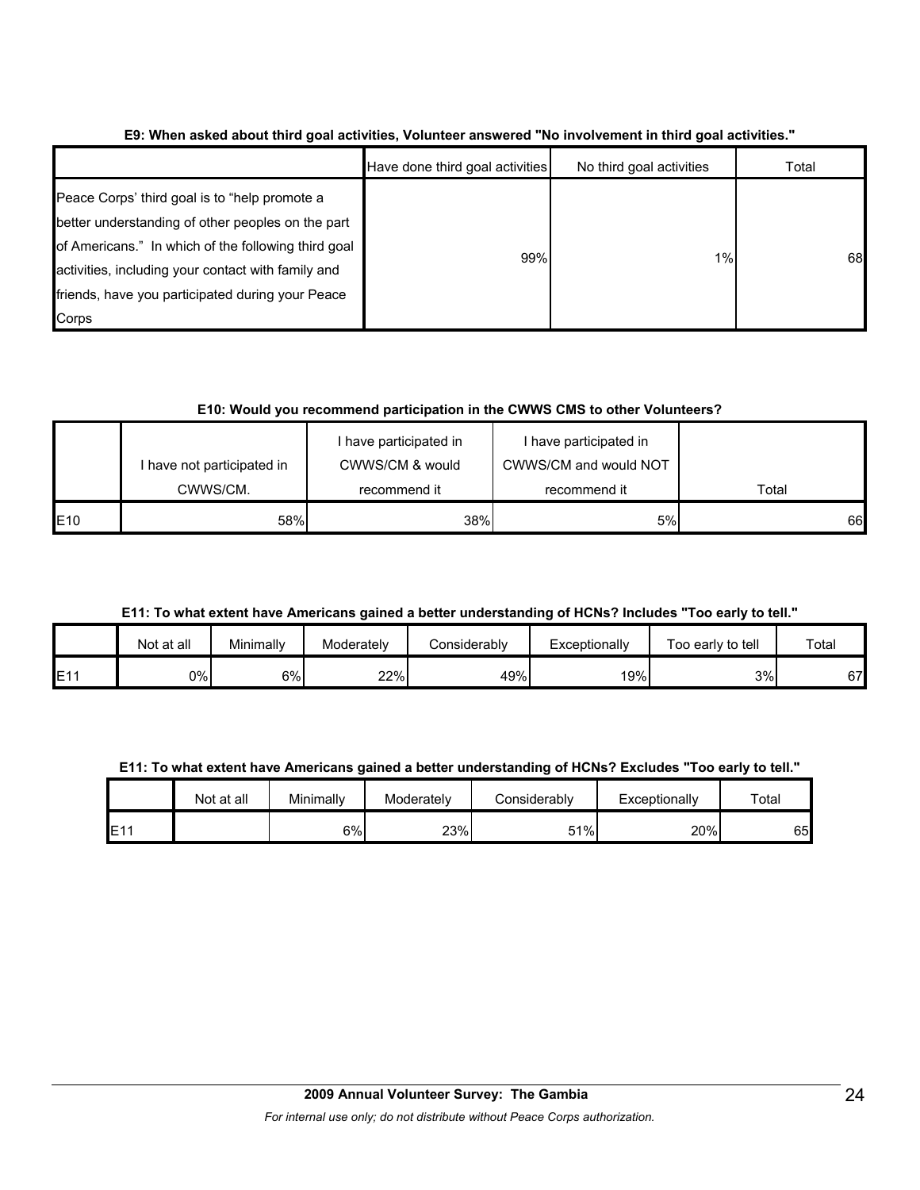**E9: When asked about third goal activities, Volunteer answered "No involvement in third goal activities."**

| | Have done third goal activities | No third goal activities | Total |
|---|---|---|---|
| Peace Corps' third goal is to "help promote a better understanding of other peoples on the part of Americans." In which of the following third goal activities, including your contact with family and friends, have you participated during your Peace Corps | 99% | 1% | 68 |

**E10: Would you recommend participation in the CWWS CMS to other Volunteers?**

| | I have not participated in CWWS/CM. | I have participated in CWWS/CM & would recommend it | I have participated in CWWS/CM and would NOT recommend it | Total |
|---|---|---|---|---|
| E10 | 58% | 38% | 5% | 66 |

**E11: To what extent have Americans gained a better understanding of HCNs? Includes "Too early to tell."**

| | Not at all | Minimally | Moderately | Considerably | Exceptionally | Too early to tell | Total |
|---|---|---|---|---|---|---|---|
| E11 | 0% | 6% | 22% | 49% | 19% | 3% | 67 |

**E11: To what extent have Americans gained a better understanding of HCNs? Excludes "Too early to tell."**

| | Not at all | Minimally | Moderately | Considerably | Exceptionally | Total |
|---|---|---|---|---|---|---|
| E11 | | 6% | 23% | 51% | 20% | 65 |

**2009 Annual Volunteer Survey: The Gambia**

*For internal use only; do not distribute without Peace Corps authorization.*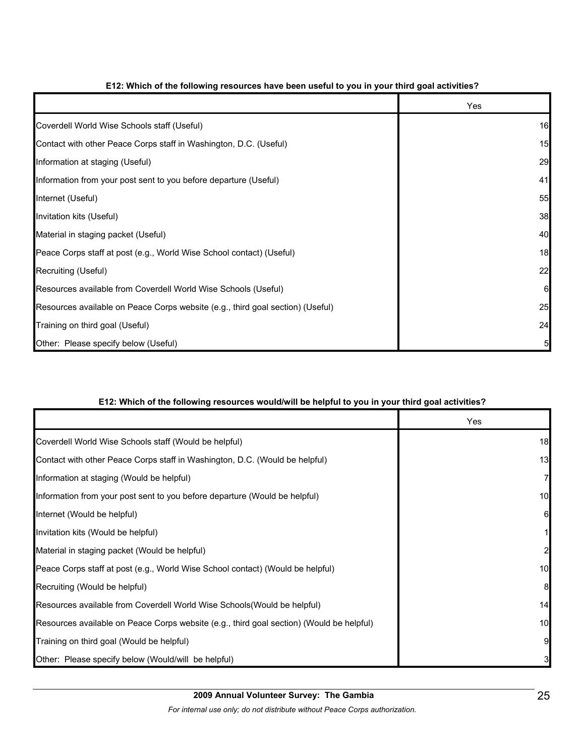**E12: Which of the following resources have been useful to you in your third goal activities?**

| | Yes |
|---|---|
| Coverdell World Wise Schools staff (Useful) | 16 |
| Contact with other Peace Corps staff in Washington, D.C. (Useful) | 15 |
| Information at staging (Useful) | 29 |
| Information from your post sent to you before departure (Useful) | 41 |
| Internet (Useful) | 55 |
| Invitation kits (Useful) | 38 |
| Material in staging packet (Useful) | 40 |
| Peace Corps staff at post (e.g., World Wise School contact) (Useful) | 18 |
| Recruiting (Useful) | 22 |
| Resources available from Coverdell World Wise Schools (Useful) | 6 |
| Resources available on Peace Corps website (e.g., third goal section) (Useful) | 25 |
| Training on third goal (Useful) | 24 |
| Other: Please specify below (Useful) | 5 |

**E12: Which of the following resources would/will be helpful to you in your third goal activities?**

| | Yes |
|---|---|
| Coverdell World Wise Schools staff (Would be helpful) | 18 |
| Contact with other Peace Corps staff in Washington, D.C. (Would be helpful) | 13 |
| Information at staging (Would be helpful) | 7 |
| Information from your post sent to you before departure (Would be helpful) | 10 |
| Internet (Would be helpful) | 6 |
| Invitation kits (Would be helpful) | 1 |
| Material in staging packet (Would be helpful) | 2 |
| Peace Corps staff at post (e.g., World Wise School contact) (Would be helpful) | 10 |
| Recruiting (Would be helpful) | 8 |
| Resources available from Coverdell World Wise Schools(Would be helpful) | 14 |
| Resources available on Peace Corps website (e.g., third goal section) (Would be helpful) | 10 |
| Training on third goal (Would be helpful) | 9 |
| Other: Please specify below (Would/will be helpful) | 3 |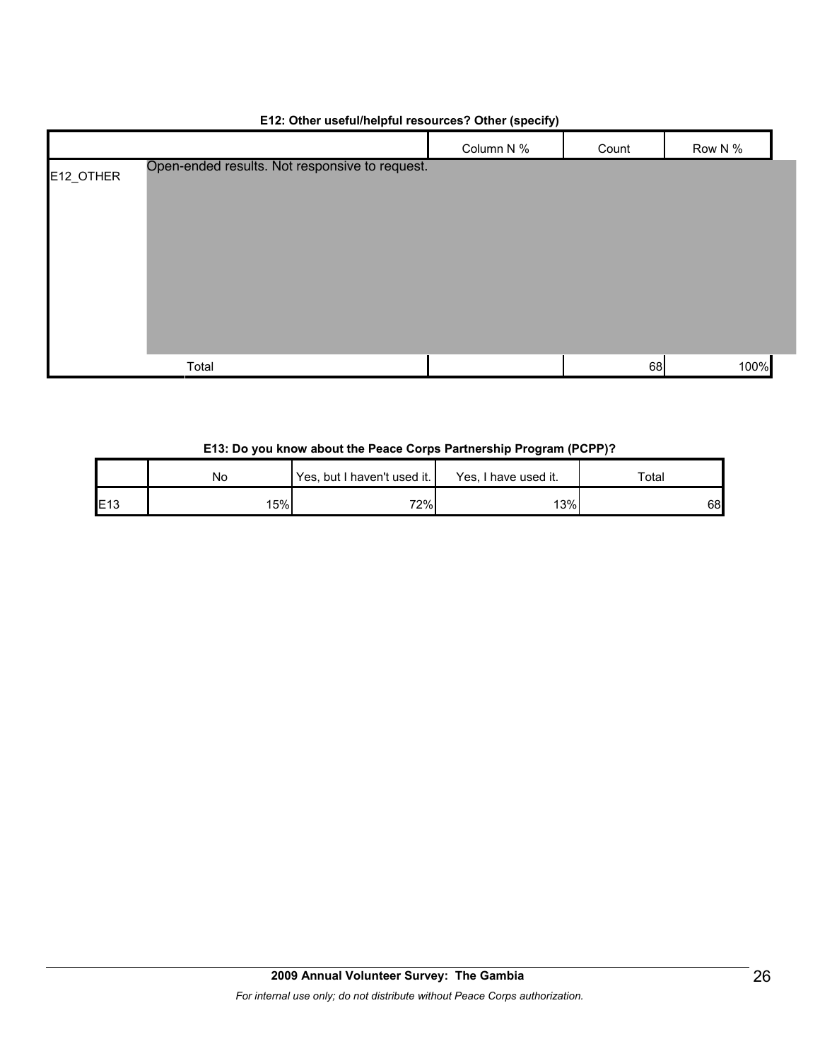**E12: Other useful/helpful resources? Other (specify)**

| | | Column N % | Count | Row N % |
|---|---|---|---|---|
| E12_OTHER | Open-ended results. Not responsive to request. | | | |
| | Total | | 68 | 100% |

**E13: Do you know about the Peace Corps Partnership Program (PCPP)?**

| | No | Yes, but I haven't used it. | Yes, I have used it. | Total |
|---|---|---|---|---|
| E13 | 15% | 72% | 13% | 68 |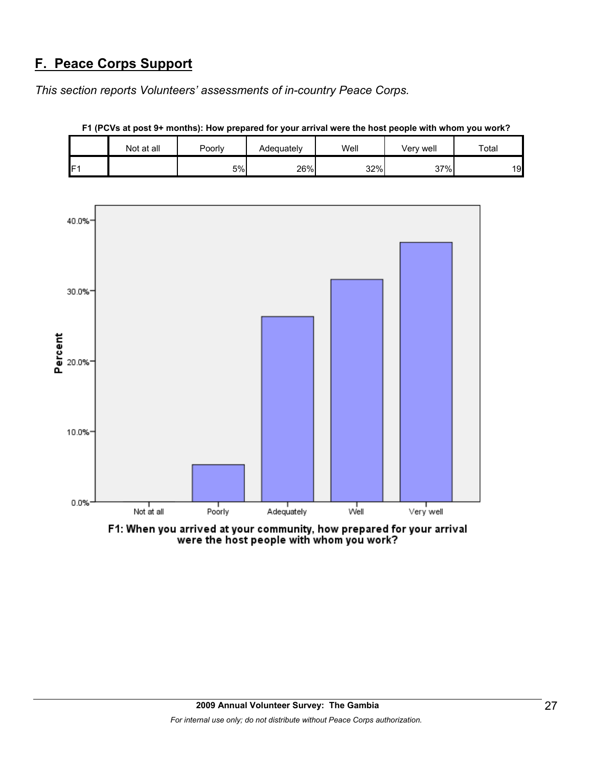## F. Peace Corps Support

*This section reports Volunteers' assessments of in-country Peace Corps.*

**F1 (PCVs at post 9+ months): How prepared for your arrival were the host people with whom you work?**

| | Not at all | Poorly | Adequately | Well | Very well | Total |
|---|---|---|---|---|---|---|
| F1 | | 5% | 26% | 32% | 37% | 19 |

F1: When you arrived at your community, how prepared for your arrival were the host people with whom you work?

2009 Annual Volunteer Survey: The Gambia

*For internal use only; do not distribute without Peace Corps authorization.*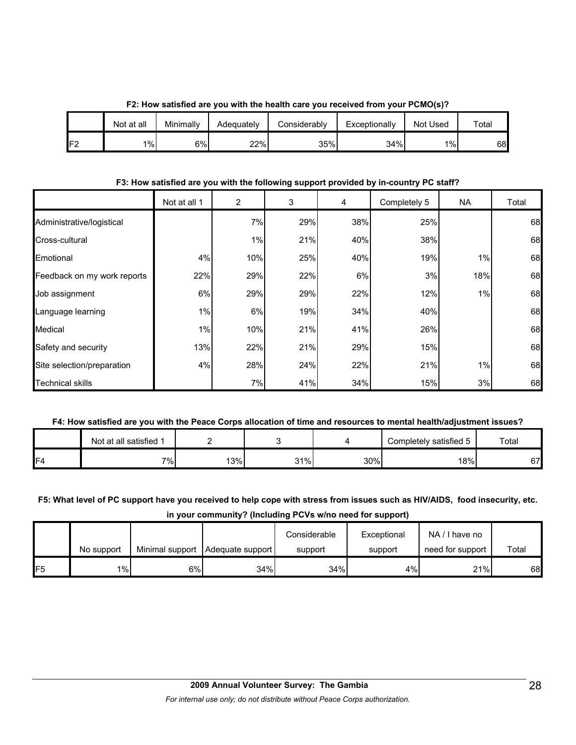**F2: How satisfied are you with the health care you received from your PCMO(s)?**

| | Not at all | Minimally | Adequately | Considerably | Exceptionally | Not Used | Total |
|---|---|---|---|---|---|---|---|
| F2 | 1% | 6% | 22% | 35% | 34% | 1% | 68 |

**F3: How satisfied are you with the following support provided by in-country PC staff?**

| | Not at all 1 | 2 | 3 | 4 | Completely 5 | NA | Total |
|---|---|---|---|---|---|---|---|
| Administrative/logistical | | 7% | 29% | 38% | 25% | | 68 |
| Cross-cultural | | 1% | 21% | 40% | 38% | | 68 |
| Emotional | 4% | 10% | 25% | 40% | 19% | 1% | 68 |
| Feedback on my work reports | 22% | 29% | 22% | 6% | 3% | 18% | 68 |
| Job assignment | 6% | 29% | 29% | 22% | 12% | 1% | 68 |
| Language learning | 1% | 6% | 19% | 34% | 40% | | 68 |
| Medical | 1% | 10% | 21% | 41% | 26% | | 68 |
| Safety and security | 13% | 22% | 21% | 29% | 15% | | 68 |
| Site selection/preparation | 4% | 28% | 24% | 22% | 21% | 1% | 68 |
| Technical skills | | 7% | 41% | 34% | 15% | 3% | 68 |

**F4: How satisfied are you with the Peace Corps allocation of time and resources to mental health/adjustment issues?**

| | Not at all satisfied 1 | 2 | 3 | 4 | Completely satisfied 5 | Total |
|---|---|---|---|---|---|---|
| F4 | 7% | 13% | 31% | 30% | 18% | 67 |

**F5: What level of PC support have you received to help cope with stress from issues such as HIV/AIDS, food insecurity, etc. in your community? (Including PCVs w/no need for support)**

| | No support | Minimal support | Adequate support | Considerable support | Exceptional support | NA / I have no need for support | Total |
|---|---|---|---|---|---|---|---|
| F5 | 1% | 6% | 34% | 34% | 4% | 21% | 68 |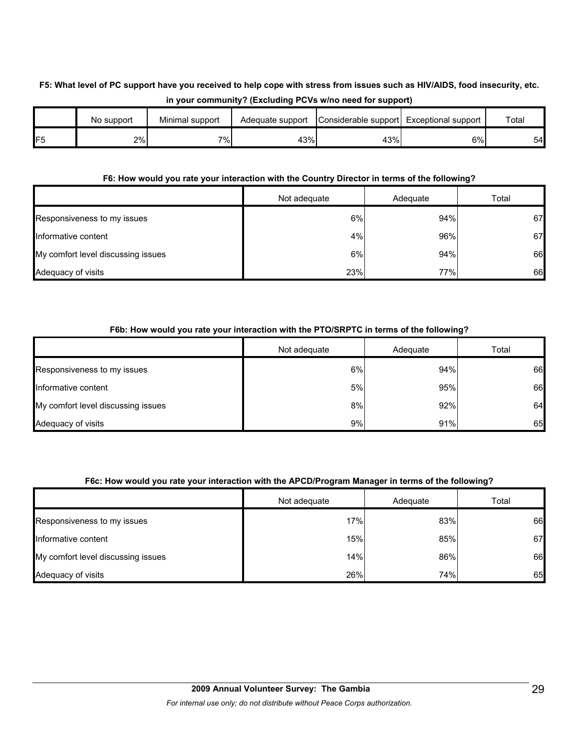**F5: What level of PC support have you received to help cope with stress from issues such as HIV/AIDS, food insecurity, etc. in your community? (Excluding PCVs w/no need for support)**

| | No support | Minimal support | Adequate support | Considerable support | Exceptional support | Total |
|---|---|---|---|---|---|---|
| F5 | 2% | 7% | 43% | 43% | 6% | 54 |

**F6: How would you rate your interaction with the Country Director in terms of the following?**

| | Not adequate | Adequate | Total |
|---|---|---|---|
| Responsiveness to my issues | 6% | 94% | 67 |
| Informative content | 4% | 96% | 67 |
| My comfort level discussing issues | 6% | 94% | 66 |
| Adequacy of visits | 23% | 77% | 66 |

**F6b: How would you rate your interaction with the PTO/SRPTC in terms of the following?**

| | Not adequate | Adequate | Total |
|---|---|---|---|
| Responsiveness to my issues | 6% | 94% | 66 |
| Informative content | 5% | 95% | 66 |
| My comfort level discussing issues | 8% | 92% | 64 |
| Adequacy of visits | 9% | 91% | 65 |

**F6c: How would you rate your interaction with the APCD/Program Manager in terms of the following?**

| | Not adequate | Adequate | Total |
|---|---|---|---|
| Responsiveness to my issues | 17% | 83% | 66 |
| Informative content | 15% | 85% | 67 |
| My comfort level discussing issues | 14% | 86% | 66 |
| Adequacy of visits | 26% | 74% | 65 |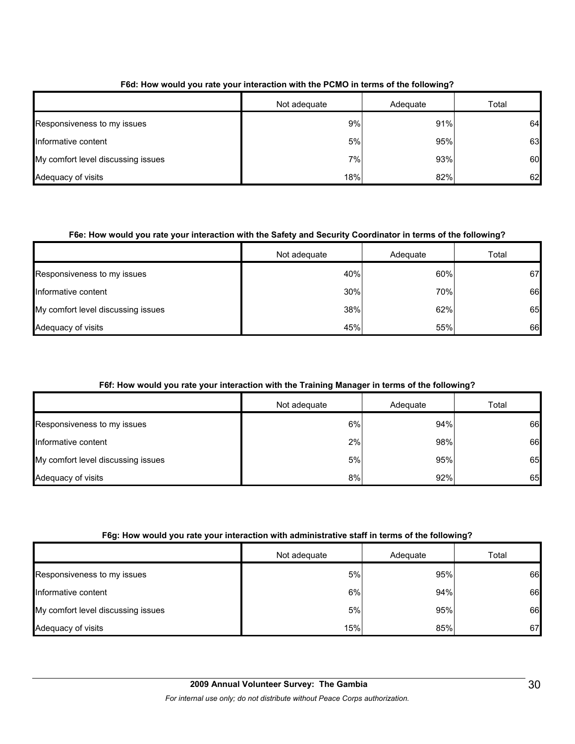**F6d: How would you rate your interaction with the PCMO in terms of the following?**

| | Not adequate | Adequate | Total |
|---|---|---|---|
| Responsiveness to my issues | 9% | 91% | 64 |
| Informative content | 5% | 95% | 63 |
| My comfort level discussing issues | 7% | 93% | 60 |
| Adequacy of visits | 18% | 82% | 62 |

**F6e: How would you rate your interaction with the Safety and Security Coordinator in terms of the following?**

| | Not adequate | Adequate | Total |
|---|---|---|---|
| Responsiveness to my issues | 40% | 60% | 67 |
| Informative content | 30% | 70% | 66 |
| My comfort level discussing issues | 38% | 62% | 65 |
| Adequacy of visits | 45% | 55% | 66 |

**F6f: How would you rate your interaction with the Training Manager in terms of the following?**

| | Not adequate | Adequate | Total |
|---|---|---|---|
| Responsiveness to my issues | 6% | 94% | 66 |
| Informative content | 2% | 98% | 66 |
| My comfort level discussing issues | 5% | 95% | 65 |
| Adequacy of visits | 8% | 92% | 65 |

**F6g: How would you rate your interaction with administrative staff in terms of the following?**

| | Not adequate | Adequate | Total |
|---|---|---|---|
| Responsiveness to my issues | 5% | 95% | 66 |
| Informative content | 6% | 94% | 66 |
| My comfort level discussing issues | 5% | 95% | 66 |
| Adequacy of visits | 15% | 85% | 67 |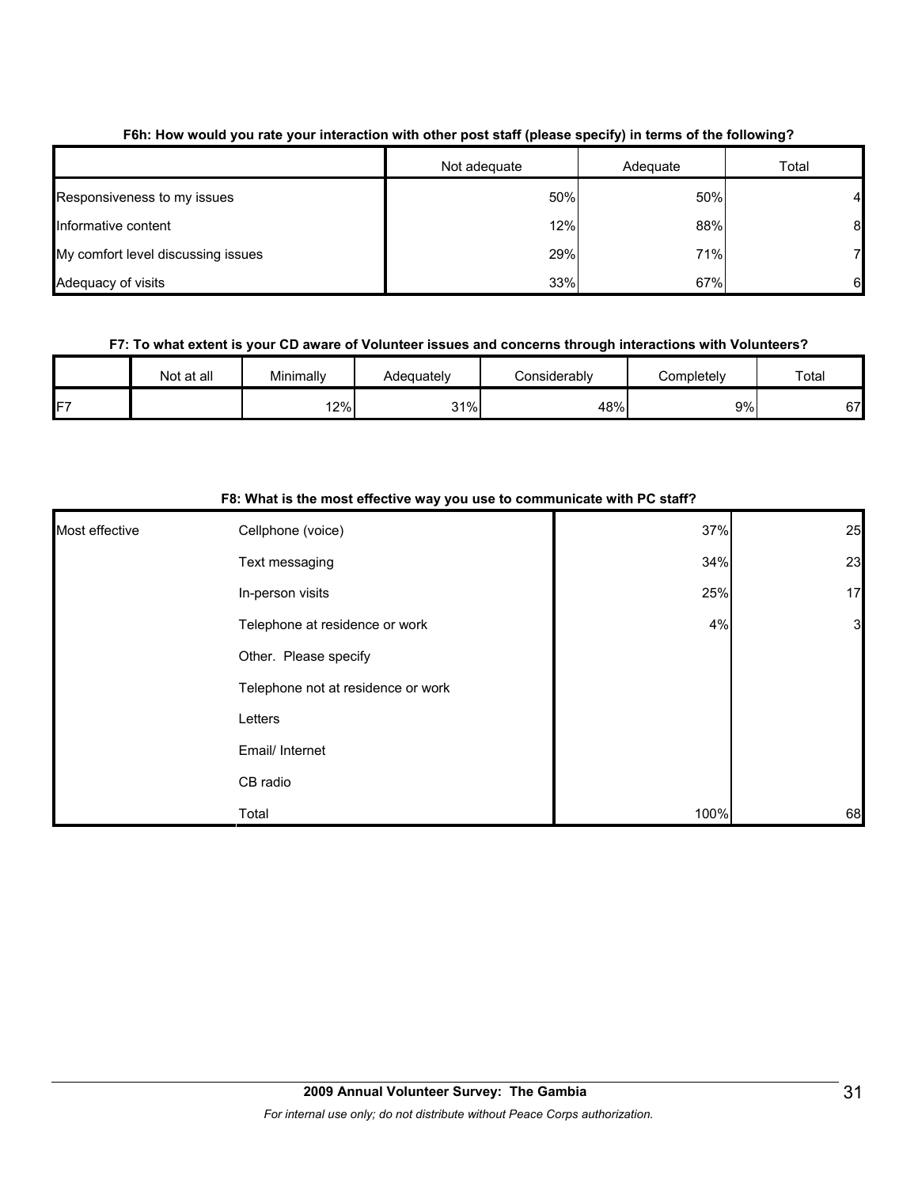**F6h: How would you rate your interaction with other post staff (please specify) in terms of the following?**

| | Not adequate | Adequate | Total |
|---|---|---|---|
| Responsiveness to my issues | 50% | 50% | 4 |
| Informative content | 12% | 88% | 8 |
| My comfort level discussing issues | 29% | 71% | 7 |
| Adequacy of visits | 33% | 67% | 6 |

**F7: To what extent is your CD aware of Volunteer issues and concerns through interactions with Volunteers?**

| | Not at all | Minimally | Adequately | Considerably | Completely | Total |
|---|---|---|---|---|---|---|
| F7 | | 12% | 31% | 48% | 9% | 67 |

**F8: What is the most effective way you use to communicate with PC staff?**

| | | | |
|---|---|---|---|
| Most effective | Cellphone (voice) | 37% | 25 |
| | Text messaging | 34% | 23 |
| | In-person visits | 25% | 17 |
| | Telephone at residence or work | 4% | 3 |
| | Other. Please specify | | |
| | Telephone not at residence or work | | |
| | Letters | | |
| | Email/ Internet | | |
| | CB radio | | |
| | Total | 100% | 68 |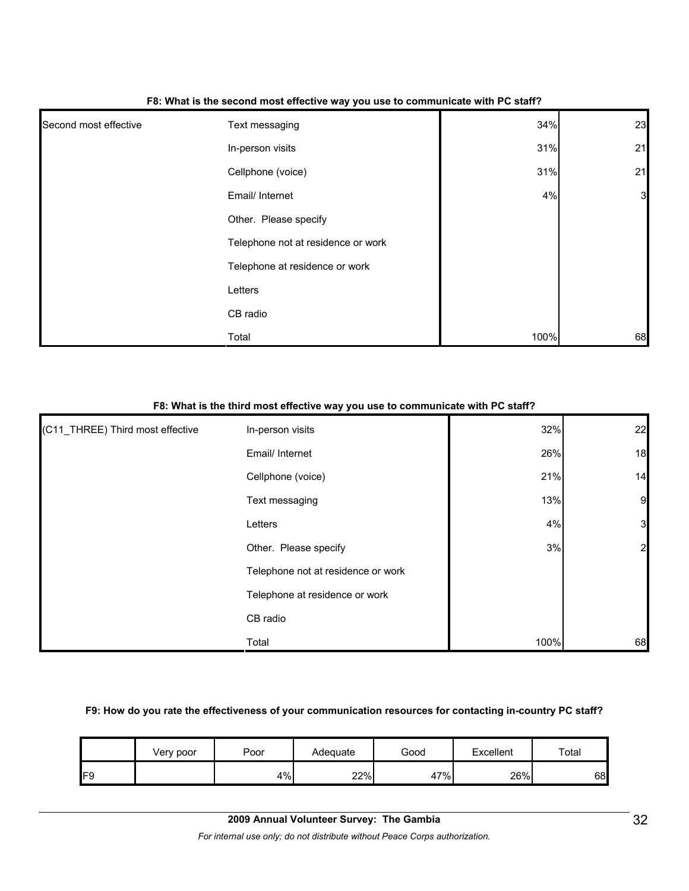**F8: What is the second most effective way you use to communicate with PC staff?**

| | | | |
|---|---|---|---|
| Second most effective | Text messaging | 34% | 23 |
| | In-person visits | 31% | 21 |
| | Cellphone (voice) | 31% | 21 |
| | Email/ Internet | 4% | 3 |
| | Other. Please specify | | |
| | Telephone not at residence or work | | |
| | Telephone at residence or work | | |
| | Letters | | |
| | CB radio | | |
| | Total | 100% | 68 |

**F8: What is the third most effective way you use to communicate with PC staff?**

| | | | |
|---|---|---|---|
| (C11_THREE) Third most effective | In-person visits | 32% | 22 |
| | Email/ Internet | 26% | 18 |
| | Cellphone (voice) | 21% | 14 |
| | Text messaging | 13% | 9 |
| | Letters | 4% | 3 |
| | Other. Please specify | 3% | 2 |
| | Telephone not at residence or work | | |
| | Telephone at residence or work | | |
| | CB radio | | |
| | Total | 100% | 68 |

**F9: How do you rate the effectiveness of your communication resources for contacting in-country PC staff?**

| | Very poor | Poor | Adequate | Good | Excellent | Total |
|---|---|---|---|---|---|---|
| F9 | | 4% | 22% | 47% | 26% | 68 |

**2009 Annual Volunteer Survey: The Gambia**

*For internal use only; do not distribute without Peace Corps authorization.*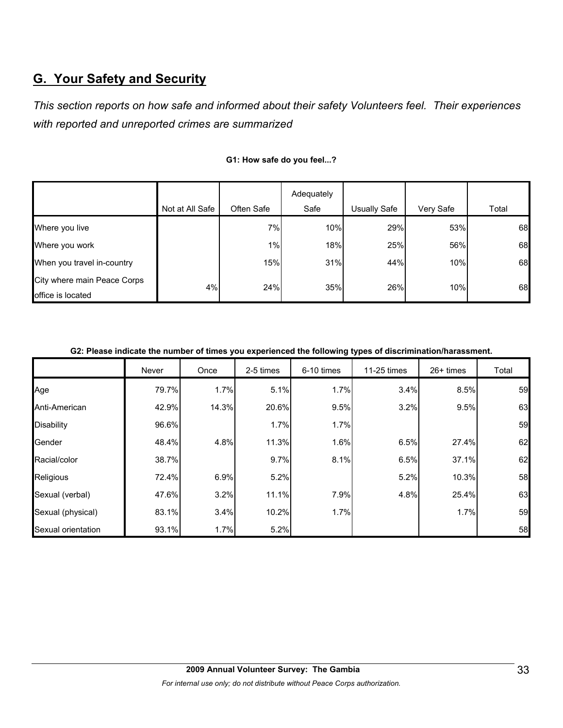## G. Your Safety and Security

*This section reports on how safe and informed about their safety Volunteers feel. Their experiences with reported and unreported crimes are summarized*

**G1: How safe do you feel...?**

| | Not at All Safe | Often Safe | Adequately Safe | Usually Safe | Very Safe | Total |
|---|---|---|---|---|---|---|
| Where you live | | 7% | 10% | 29% | 53% | 68 |
| Where you work | | 1% | 18% | 25% | 56% | 68 |
| When you travel in-country | | 15% | 31% | 44% | 10% | 68 |
| City where main Peace Corps office is located | 4% | 24% | 35% | 26% | 10% | 68 |

**G2: Please indicate the number of times you experienced the following types of discrimination/harassment.**

| | Never | Once | 2-5 times | 6-10 times | 11-25 times | 26+ times | Total |
|---|---|---|---|---|---|---|---|
| Age | 79.7% | 1.7% | 5.1% | 1.7% | 3.4% | 8.5% | 59 |
| Anti-American | 42.9% | 14.3% | 20.6% | 9.5% | 3.2% | 9.5% | 63 |
| Disability | 96.6% | | 1.7% | 1.7% | | | 59 |
| Gender | 48.4% | 4.8% | 11.3% | 1.6% | 6.5% | 27.4% | 62 |
| Racial/color | 38.7% | | 9.7% | 8.1% | 6.5% | 37.1% | 62 |
| Religious | 72.4% | 6.9% | 5.2% | | 5.2% | 10.3% | 58 |
| Sexual (verbal) | 47.6% | 3.2% | 11.1% | 7.9% | 4.8% | 25.4% | 63 |
| Sexual (physical) | 83.1% | 3.4% | 10.2% | 1.7% | | 1.7% | 59 |
| Sexual orientation | 93.1% | 1.7% | 5.2% | | | | 58 |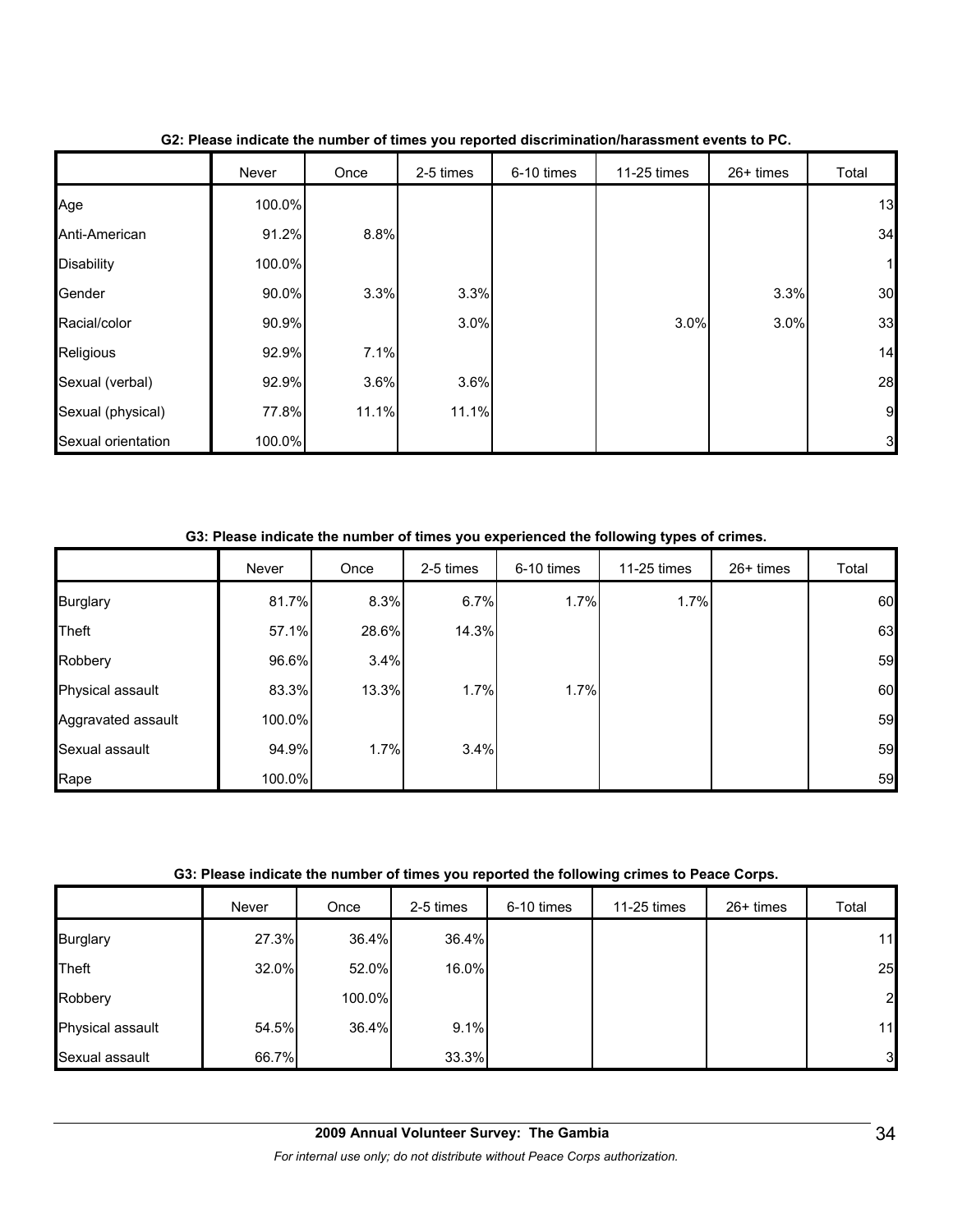**G2: Please indicate the number of times you reported discrimination/harassment events to PC.**

| | Never | Once | 2-5 times | 6-10 times | 11-25 times | 26+ times | Total |
|---|---|---|---|---|---|---|---|
| Age | 100.0% | | | | | | 13 |
| Anti-American | 91.2% | 8.8% | | | | | 34 |
| Disability | 100.0% | | | | | | 1 |
| Gender | 90.0% | 3.3% | 3.3% | | | 3.3% | 30 |
| Racial/color | 90.9% | | 3.0% | | 3.0% | 3.0% | 33 |
| Religious | 92.9% | 7.1% | | | | | 14 |
| Sexual (verbal) | 92.9% | 3.6% | 3.6% | | | | 28 |
| Sexual (physical) | 77.8% | 11.1% | 11.1% | | | | 9 |
| Sexual orientation | 100.0% | | | | | | 3 |

**G3: Please indicate the number of times you experienced the following types of crimes.**

| | Never | Once | 2-5 times | 6-10 times | 11-25 times | 26+ times | Total |
|---|---|---|---|---|---|---|---|
| Burglary | 81.7% | 8.3% | 6.7% | 1.7% | 1.7% | | 60 |
| Theft | 57.1% | 28.6% | 14.3% | | | | 63 |
| Robbery | 96.6% | 3.4% | | | | | 59 |
| Physical assault | 83.3% | 13.3% | 1.7% | 1.7% | | | 60 |
| Aggravated assault | 100.0% | | | | | | 59 |
| Sexual assault | 94.9% | 1.7% | 3.4% | | | | 59 |
| Rape | 100.0% | | | | | | 59 |

**G3: Please indicate the number of times you reported the following crimes to Peace Corps.**

| | Never | Once | 2-5 times | 6-10 times | 11-25 times | 26+ times | Total |
|---|---|---|---|---|---|---|---|
| Burglary | 27.3% | 36.4% | 36.4% | | | | 11 |
| Theft | 32.0% | 52.0% | 16.0% | | | | 25 |
| Robbery | | 100.0% | | | | | 2 |
| Physical assault | 54.5% | 36.4% | 9.1% | | | | 11 |
| Sexual assault | 66.7% | | 33.3% | | | | 3 |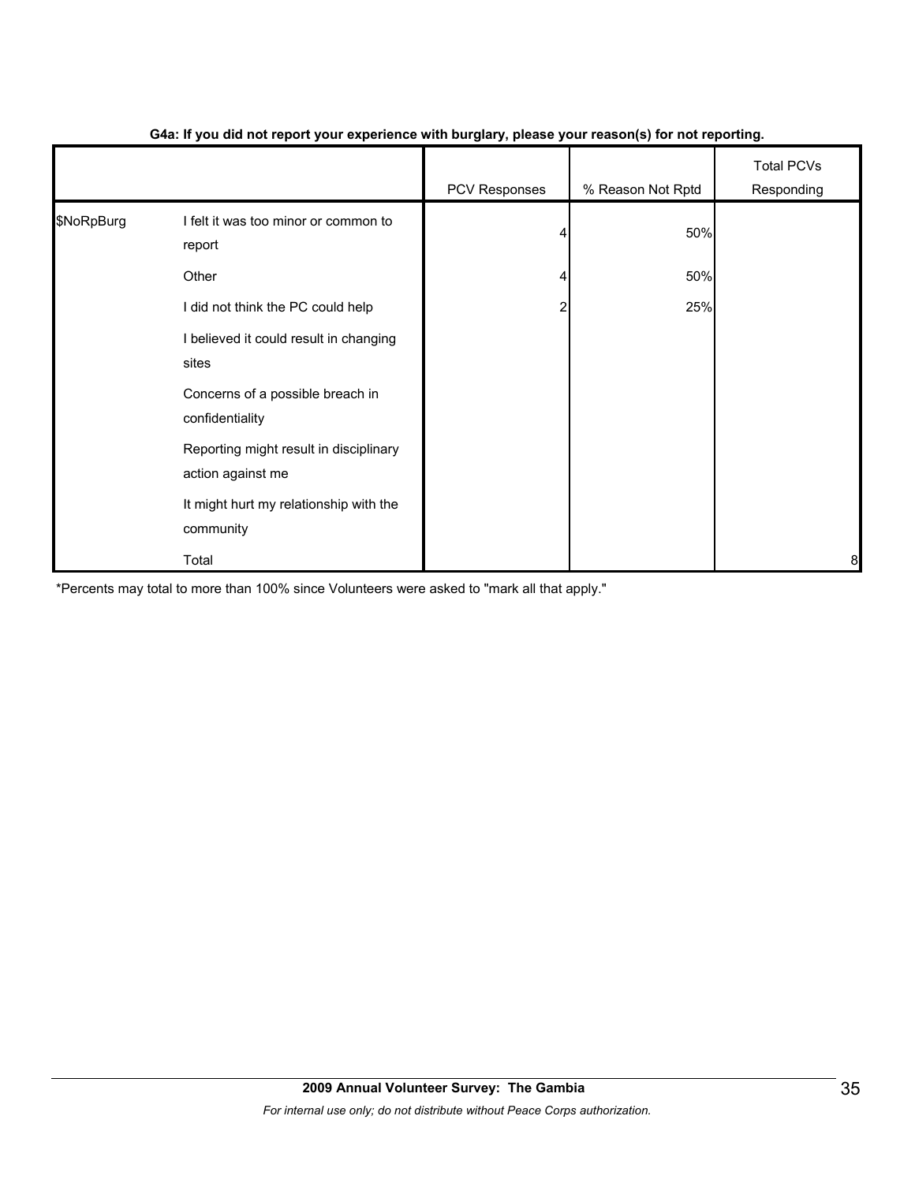**G4a: If you did not report your experience with burglary, please your reason(s) for not reporting.**

| | | PCV Responses | % Reason Not Rptd | Total PCVs Responding |
|---|---|---|---|---|
| $NoRpBurg | I felt it was too minor or common to report | 4 | 50% | |
| | Other | 4 | 50% | |
| | I did not think the PC could help | 2 | 25% | |
| | I believed it could result in changing sites | | | |
| | Concerns of a possible breach in confidentiality | | | |
| | Reporting might result in disciplinary action against me | | | |
| | It might hurt my relationship with the community | | | |
| | Total | | | 8 |

*Percents may total to more than 100% since Volunteers were asked to "mark all that apply."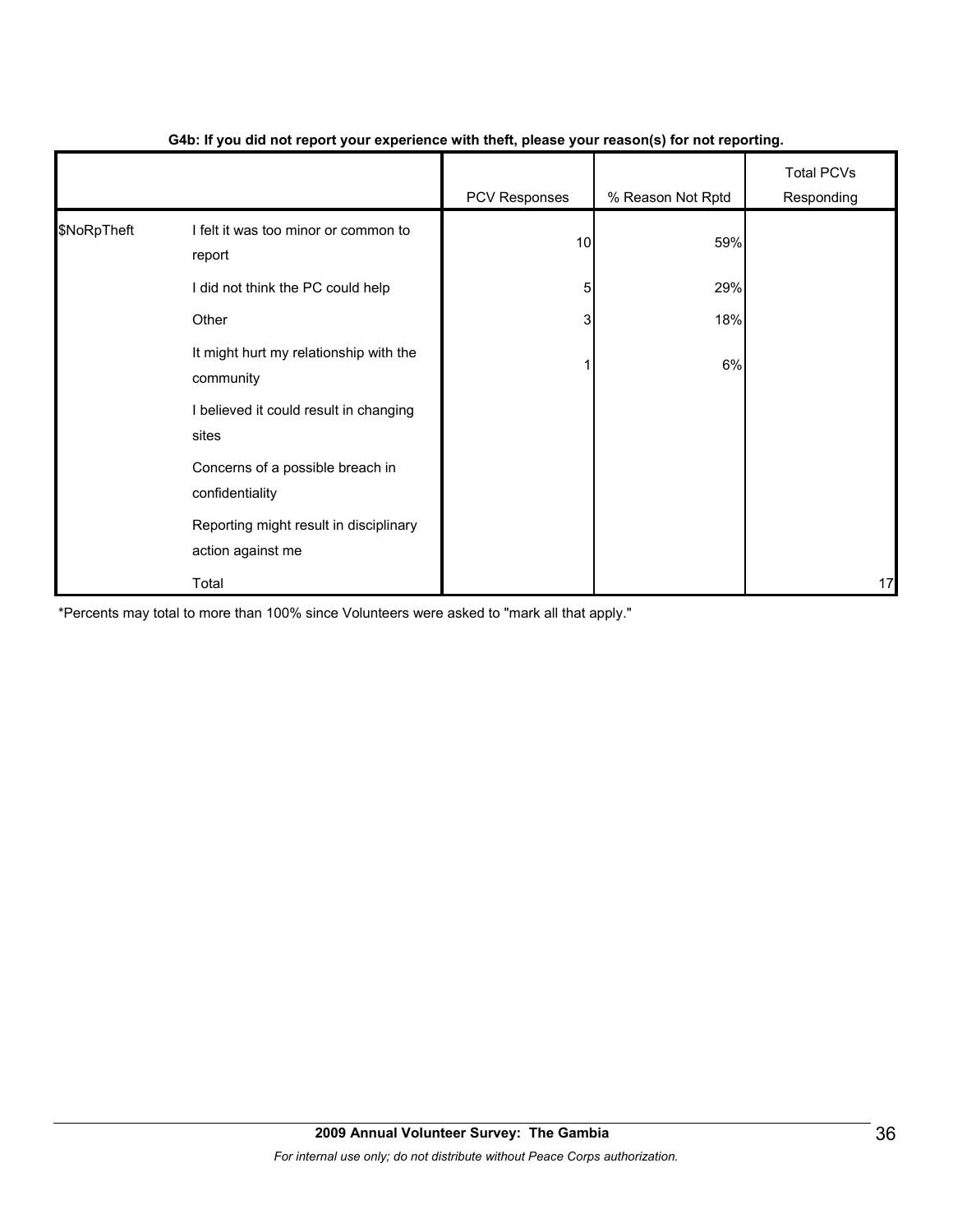**G4b: If you did not report your experience with theft, please your reason(s) for not reporting.**

| | | PCV Responses | % Reason Not Rptd | Total PCVs Responding |
|---|---|---|---|---|
| $NoRpTheft | I felt it was too minor or common to report | 10 | 59% | |
| | I did not think the PC could help | 5 | 29% | |
| | Other | 3 | 18% | |
| | It might hurt my relationship with the community | 1 | 6% | |
| | I believed it could result in changing sites | | | |
| | Concerns of a possible breach in confidentiality | | | |
| | Reporting might result in disciplinary action against me | | | |
| | Total | | | 17 |

*Percents may total to more than 100% since Volunteers were asked to "mark all that apply."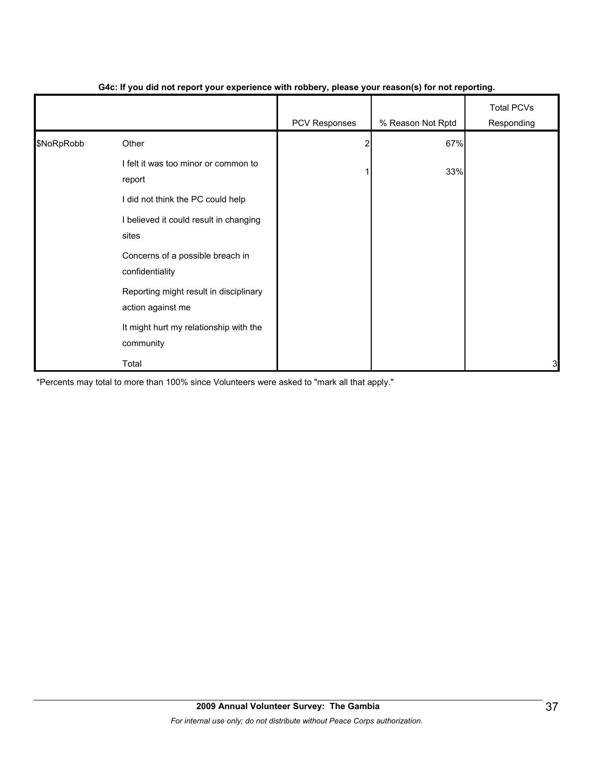**G4c: If you did not report your experience with robbery, please your reason(s) for not reporting.**

| | | PCV Responses | % Reason Not Rptd | Total PCVs Responding |
|---|---|---|---|---|
| $NoRpRobb | Other | 2 | 67% | |
| | I felt it was too minor or common to report | 1 | 33% | |
| | I did not think the PC could help | | | |
| | I believed it could result in changing sites | | | |
| | Concerns of a possible breach in confidentiality | | | |
| | Reporting might result in disciplinary action against me | | | |
| | It might hurt my relationship with the community | | | |
| | Total | | | 3 |

*Percents may total to more than 100% since Volunteers were asked to "mark all that apply."

**2009 Annual Volunteer Survey: The Gambia**

*For internal use only; do not distribute without Peace Corps authorization.*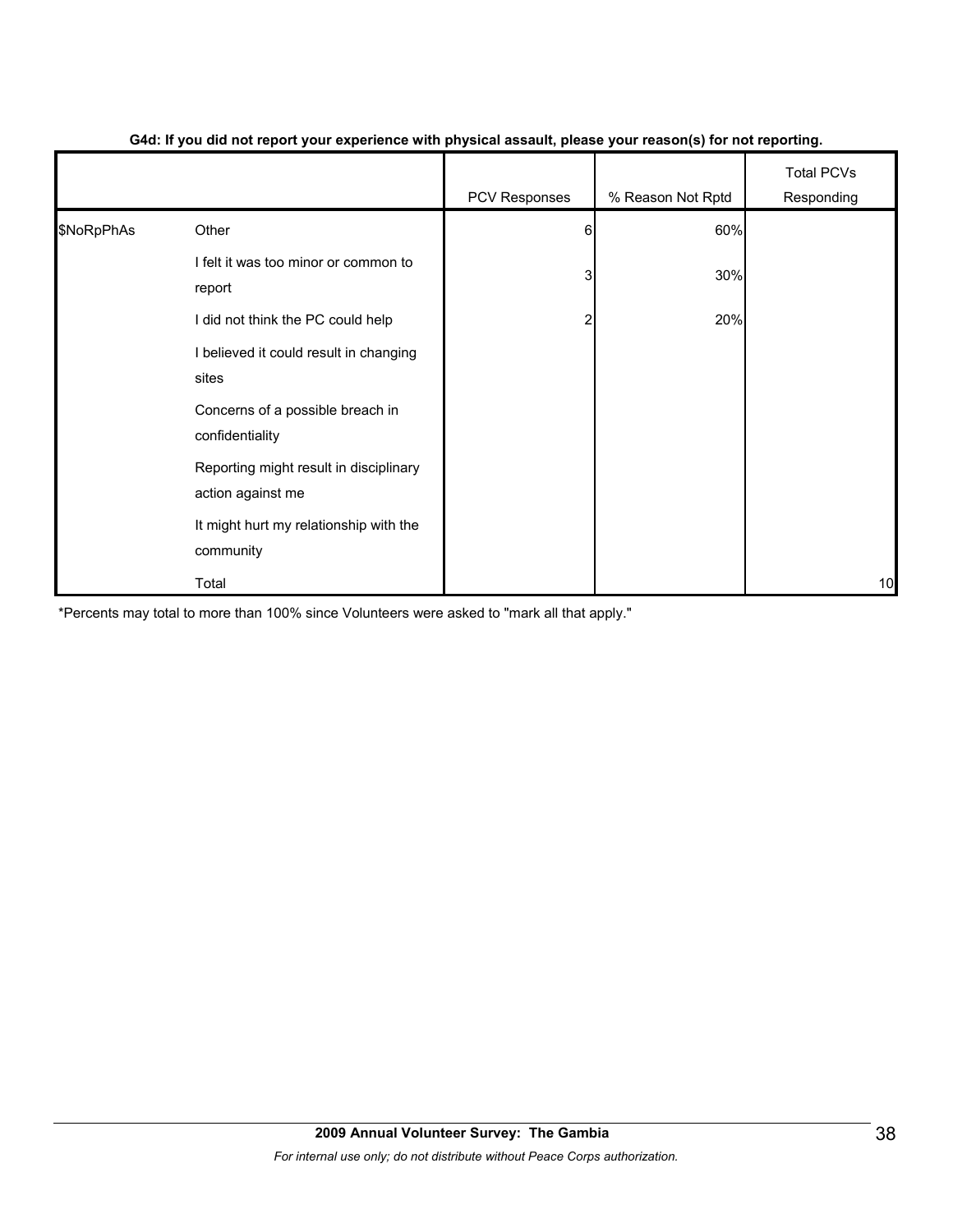**G4d: If you did not report your experience with physical assault, please your reason(s) for not reporting.**

| | | PCV Responses | % Reason Not Rptd | Total PCVs Responding |
|---|---|---|---|---|
| $NoRpPhAs | Other | 6 | 60% | |
| | I felt it was too minor or common to report | 3 | 30% | |
| | I did not think the PC could help | 2 | 20% | |
| | I believed it could result in changing sites | | | |
| | Concerns of a possible breach in confidentiality | | | |
| | Reporting might result in disciplinary action against me | | | |
| | It might hurt my relationship with the community | | | |
| | Total | | | 10 |

*Percents may total to more than 100% since Volunteers were asked to "mark all that apply."

**2009 Annual Volunteer Survey: The Gambia**

*For internal use only; do not distribute without Peace Corps authorization.*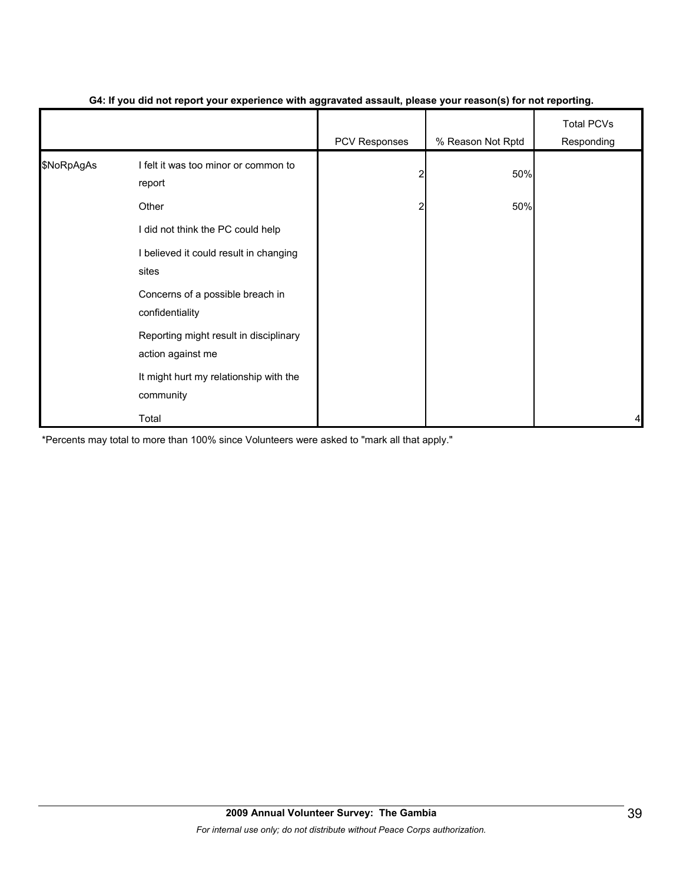**G4: If you did not report your experience with aggravated assault, please your reason(s) for not reporting.**

| | | PCV Responses | % Reason Not Rptd | Total PCVs Responding |
|---|---|---|---|---|
| $NoRpAgAs | I felt it was too minor or common to report | 2 | 50% | |
| | Other | 2 | 50% | |
| | I did not think the PC could help | | | |
| | I believed it could result in changing sites | | | |
| | Concerns of a possible breach in confidentiality | | | |
| | Reporting might result in disciplinary action against me | | | |
| | It might hurt my relationship with the community | | | |
| | Total | | | 4 |

*Percents may total to more than 100% since Volunteers were asked to "mark all that apply."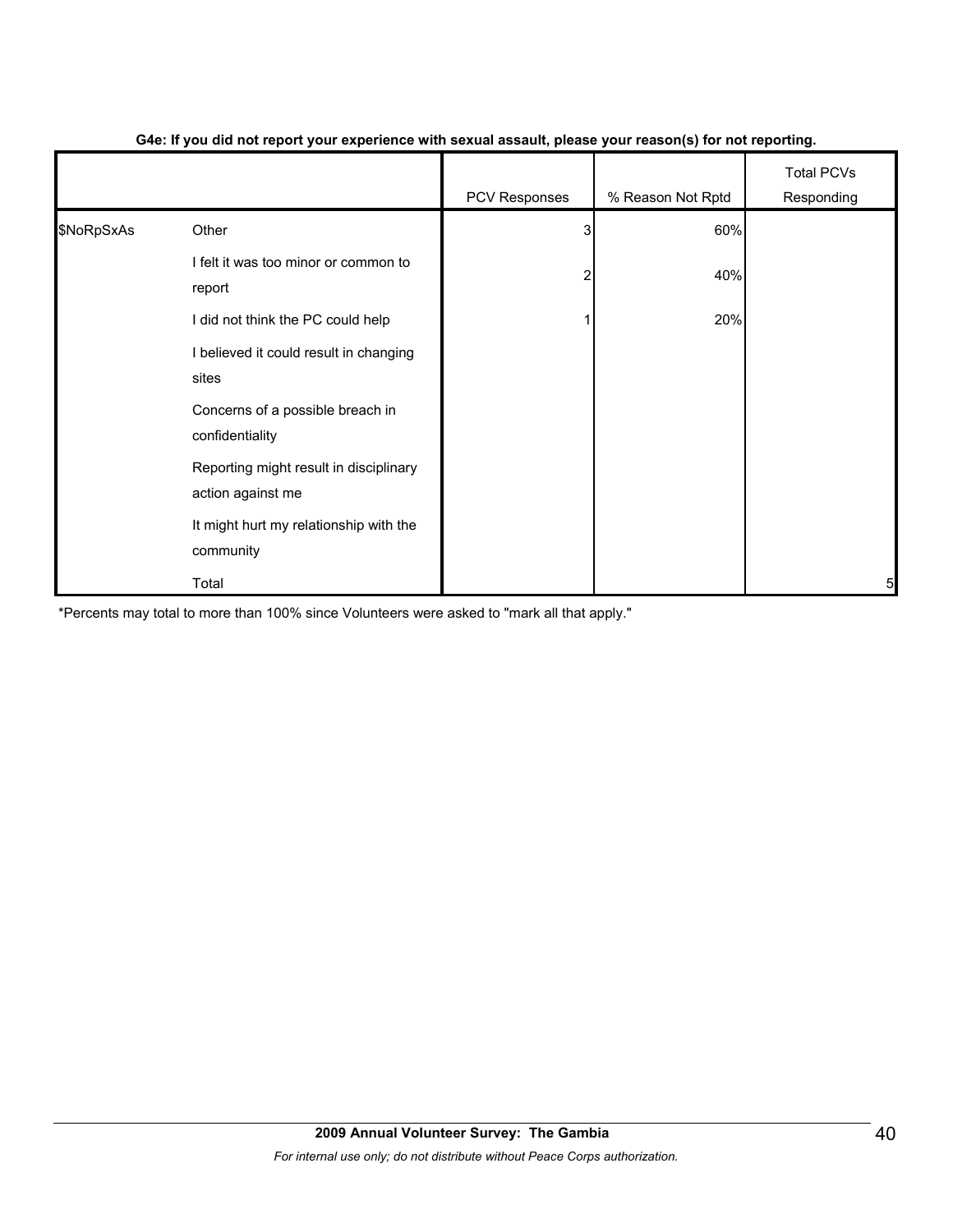**G4e: If you did not report your experience with sexual assault, please your reason(s) for not reporting.**

| | | PCV Responses | % Reason Not Rptd | Total PCVs Responding |
|---|---|---|---|---|
| $NoRpSxAs | Other | 3 | 60% | |
| | I felt it was too minor or common to report | 2 | 40% | |
| | I did not think the PC could help | 1 | 20% | |
| | I believed it could result in changing sites | | | |
| | Concerns of a possible breach in confidentiality | | | |
| | Reporting might result in disciplinary action against me | | | |
| | It might hurt my relationship with the community | | | |
| | Total | | | 5 |

*Percents may total to more than 100% since Volunteers were asked to "mark all that apply."

**2009 Annual Volunteer Survey: The Gambia**

*For internal use only; do not distribute without Peace Corps authorization.*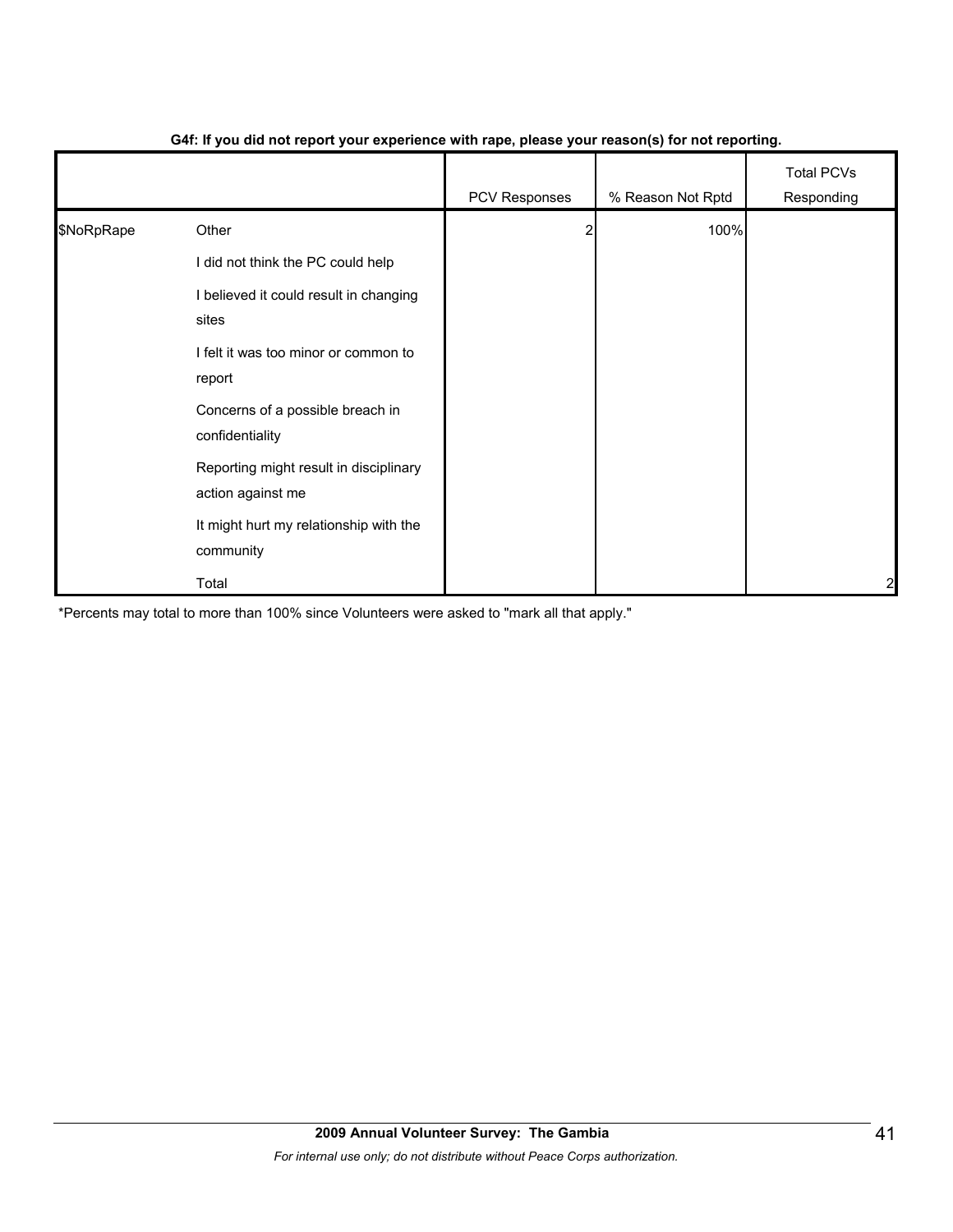**G4f: If you did not report your experience with rape, please your reason(s) for not reporting.**

| | | PCV Responses | % Reason Not Rptd | Total PCVs Responding |
|---|---|---|---|---|
| $NoRpRape | Other | 2 | 100% | |
| | I did not think the PC could help | | | |
| | I believed it could result in changing sites | | | |
| | I felt it was too minor or common to report | | | |
| | Concerns of a possible breach in confidentiality | | | |
| | Reporting might result in disciplinary action against me | | | |
| | It might hurt my relationship with the community | | | |
| | Total | | | 2 |

*Percents may total to more than 100% since Volunteers were asked to "mark all that apply."

**2009 Annual Volunteer Survey: The Gambia**

*For internal use only; do not distribute without Peace Corps authorization.*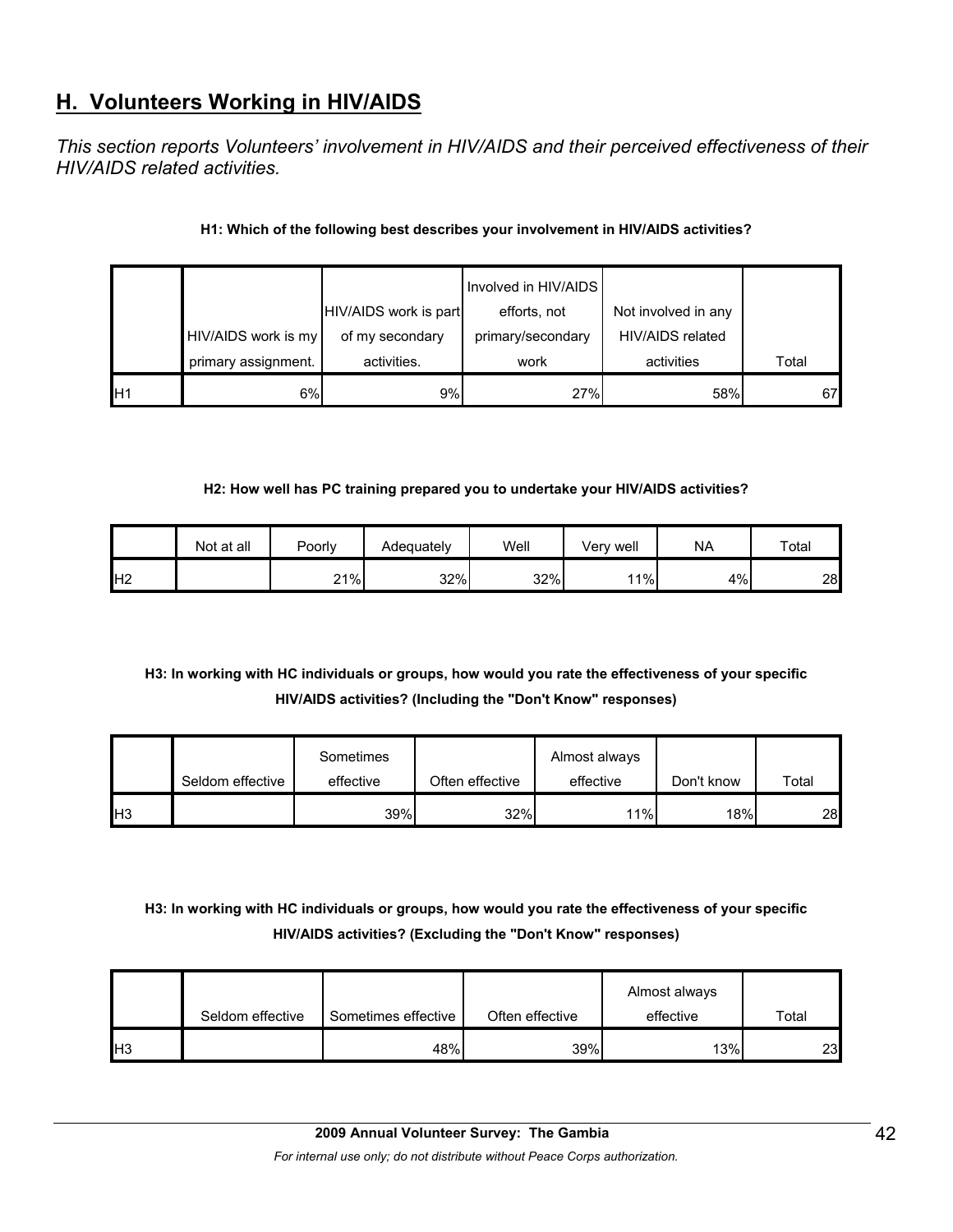## H. Volunteers Working in HIV/AIDS

*This section reports Volunteers' involvement in HIV/AIDS and their perceived effectiveness of their HIV/AIDS related activities.*

**H1: Which of the following best describes your involvement in HIV/AIDS activities?**

| | HIV/AIDS work is my primary assignment. | HIV/AIDS work is part of my secondary activities. | Involved in HIV/AIDS efforts, not primary/secondary work | Not involved in any HIV/AIDS related activities | Total |
|---|---|---|---|---|---|
| H1 | 6% | 9% | 27% | 58% | 67 |

**H2: How well has PC training prepared you to undertake your HIV/AIDS activities?**

| | Not at all | Poorly | Adequately | Well | Very well | NA | Total |
|---|---|---|---|---|---|---|---|
| H2 | | 21% | 32% | 32% | 11% | 4% | 28 |

**H3: In working with HC individuals or groups, how would you rate the effectiveness of your specific HIV/AIDS activities? (Including the "Don't Know" responses)**

| | Seldom effective | Sometimes effective | Often effective | Almost always effective | Don't know | Total |
|---|---|---|---|---|---|---|
| H3 | | 39% | 32% | 11% | 18% | 28 |

**H3: In working with HC individuals or groups, how would you rate the effectiveness of your specific HIV/AIDS activities? (Excluding the "Don't Know" responses)**

| | Seldom effective | Sometimes effective | Often effective | Almost always effective | Total |
|---|---|---|---|---|---|
| H3 | | 48% | 39% | 13% | 23 |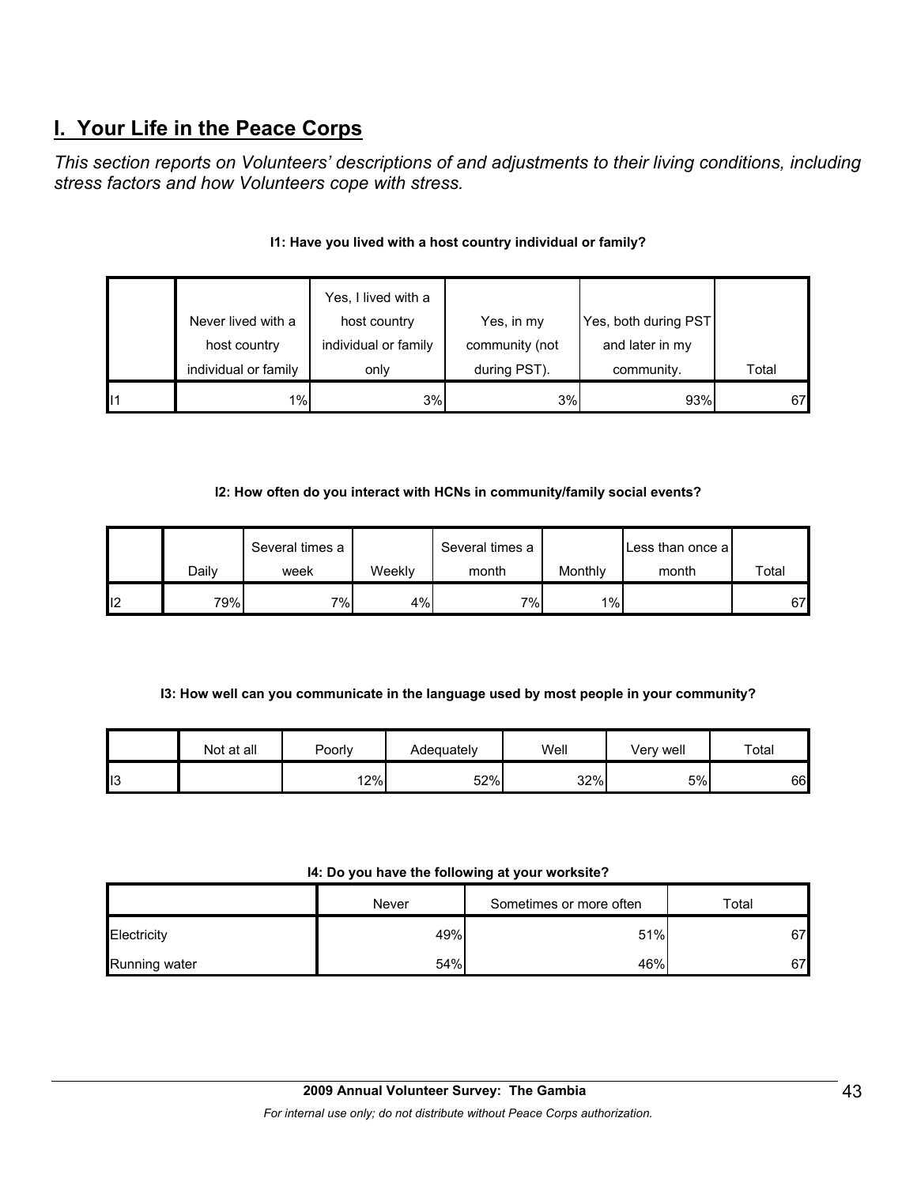## I. Your Life in the Peace Corps

*This section reports on Volunteers' descriptions of and adjustments to their living conditions, including stress factors and how Volunteers cope with stress.*

**I1: Have you lived with a host country individual or family?**

| | Never lived with a host country individual or family | Yes, I lived with a host country individual or family only | Yes, in my community (not during PST). | Yes, both during PST and later in my community. | Total |
|---|---|---|---|---|---|
| I1 | 1% | 3% | 3% | 93% | 67 |

**I2: How often do you interact with HCNs in community/family social events?**

| | Daily | Several times a week | Weekly | Several times a month | Monthly | Less than once a month | Total |
|---|---|---|---|---|---|---|---|
| I2 | 79% | 7% | 4% | 7% | 1% | | 67 |

**I3: How well can you communicate in the language used by most people in your community?**

| | Not at all | Poorly | Adequately | Well | Very well | Total |
|---|---|---|---|---|---|---|
| I3 | | 12% | 52% | 32% | 5% | 66 |

**I4: Do you have the following at your worksite?**

| | Never | Sometimes or more often | Total |
|---|---|---|---|
| Electricity | 49% | 51% | 67 |
| Running water | 54% | 46% | 67 |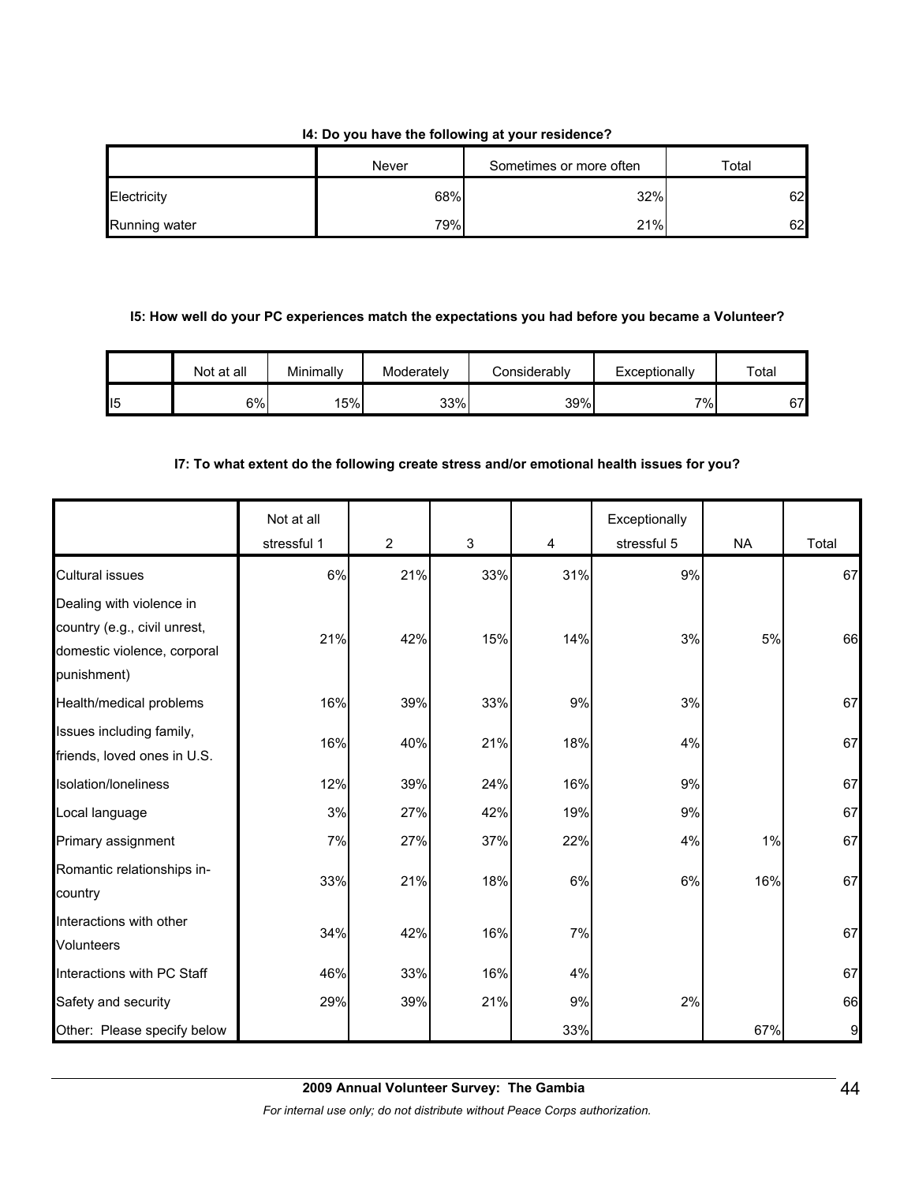**I4: Do you have the following at your residence?**

| | Never | Sometimes or more often | Total |
|---|---|---|---|
| Electricity | 68% | 32% | 62 |
| Running water | 79% | 21% | 62 |

**I5: How well do your PC experiences match the expectations you had before you became a Volunteer?**

| | Not at all | Minimally | Moderately | Considerably | Exceptionally | Total |
|---|---|---|---|---|---|---|
| I5 | 6% | 15% | 33% | 39% | 7% | 67 |

**I7: To what extent do the following create stress and/or emotional health issues for you?**

| | Not at all stressful 1 | 2 | 3 | 4 | Exceptionally stressful 5 | NA | Total |
|---|---|---|---|---|---|---|---|
| Cultural issues | 6% | 21% | 33% | 31% | 9% | | 67 |
| Dealing with violence in country (e.g., civil unrest, domestic violence, corporal punishment) | 21% | 42% | 15% | 14% | 3% | 5% | 66 |
| Health/medical problems | 16% | 39% | 33% | 9% | 3% | | 67 |
| Issues including family, friends, loved ones in U.S. | 16% | 40% | 21% | 18% | 4% | | 67 |
| Isolation/loneliness | 12% | 39% | 24% | 16% | 9% | | 67 |
| Local language | 3% | 27% | 42% | 19% | 9% | | 67 |
| Primary assignment | 7% | 27% | 37% | 22% | 4% | 1% | 67 |
| Romantic relationships in-country | 33% | 21% | 18% | 6% | 6% | 16% | 67 |
| Interactions with other Volunteers | 34% | 42% | 16% | 7% | | | 67 |
| Interactions with PC Staff | 46% | 33% | 16% | 4% | | | 67 |
| Safety and security | 29% | 39% | 21% | 9% | 2% | | 66 |
| Other: Please specify below | | | | 33% | | 67% | 9 |

**2009 Annual Volunteer Survey: The Gambia**

*For internal use only; do not distribute without Peace Corps authorization.*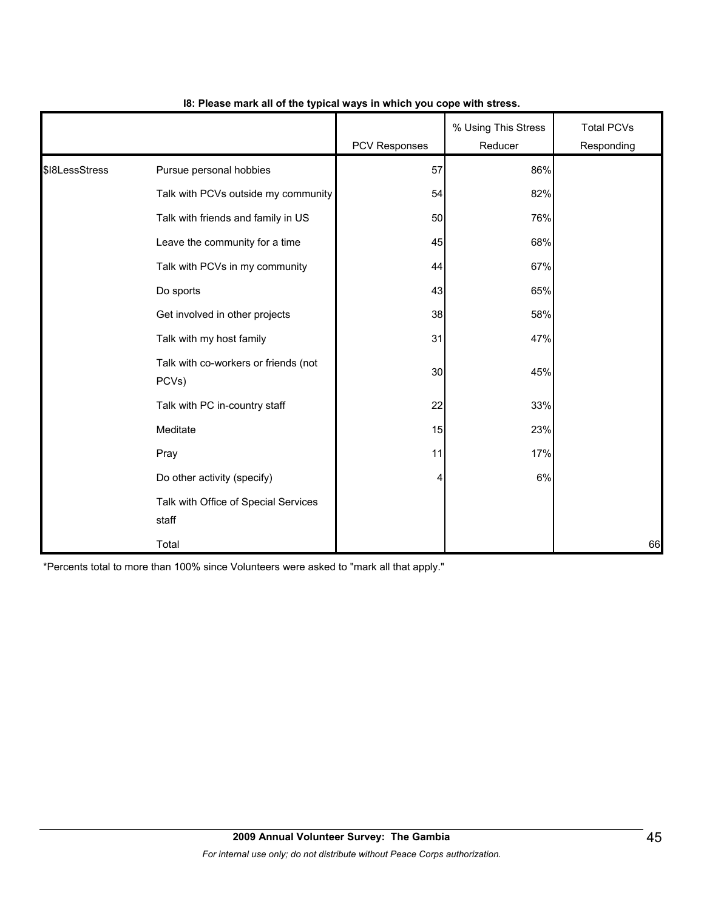**I8: Please mark all of the typical ways in which you cope with stress.**

| | | PCV Responses | % Using This Stress Reducer | Total PCVs Responding |
|---|---|---|---|---|
| $I8LessStress | Pursue personal hobbies | 57 | 86% | |
| | Talk with PCVs outside my community | 54 | 82% | |
| | Talk with friends and family in US | 50 | 76% | |
| | Leave the community for a time | 45 | 68% | |
| | Talk with PCVs in my community | 44 | 67% | |
| | Do sports | 43 | 65% | |
| | Get involved in other projects | 38 | 58% | |
| | Talk with my host family | 31 | 47% | |
| | Talk with co-workers or friends (not PCVs) | 30 | 45% | |
| | Talk with PC in-country staff | 22 | 33% | |
| | Meditate | 15 | 23% | |
| | Pray | 11 | 17% | |
| | Do other activity (specify) | 4 | 6% | |
| | Talk with Office of Special Services staff | | | |
| | Total | | | 66 |

*Percents total to more than 100% since Volunteers were asked to "mark all that apply."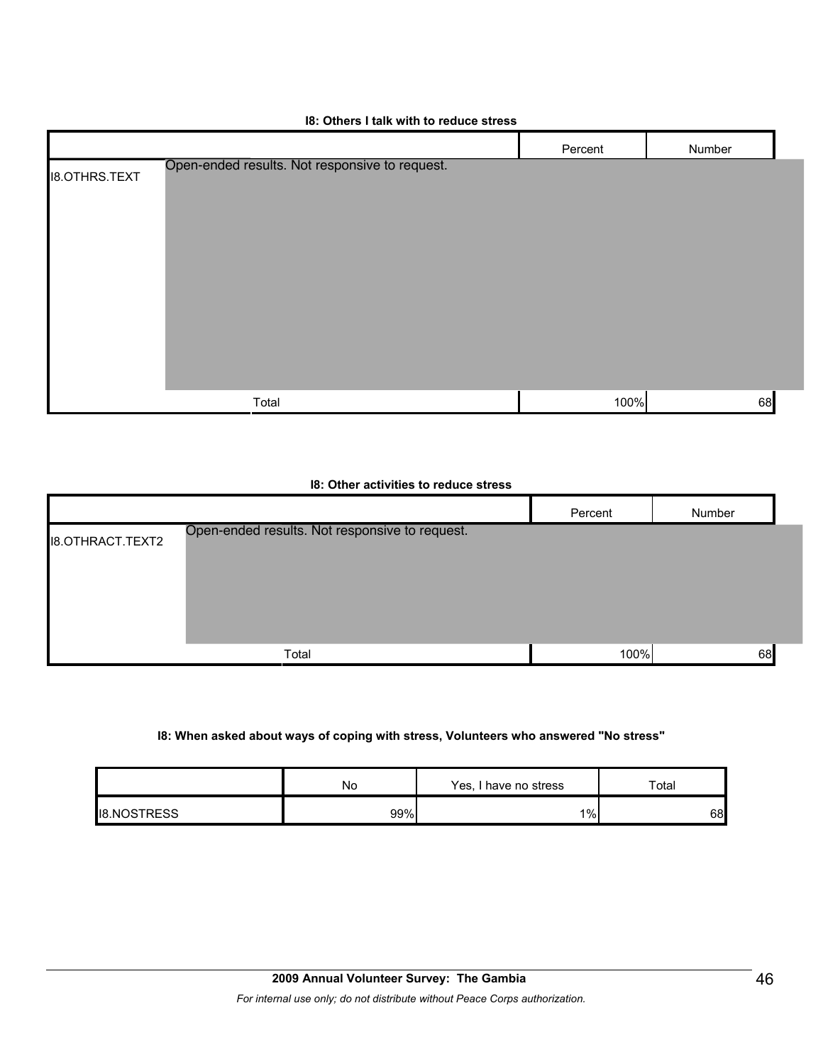**I8: Others I talk with to reduce stress**

| | | Percent | Number |
|---|---|---|---|
| I8.OTHRS.TEXT | Open-ended results. Not responsive to request. | | |
| | Total | 100% | 68 |

**I8: Other activities to reduce stress**

| | | Percent | Number |
|---|---|---|---|
| I8.OTHRACT.TEXT2 | Open-ended results. Not responsive to request. | | |
| | Total | 100% | 68 |

**I8: When asked about ways of coping with stress, Volunteers who answered "No stress"**

| | No | Yes, I have no stress | Total |
|---|---|---|---|
| I8.NOSTRESS | 99% | 1% | 68 |

**2009 Annual Volunteer Survey: The Gambia**

*For internal use only; do not distribute without Peace Corps authorization.*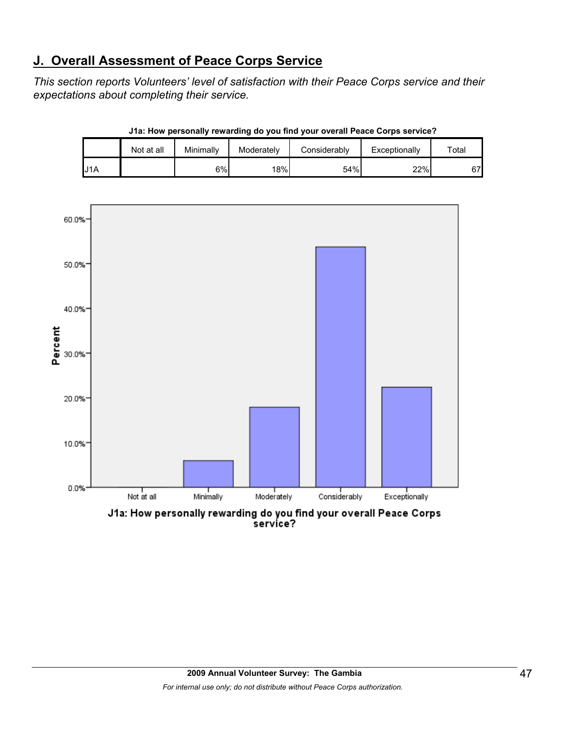## J. Overall Assessment of Peace Corps Service

*This section reports Volunteers' level of satisfaction with their Peace Corps service and their expectations about completing their service.*

**J1a: How personally rewarding do you find your overall Peace Corps service?**

| | Not at all | Minimally | Moderately | Considerably | Exceptionally | Total |
|---|---|---|---|---|---|---|
| J1A | | 6% | 18% | 54% | 22% | 67 |

J1a: How personally rewarding do you find your overall Peace Corps service?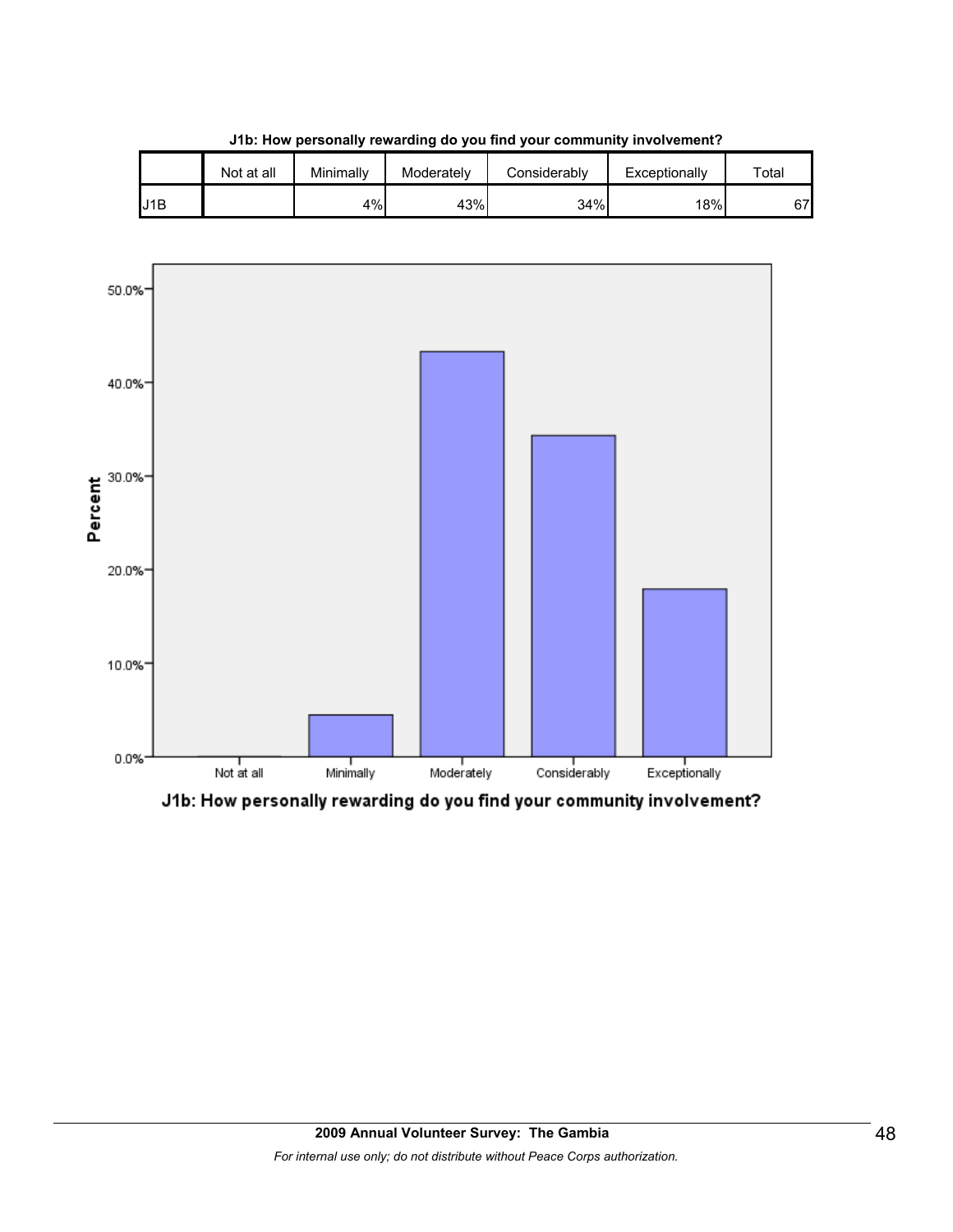**J1b: How personally rewarding do you find your community involvement?**

| | Not at all | Minimally | Moderately | Considerably | Exceptionally | Total |
|---|---|---|---|---|---|---|
| J1B | | 4% | 43% | 34% | 18% | 67 |

J1b: How personally rewarding do you find your community involvement?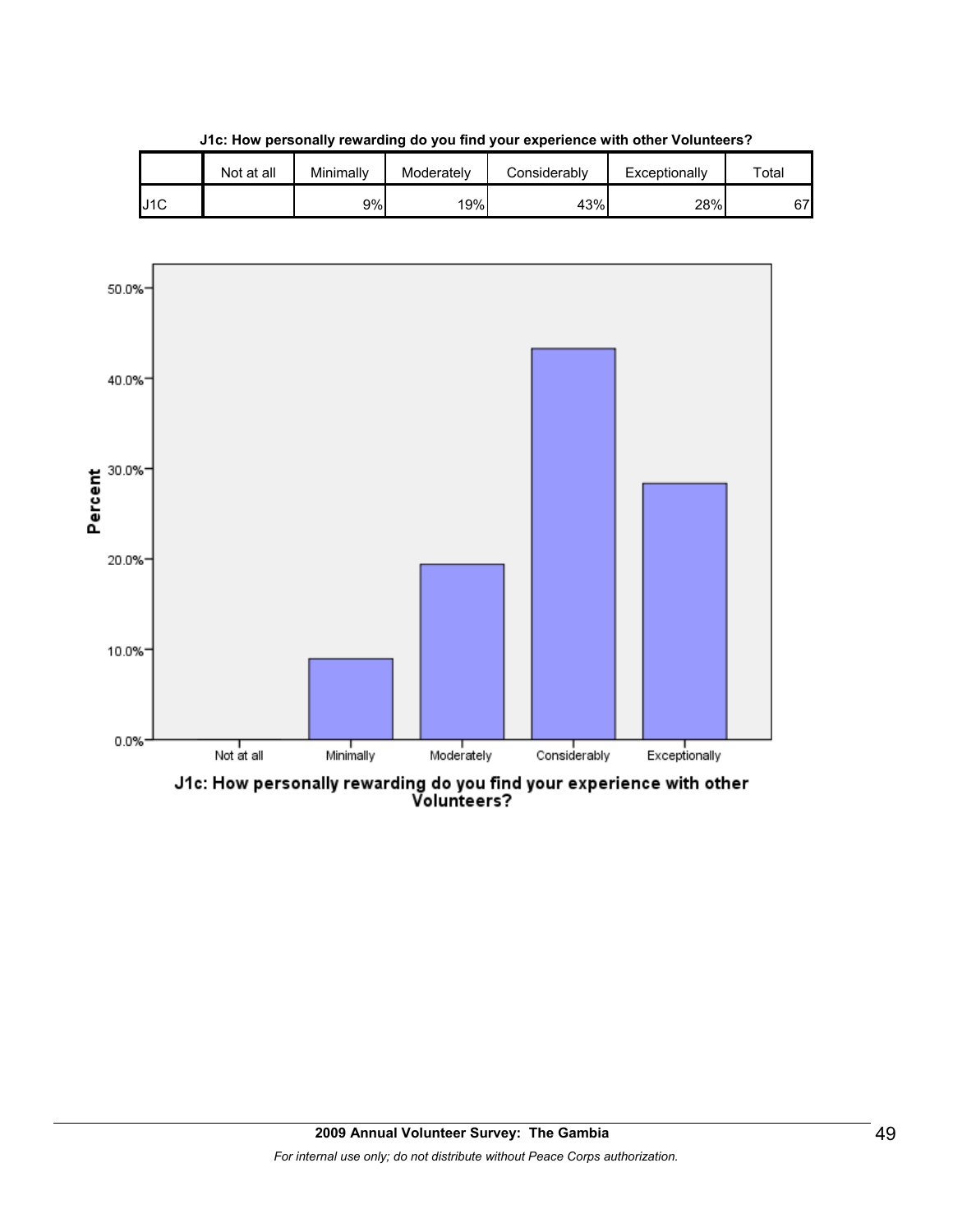**J1c: How personally rewarding do you find your experience with other Volunteers?**

| | Not at all | Minimally | Moderately | Considerably | Exceptionally | Total |
|---|---|---|---|---|---|---|
| J1C | | 9% | 19% | 43% | 28% | 67 |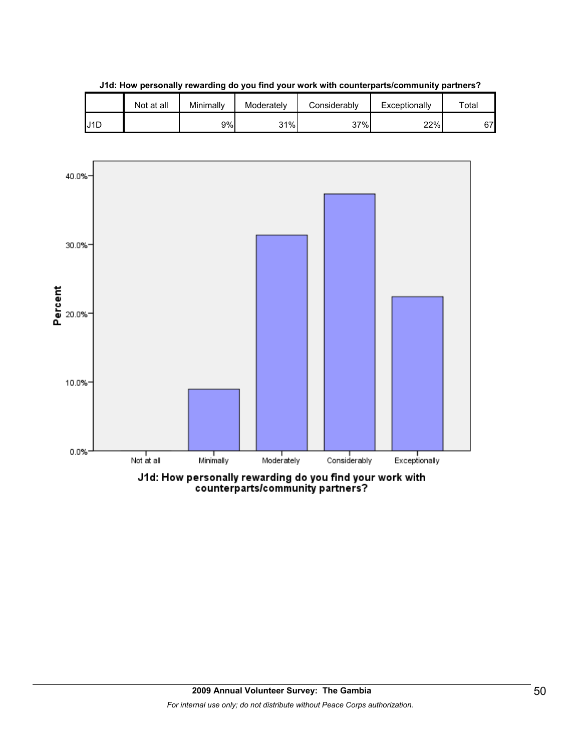**J1d: How personally rewarding do you find your work with counterparts/community partners?**

| | Not at all | Minimally | Moderately | Considerably | Exceptionally | Total |
|---|---|---|---|---|---|---|
| J1D | | 9% | 31% | 37% | 22% | 67 |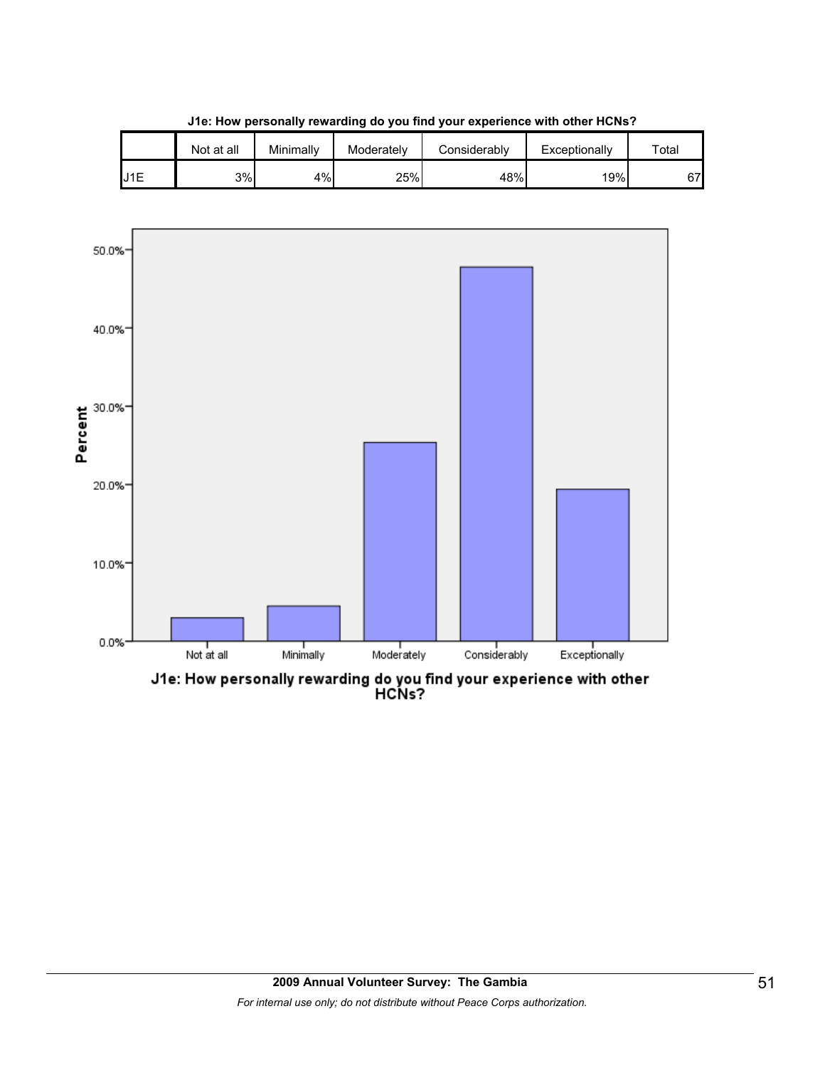**J1e: How personally rewarding do you find your experience with other HCNs?**

| | Not at all | Minimally | Moderately | Considerably | Exceptionally | Total |
|---|---|---|---|---|---|---|
| J1E | 3% | 4% | 25% | 48% | 19% | 67 |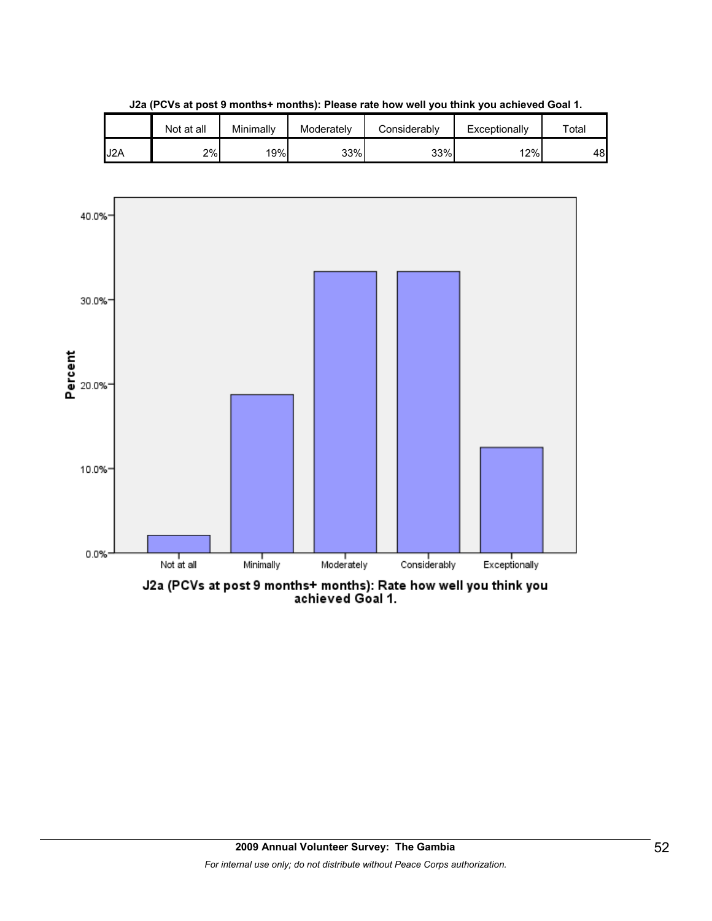**J2a (PCVs at post 9 months+ months): Please rate how well you think you achieved Goal 1.**

| | Not at all | Minimally | Moderately | Considerably | Exceptionally | Total |
|---|---|---|---|---|---|---|
| J2A | 2% | 19% | 33% | 33% | 12% | 48 |

J2a (PCVs at post 9 months+ months): Rate how well you think you achieved Goal 1.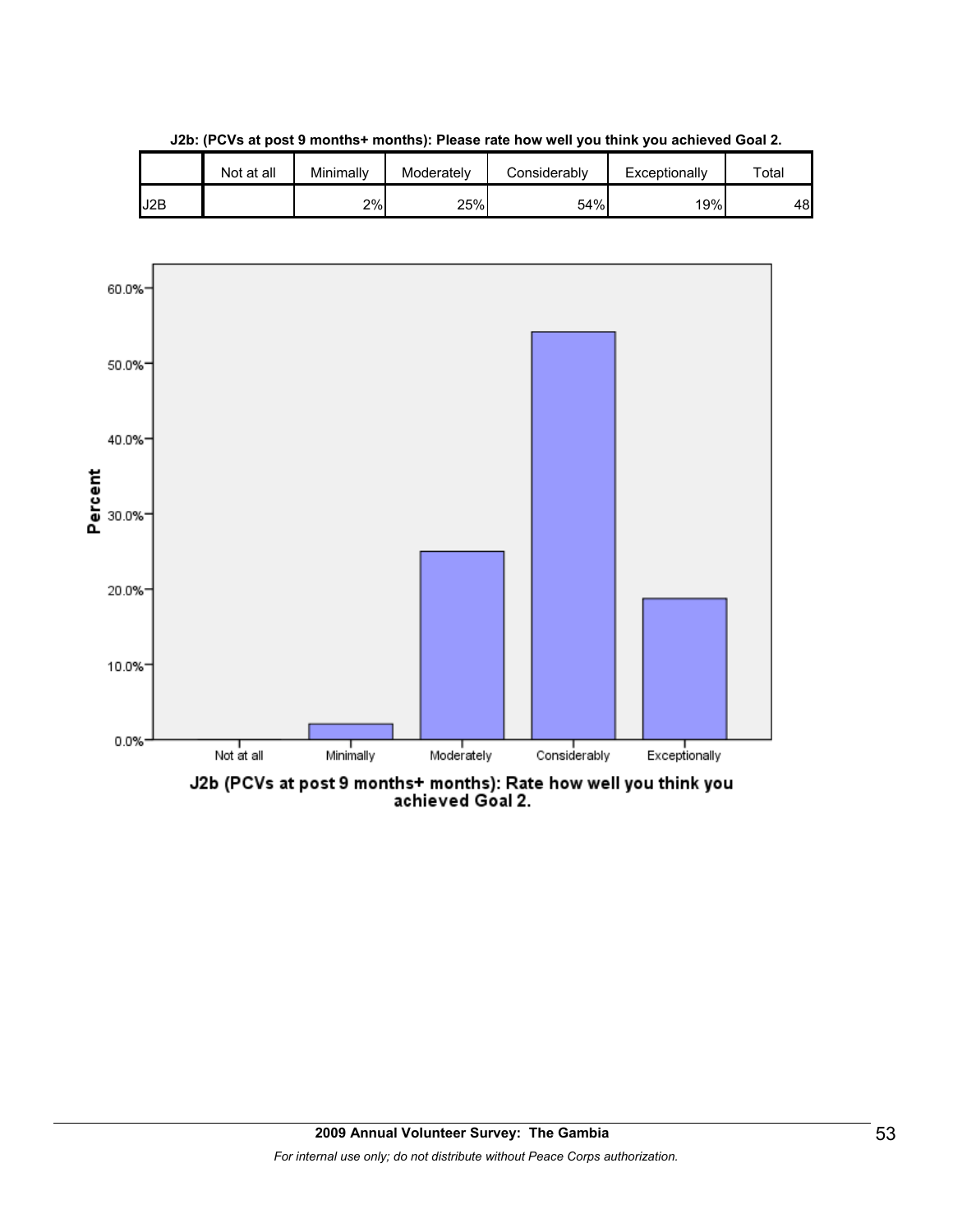**J2b: (PCVs at post 9 months+ months): Please rate how well you think you achieved Goal 2.**

| | Not at all | Minimally | Moderately | Considerably | Exceptionally | Total |
|---|---|---|---|---|---|---|
| J2B | | 2% | 25% | 54% | 19% | 48 |

J2b (PCVs at post 9 months+ months): Rate how well you think you achieved Goal 2.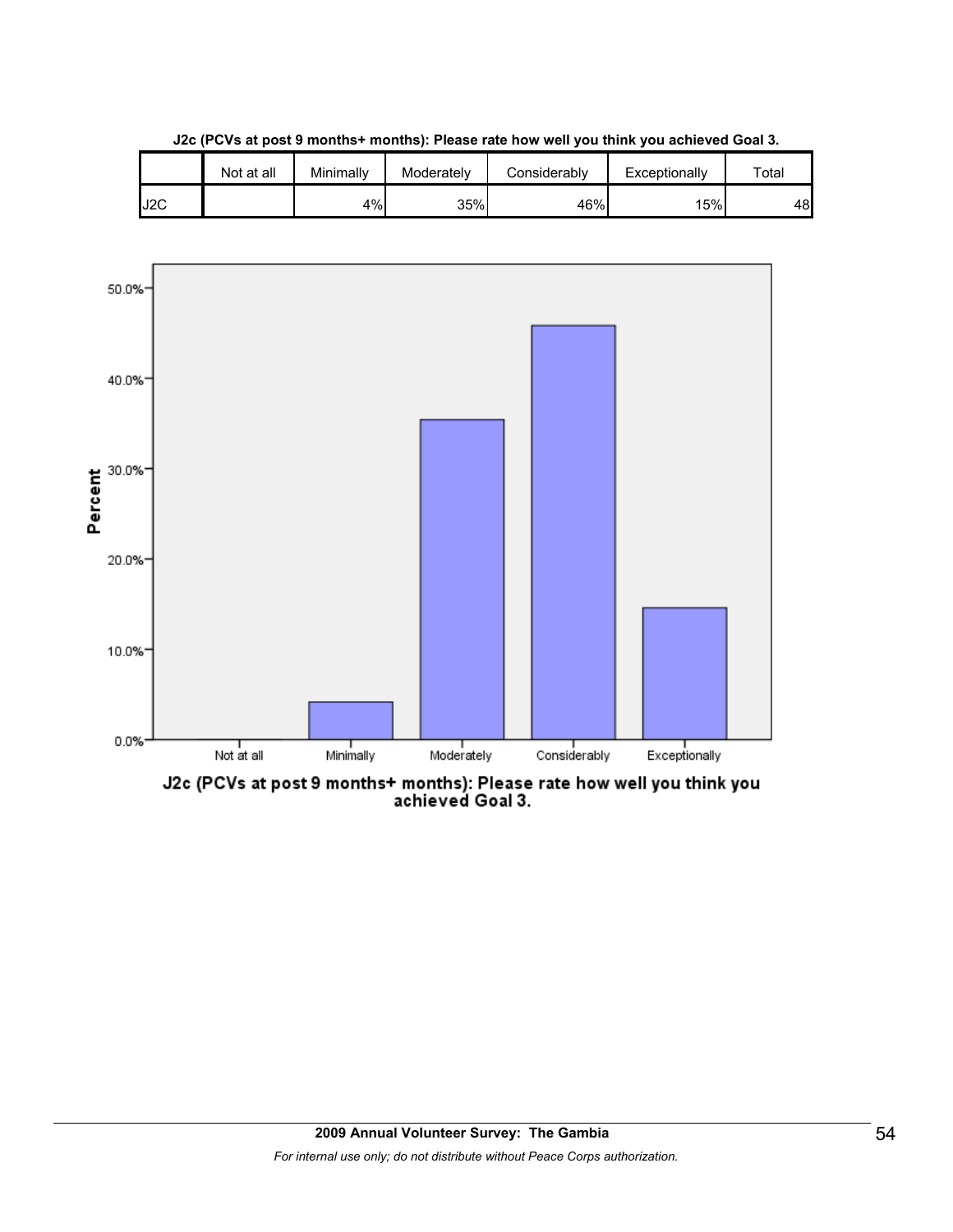**J2c (PCVs at post 9 months+ months): Please rate how well you think you achieved Goal 3.**

| | Not at all | Minimally | Moderately | Considerably | Exceptionally | Total |
|---|---|---|---|---|---|---|
| J2C | | 4% | 35% | 46% | 15% | 48 |

J2c (PCVs at post 9 months+ months): Please rate how well you think you achieved Goal 3.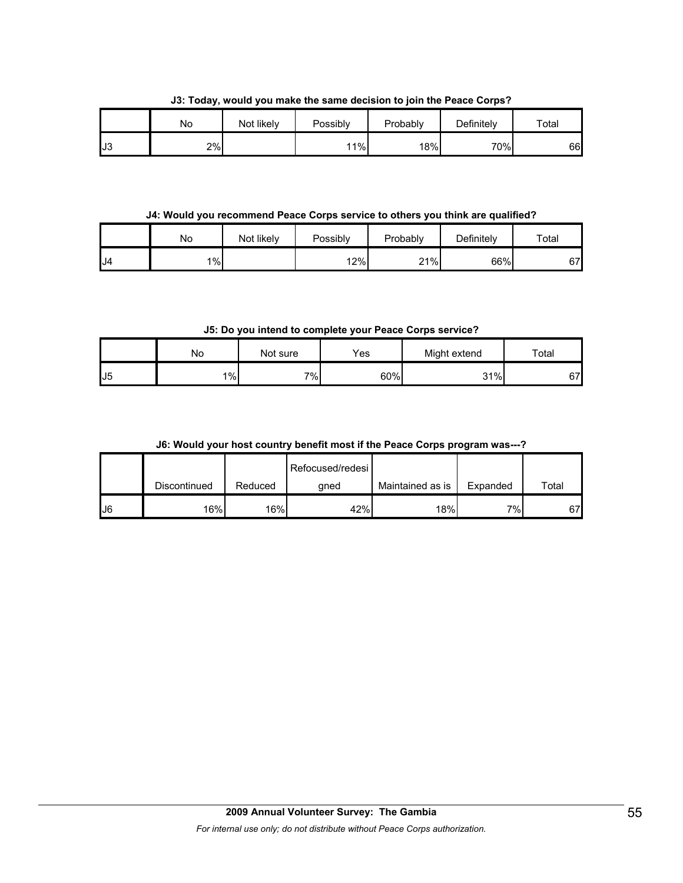**J3: Today, would you make the same decision to join the Peace Corps?**

| | No | Not likely | Possibly | Probably | Definitely | Total |
|---|---|---|---|---|---|---|
| J3 | 2% | | 11% | 18% | 70% | 66 |

**J4: Would you recommend Peace Corps service to others you think are qualified?**

| | No | Not likely | Possibly | Probably | Definitely | Total |
|---|---|---|---|---|---|---|
| J4 | 1% | | 12% | 21% | 66% | 67 |

**J5: Do you intend to complete your Peace Corps service?**

| | No | Not sure | Yes | Might extend | Total |
|---|---|---|---|---|---|
| J5 | 1% | 7% | 60% | 31% | 67 |

**J6: Would your host country benefit most if the Peace Corps program was---?**

| | Discontinued | Reduced | Refocused/redesigned | Maintained as is | Expanded | Total |
|---|---|---|---|---|---|---|
| J6 | 16% | 16% | 42% | 18% | 7% | 67 |

**2009 Annual Volunteer Survey: The Gambia**

*For internal use only; do not distribute without Peace Corps authorization.*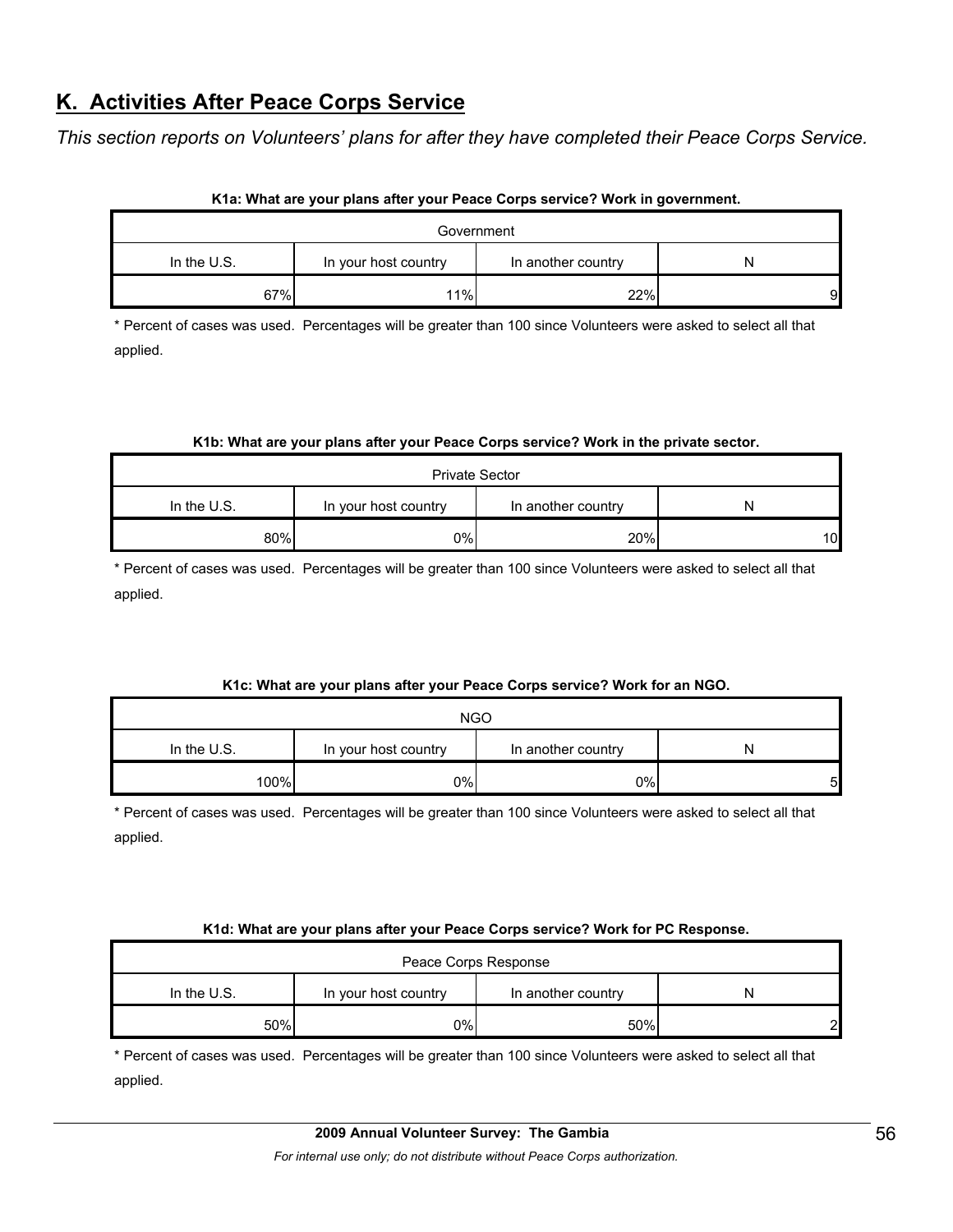## K. Activities After Peace Corps Service

*This section reports on Volunteers' plans for after they have completed their Peace Corps Service.*

**K1a: What are your plans after your Peace Corps service? Work in government.**

| Government | | | |
|---|---|---|---|
| In the U.S. | In your host country | In another country | N |
| 67% | 11% | 22% | 9 |

* Percent of cases was used. Percentages will be greater than 100 since Volunteers were asked to select all that applied.

**K1b: What are your plans after your Peace Corps service? Work in the private sector.**

| Private Sector | | | |
|---|---|---|---|
| In the U.S. | In your host country | In another country | N |
| 80% | 0% | 20% | 10 |

* Percent of cases was used. Percentages will be greater than 100 since Volunteers were asked to select all that applied.

**K1c: What are your plans after your Peace Corps service? Work for an NGO.**

| NGO | | | |
|---|---|---|---|
| In the U.S. | In your host country | In another country | N |
| 100% | 0% | 0% | 5 |

* Percent of cases was used. Percentages will be greater than 100 since Volunteers were asked to select all that applied.

**K1d: What are your plans after your Peace Corps service? Work for PC Response.**

| Peace Corps Response | | | |
|---|---|---|---|
| In the U.S. | In your host country | In another country | N |
| 50% | 0% | 50% | 2 |

* Percent of cases was used. Percentages will be greater than 100 since Volunteers were asked to select all that applied.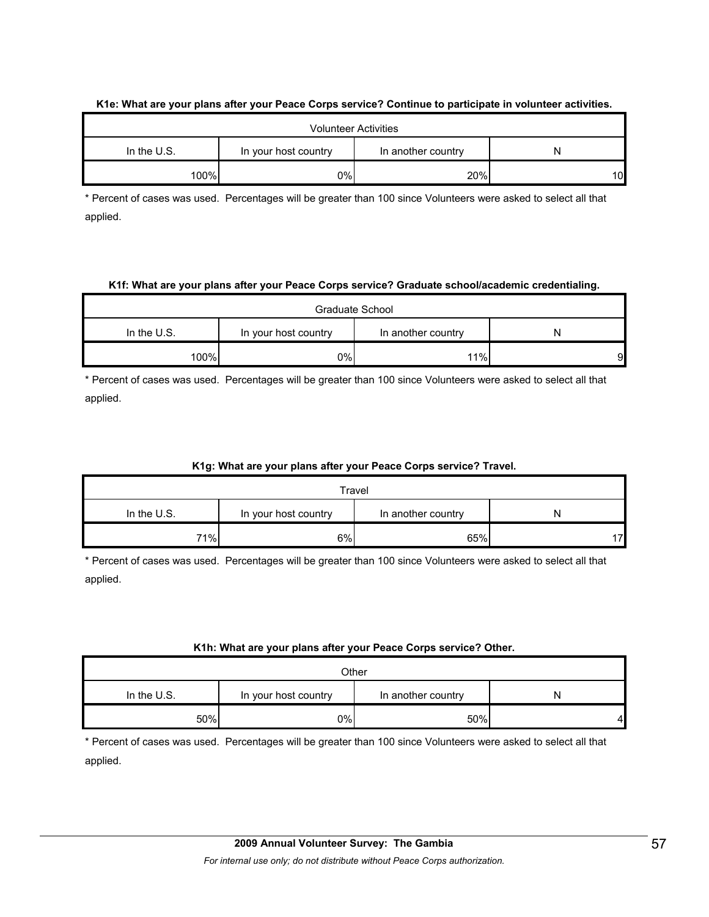**K1e: What are your plans after your Peace Corps service? Continue to participate in volunteer activities.**

| Volunteer Activities | | | |
|---|---|---|---|
| In the U.S. | In your host country | In another country | N |
| 100% | 0% | 20% | 10 |

* Percent of cases was used. Percentages will be greater than 100 since Volunteers were asked to select all that applied.

**K1f: What are your plans after your Peace Corps service? Graduate school/academic credentialing.**

| Graduate School | | | |
|---|---|---|---|
| In the U.S. | In your host country | In another country | N |
| 100% | 0% | 11% | 9 |

* Percent of cases was used. Percentages will be greater than 100 since Volunteers were asked to select all that applied.

**K1g: What are your plans after your Peace Corps service? Travel.**

| Travel | | | |
|---|---|---|---|
| In the U.S. | In your host country | In another country | N |
| 71% | 6% | 65% | 17 |

* Percent of cases was used. Percentages will be greater than 100 since Volunteers were asked to select all that applied.

**K1h: What are your plans after your Peace Corps service? Other.**

| Other | | | |
|---|---|---|---|
| In the U.S. | In your host country | In another country | N |
| 50% | 0% | 50% | 4 |

* Percent of cases was used. Percentages will be greater than 100 since Volunteers were asked to select all that applied.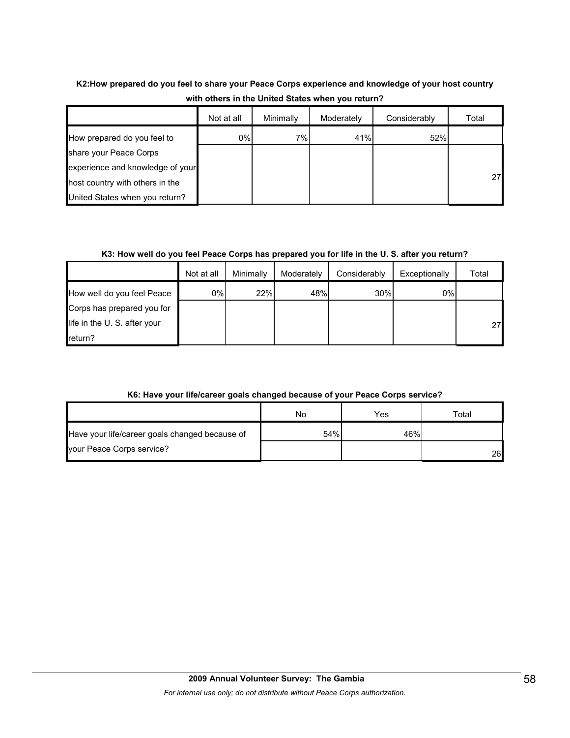**K2:How prepared do you feel to share your Peace Corps experience and knowledge of your host country with others in the United States when you return?**

| | Not at all | Minimally | Moderately | Considerably | Total |
|---|---|---|---|---|---|
| How prepared do you feel to share your Peace Corps experience and knowledge of your host country with others in the United States when you return? | 0% | 7% | 41% | 52% | 27 |

**K3: How well do you feel Peace Corps has prepared you for life in the U. S. after you return?**

| | Not at all | Minimally | Moderately | Considerably | Exceptionally | Total |
|---|---|---|---|---|---|---|
| How well do you feel Peace Corps has prepared you for life in the U. S. after your return? | 0% | 22% | 48% | 30% | 0% | 27 |

**K6: Have your life/career goals changed because of your Peace Corps service?**

| | No | Yes | Total |
|---|---|---|---|
| Have your life/career goals changed because of your Peace Corps service? | 54% | 46% | 26 |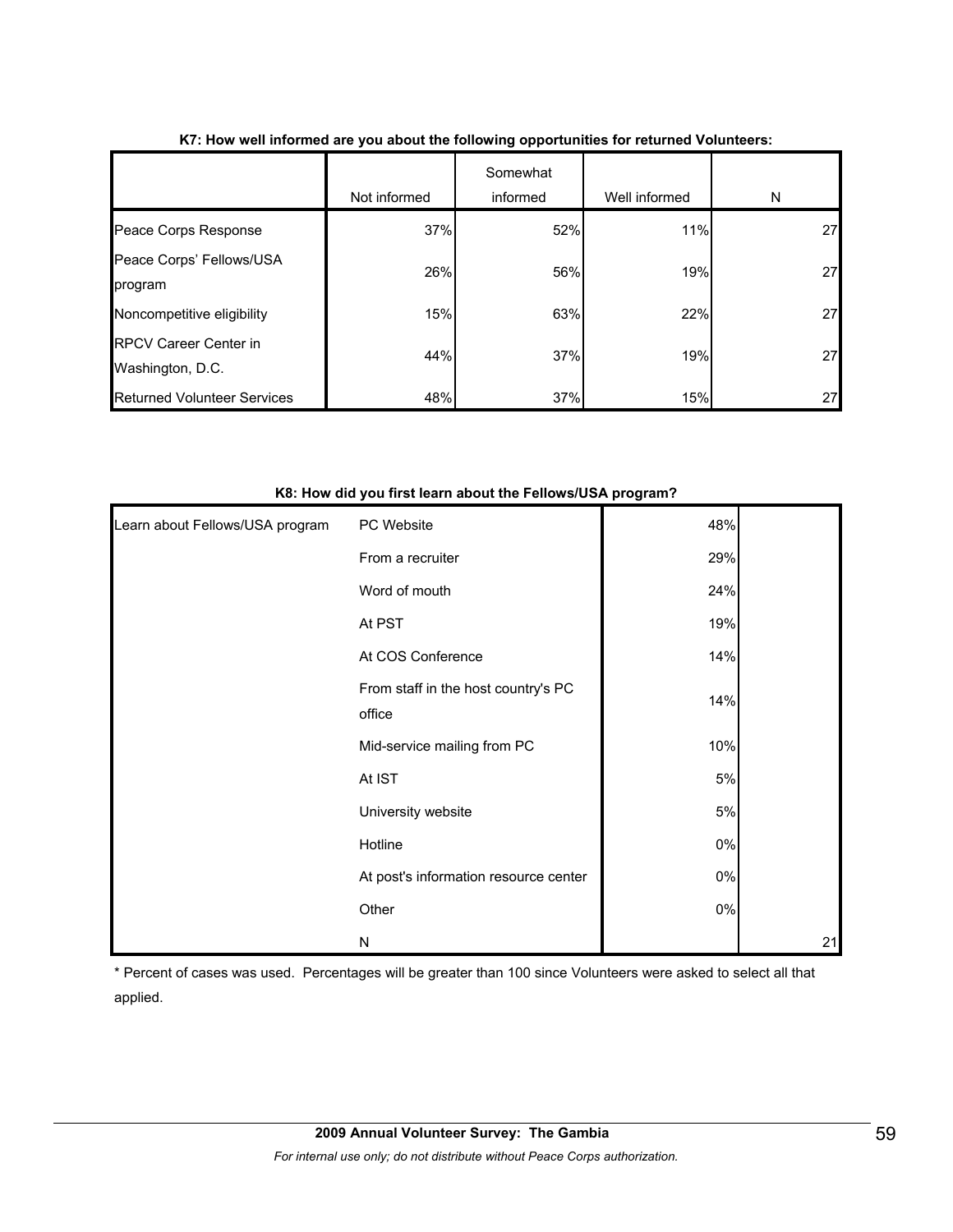**K7: How well informed are you about the following opportunities for returned Volunteers:**

| | Not informed | Somewhat informed | Well informed | N |
|---|---|---|---|---|
| Peace Corps Response | 37% | 52% | 11% | 27 |
| Peace Corps' Fellows/USA program | 26% | 56% | 19% | 27 |
| Noncompetitive eligibility | 15% | 63% | 22% | 27 |
| RPCV Career Center in Washington, D.C. | 44% | 37% | 19% | 27 |
| Returned Volunteer Services | 48% | 37% | 15% | 27 |

**K8: How did you first learn about the Fellows/USA program?**

| | | | |
|---|---|---|---|
| Learn about Fellows/USA program | PC Website | 48% | |
| | From a recruiter | 29% | |
| | Word of mouth | 24% | |
| | At PST | 19% | |
| | At COS Conference | 14% | |
| | From staff in the host country's PC office | 14% | |
| | Mid-service mailing from PC | 10% | |
| | At IST | 5% | |
| | University website | 5% | |
| | Hotline | 0% | |
| | At post's information resource center | 0% | |
| | Other | 0% | |
| | N | | 21 |

* Percent of cases was used. Percentages will be greater than 100 since Volunteers were asked to select all that applied.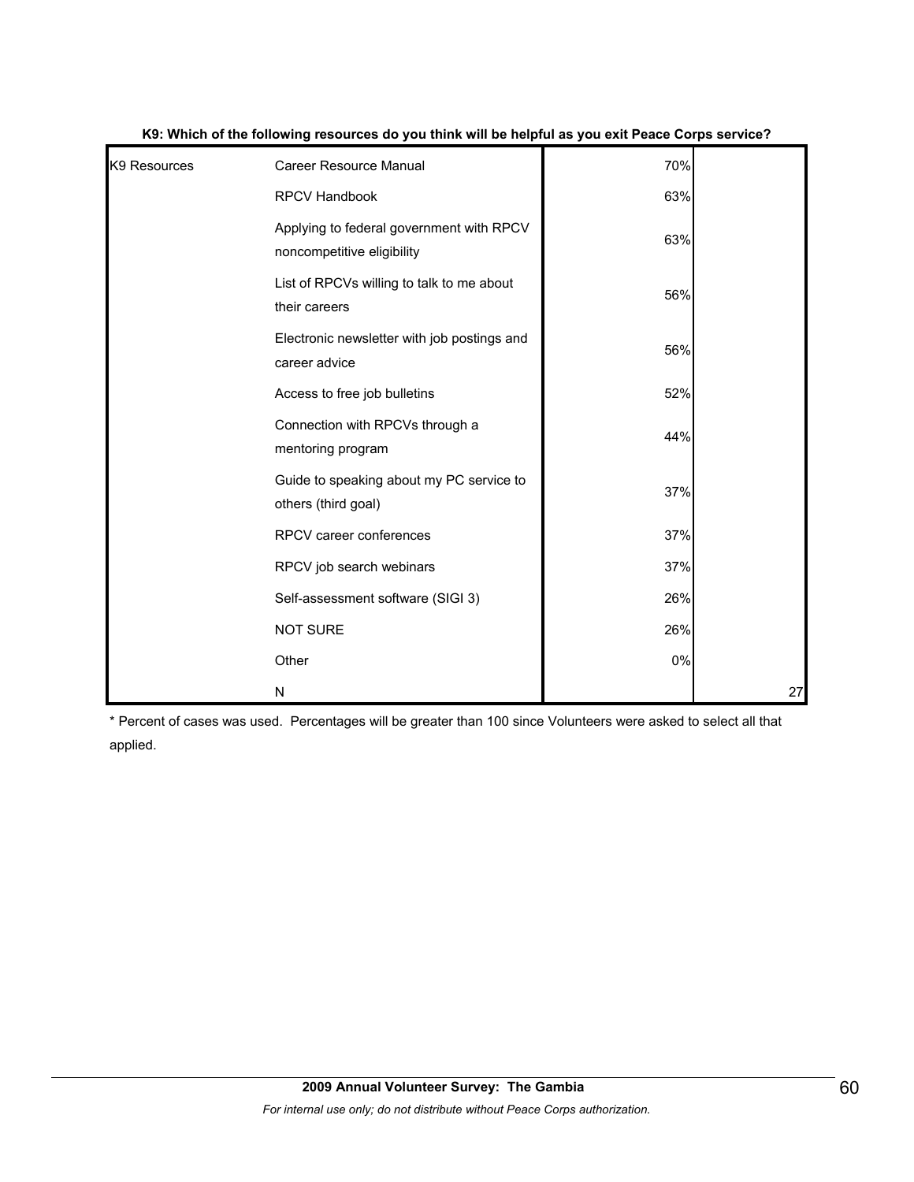**K9: Which of the following resources do you think will be helpful as you exit Peace Corps service?**

| | | | |
|---|---|---|---|
| K9 Resources | Career Resource Manual | 70% | |
| | RPCV Handbook | 63% | |
| | Applying to federal government with RPCV noncompetitive eligibility | 63% | |
| | List of RPCVs willing to talk to me about their careers | 56% | |
| | Electronic newsletter with job postings and career advice | 56% | |
| | Access to free job bulletins | 52% | |
| | Connection with RPCVs through a mentoring program | 44% | |
| | Guide to speaking about my PC service to others (third goal) | 37% | |
| | RPCV career conferences | 37% | |
| | RPCV job search webinars | 37% | |
| | Self-assessment software (SIGI 3) | 26% | |
| | NOT SURE | 26% | |
| | Other | 0% | |
| | N | | 27 |

* Percent of cases was used. Percentages will be greater than 100 since Volunteers were asked to select all that applied.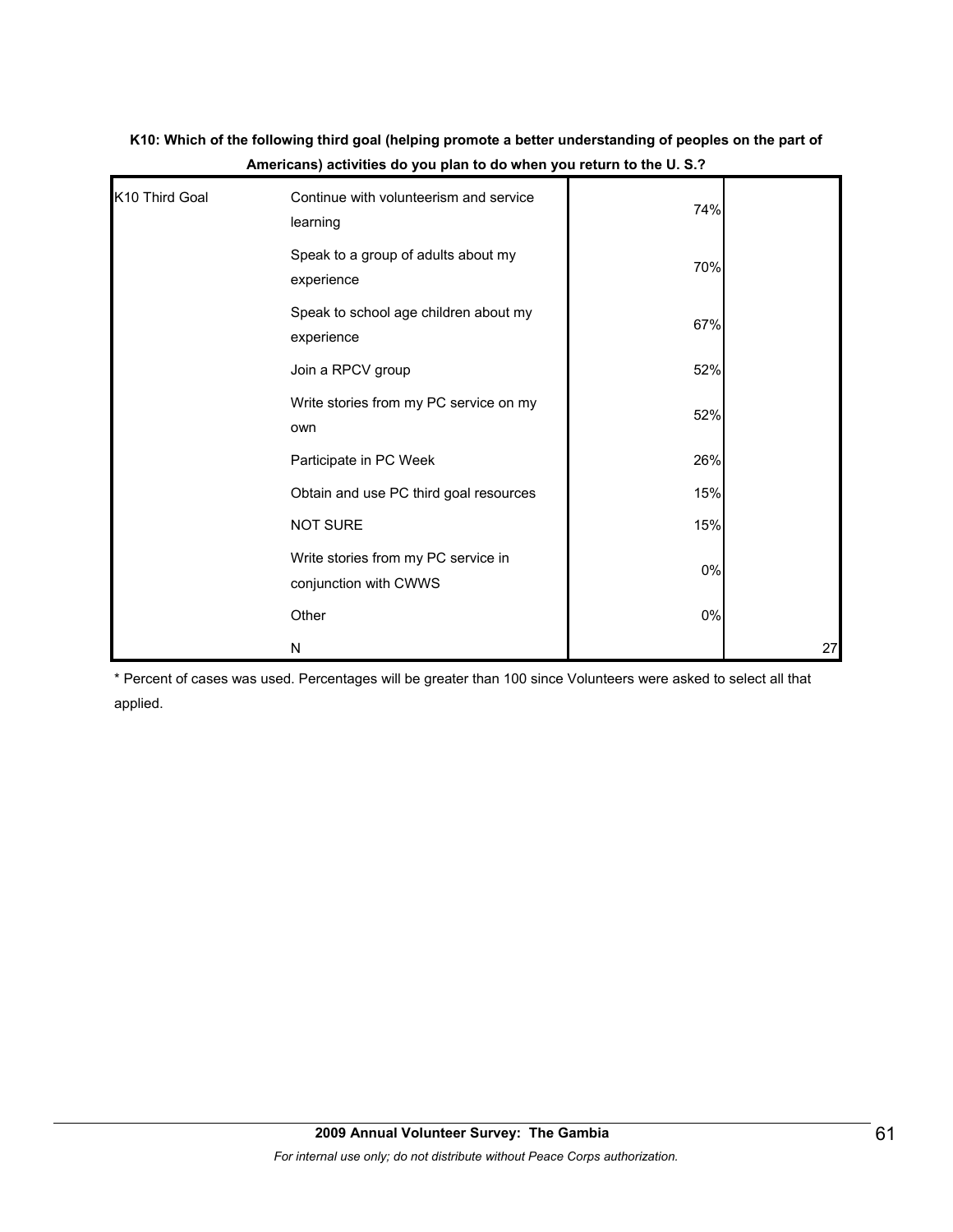**K10: Which of the following third goal (helping promote a better understanding of peoples on the part of Americans) activities do you plan to do when you return to the U. S.?**

| | | | |
|---|---|---|---|
| K10 Third Goal | Continue with volunteerism and service learning | 74% | |
| | Speak to a group of adults about my experience | 70% | |
| | Speak to school age children about my experience | 67% | |
| | Join a RPCV group | 52% | |
| | Write stories from my PC service on my own | 52% | |
| | Participate in PC Week | 26% | |
| | Obtain and use PC third goal resources | 15% | |
| | NOT SURE | 15% | |
| | Write stories from my PC service in conjunction with CWWS | 0% | |
| | Other | 0% | |
| | N | | 27 |

* Percent of cases was used. Percentages will be greater than 100 since Volunteers were asked to select all that applied.